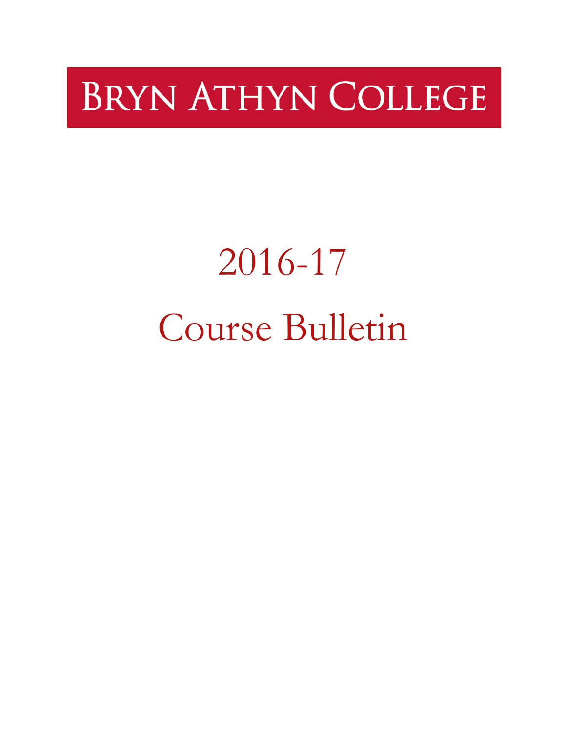# Bryn Athyn College

# 2016-17

# Course Bulletin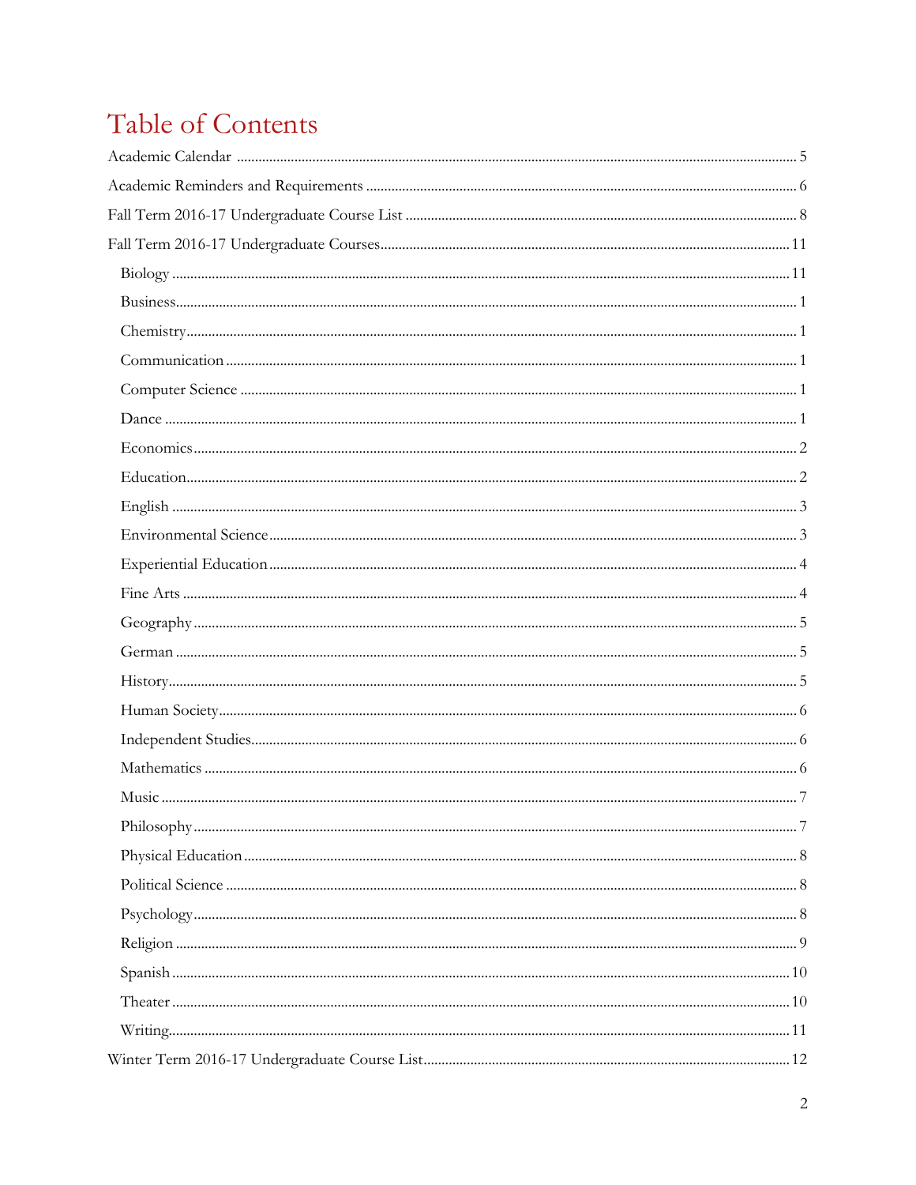# Table of Contents

Academic Calendar ........................................................................................................................................ 5

Academic Reminders and Requirements ...................................................................................................... 6

Fall Term 2016-17 Undergraduate Course List ........................................................................................... 8

Fall Term 2016-17 Undergraduate Courses................................................................................................ 11

- Biology ........................................................................................................................................ 11
- Business........................................................................................................................................ 1
- Chemistry...................................................................................................................................... 1
- Communication ............................................................................................................................ 1
- Computer Science ........................................................................................................................ 1
- Dance ............................................................................................................................................ 1
- Economics..................................................................................................................................... 2
- Education...................................................................................................................................... 2
- English .......................................................................................................................................... 3
- Environmental Science................................................................................................................. 3
- Experiential Education................................................................................................................. 4
- Fine Arts ....................................................................................................................................... 4
- Geography .................................................................................................................................... 5
- German ........................................................................................................................................ 5
- History.......................................................................................................................................... 5
- Human Society............................................................................................................................. 6
- Independent Studies..................................................................................................................... 6
- Mathematics ................................................................................................................................. 6
- Music ............................................................................................................................................ 7
- Philosophy.................................................................................................................................... 7
- Physical Education ....................................................................................................................... 8
- Political Science ........................................................................................................................... 8
- Psychology.................................................................................................................................... 8
- Religion ........................................................................................................................................ 9
- Spanish ....................................................................................................................................... 10
- Theater ....................................................................................................................................... 10
- Writing........................................................................................................................................ 11

Winter Term 2016-17 Undergraduate Course List.................................................................................... 12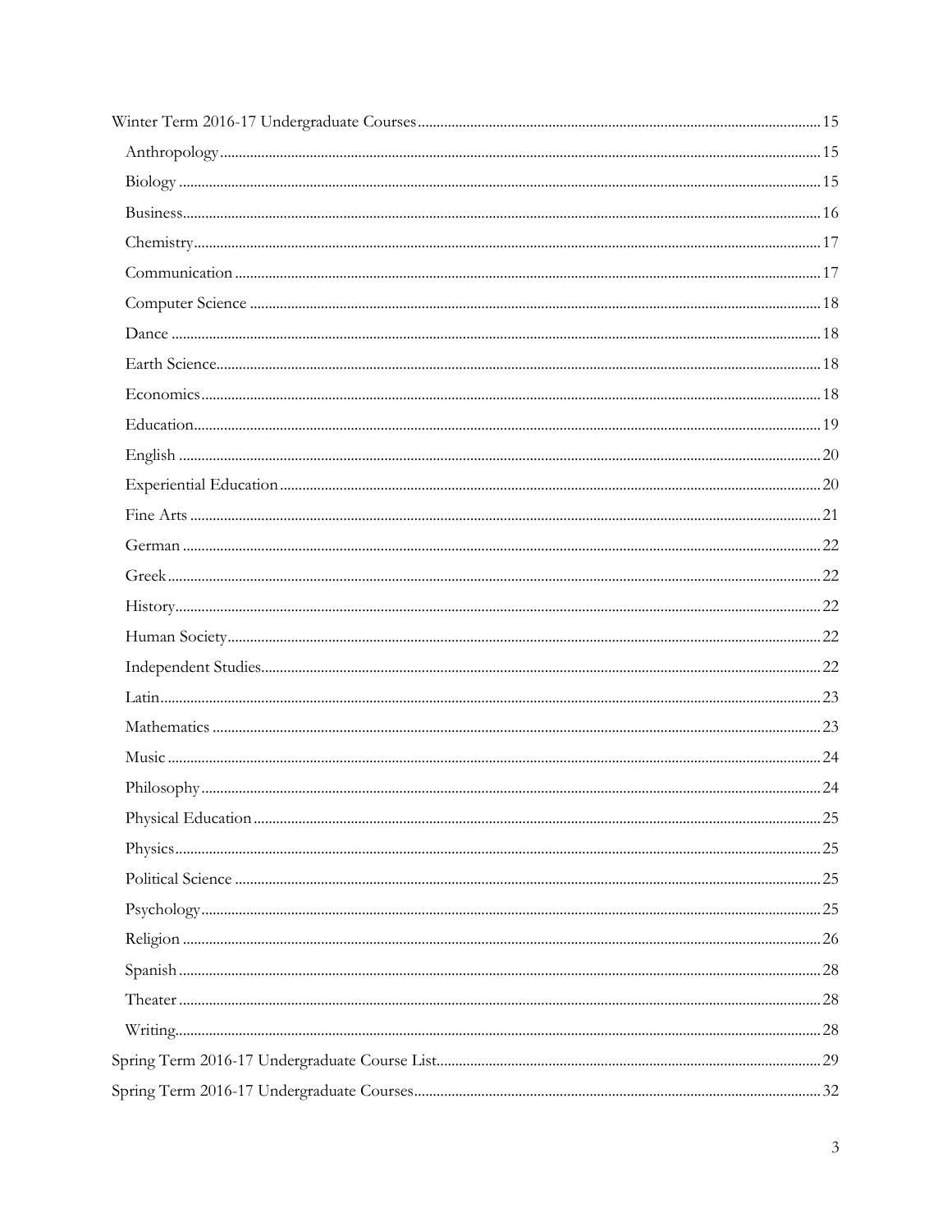Winter Term 2016-17 Undergraduate Courses ........ 15

- Anthropology ........ 15
- Biology ........ 15
- Business ........ 16
- Chemistry ........ 17
- Communication ........ 17
- Computer Science ........ 18
- Dance ........ 18
- Earth Science ........ 18
- Economics ........ 18
- Education ........ 19
- English ........ 20
- Experiential Education ........ 20
- Fine Arts ........ 21
- German ........ 22
- Greek ........ 22
- History ........ 22
- Human Society ........ 22
- Independent Studies ........ 22
- Latin ........ 23
- Mathematics ........ 23
- Music ........ 24
- Philosophy ........ 24
- Physical Education ........ 25
- Physics ........ 25
- Political Science ........ 25
- Psychology ........ 25
- Religion ........ 26
- Spanish ........ 28
- Theater ........ 28
- Writing ........ 28

Spring Term 2016-17 Undergraduate Course List ........ 29

Spring Term 2016-17 Undergraduate Courses ........ 32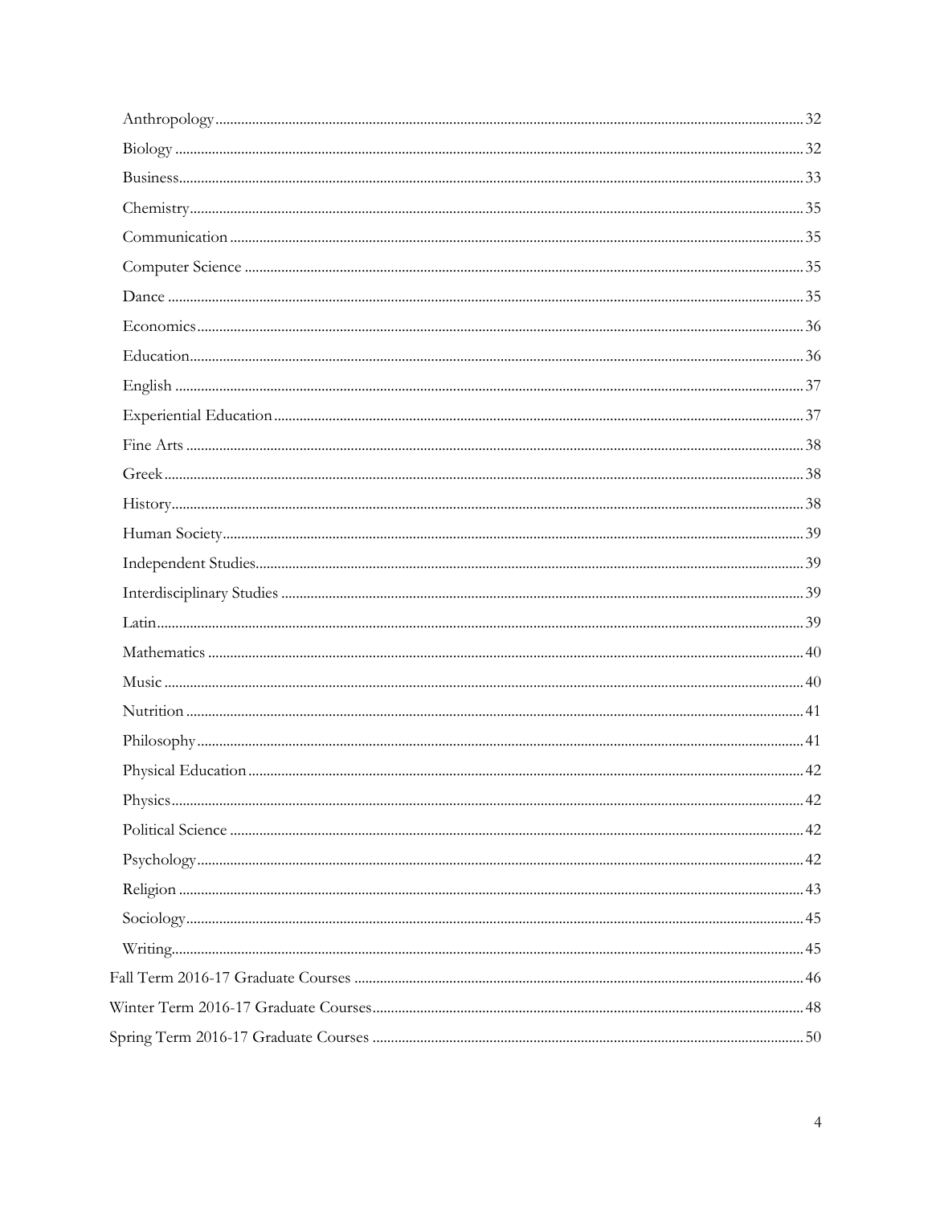- Anthropology ........ 32
- Biology ........ 32
- Business ........ 33
- Chemistry ........ 35
- Communication ........ 35
- Computer Science ........ 35
- Dance ........ 35
- Economics ........ 36
- Education ........ 36
- English ........ 37
- Experiential Education ........ 37
- Fine Arts ........ 38
- Greek ........ 38
- History ........ 38
- Human Society ........ 39
- Independent Studies ........ 39
- Interdisciplinary Studies ........ 39
- Latin ........ 39
- Mathematics ........ 40
- Music ........ 40
- Nutrition ........ 41
- Philosophy ........ 41
- Physical Education ........ 42
- Physics ........ 42
- Political Science ........ 42
- Psychology ........ 42
- Religion ........ 43
- Sociology ........ 45
- Writing ........ 45

Fall Term 2016-17 Graduate Courses ........ 46

Winter Term 2016-17 Graduate Courses ........ 48

Spring Term 2016-17 Graduate Courses ........ 50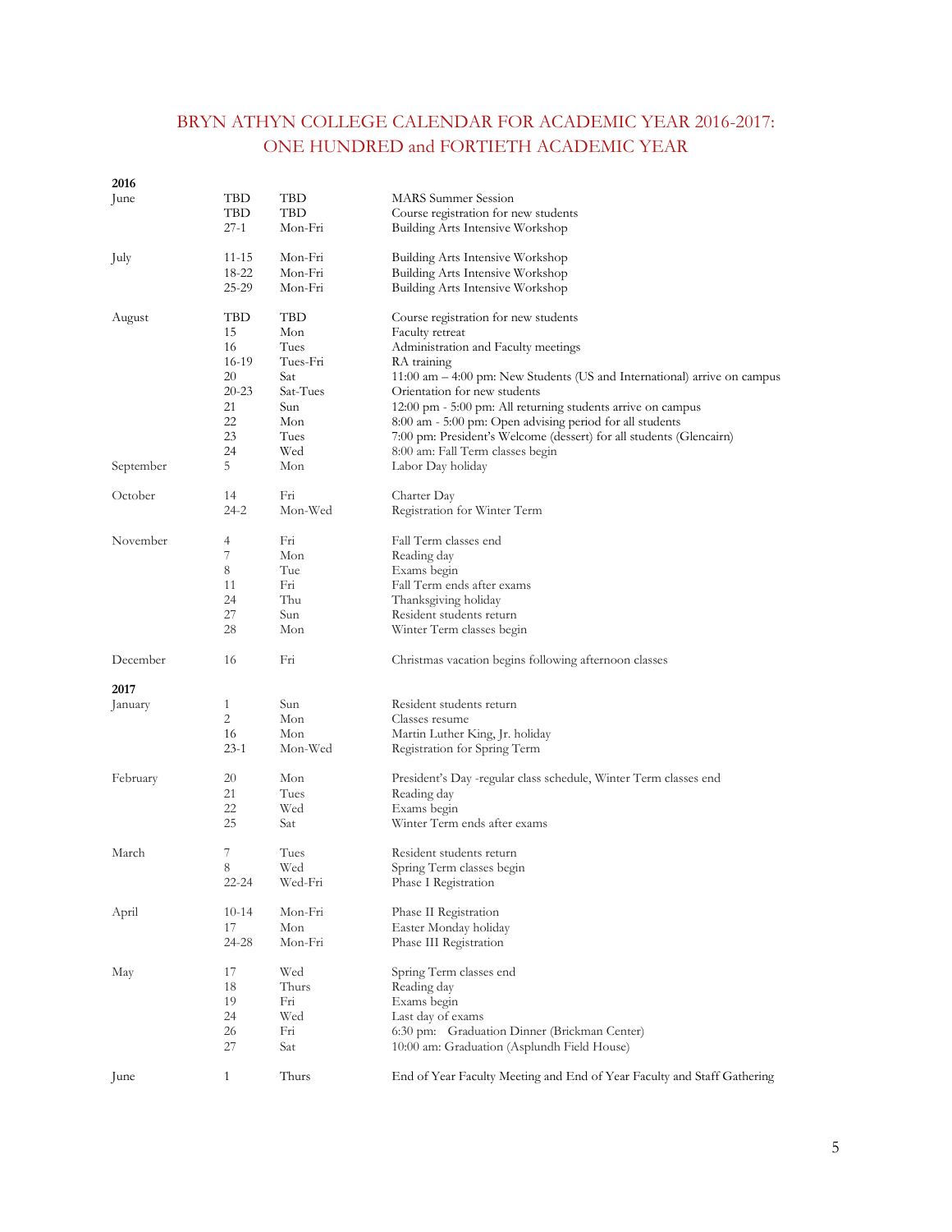# BRYN ATHYN COLLEGE CALENDAR FOR ACADEMIC YEAR 2016-2017: ONE HUNDRED and FORTIETH ACADEMIC YEAR

| 2016 | | | |
|---|---|---|---|
| June | TBD | TBD | MARS Summer Session |
| | TBD | TBD | Course registration for new students |
| | 27-1 | Mon-Fri | Building Arts Intensive Workshop |
| July | 11-15 | Mon-Fri | Building Arts Intensive Workshop |
| | 18-22 | Mon-Fri | Building Arts Intensive Workshop |
| | 25-29 | Mon-Fri | Building Arts Intensive Workshop |
| August | TBD | TBD | Course registration for new students |
| | 15 | Mon | Faculty retreat |
| | 16 | Tues | Administration and Faculty meetings |
| | 16-19 | Tues-Fri | RA training |
| | 20 | Sat | 11:00 am – 4:00 pm: New Students (US and International) arrive on campus |
| | 20-23 | Sat-Tues | Orientation for new students |
| | 21 | Sun | 12:00 pm - 5:00 pm: All returning students arrive on campus |
| | 22 | Mon | 8:00 am - 5:00 pm: Open advising period for all students |
| | 23 | Tues | 7:00 pm: President's Welcome (dessert) for all students (Glencairn) |
| | 24 | Wed | 8:00 am: Fall Term classes begin |
| September | 5 | Mon | Labor Day holiday |
| October | 14 | Fri | Charter Day |
| | 24-2 | Mon-Wed | Registration for Winter Term |
| November | 4 | Fri | Fall Term classes end |
| | 7 | Mon | Reading day |
| | 8 | Tue | Exams begin |
| | 11 | Fri | Fall Term ends after exams |
| | 24 | Thu | Thanksgiving holiday |
| | 27 | Sun | Resident students return |
| | 28 | Mon | Winter Term classes begin |
| December | 16 | Fri | Christmas vacation begins following afternoon classes |
| **2017** | | | |
| January | 1 | Sun | Resident students return |
| | 2 | Mon | Classes resume |
| | 16 | Mon | Martin Luther King, Jr. holiday |
| | 23-1 | Mon-Wed | Registration for Spring Term |
| February | 20 | Mon | President's Day -regular class schedule, Winter Term classes end |
| | 21 | Tues | Reading day |
| | 22 | Wed | Exams begin |
| | 25 | Sat | Winter Term ends after exams |
| March | 7 | Tues | Resident students return |
| | 8 | Wed | Spring Term classes begin |
| | 22-24 | Wed-Fri | Phase I Registration |
| April | 10-14 | Mon-Fri | Phase II Registration |
| | 17 | Mon | Easter Monday holiday |
| | 24-28 | Mon-Fri | Phase III Registration |
| May | 17 | Wed | Spring Term classes end |
| | 18 | Thurs | Reading day |
| | 19 | Fri | Exams begin |
| | 24 | Wed | Last day of exams |
| | 26 | Fri | 6:30 pm: Graduation Dinner (Brickman Center) |
| | 27 | Sat | 10:00 am: Graduation (Asplundh Field House) |
| June | 1 | Thurs | End of Year Faculty Meeting and End of Year Faculty and Staff Gathering |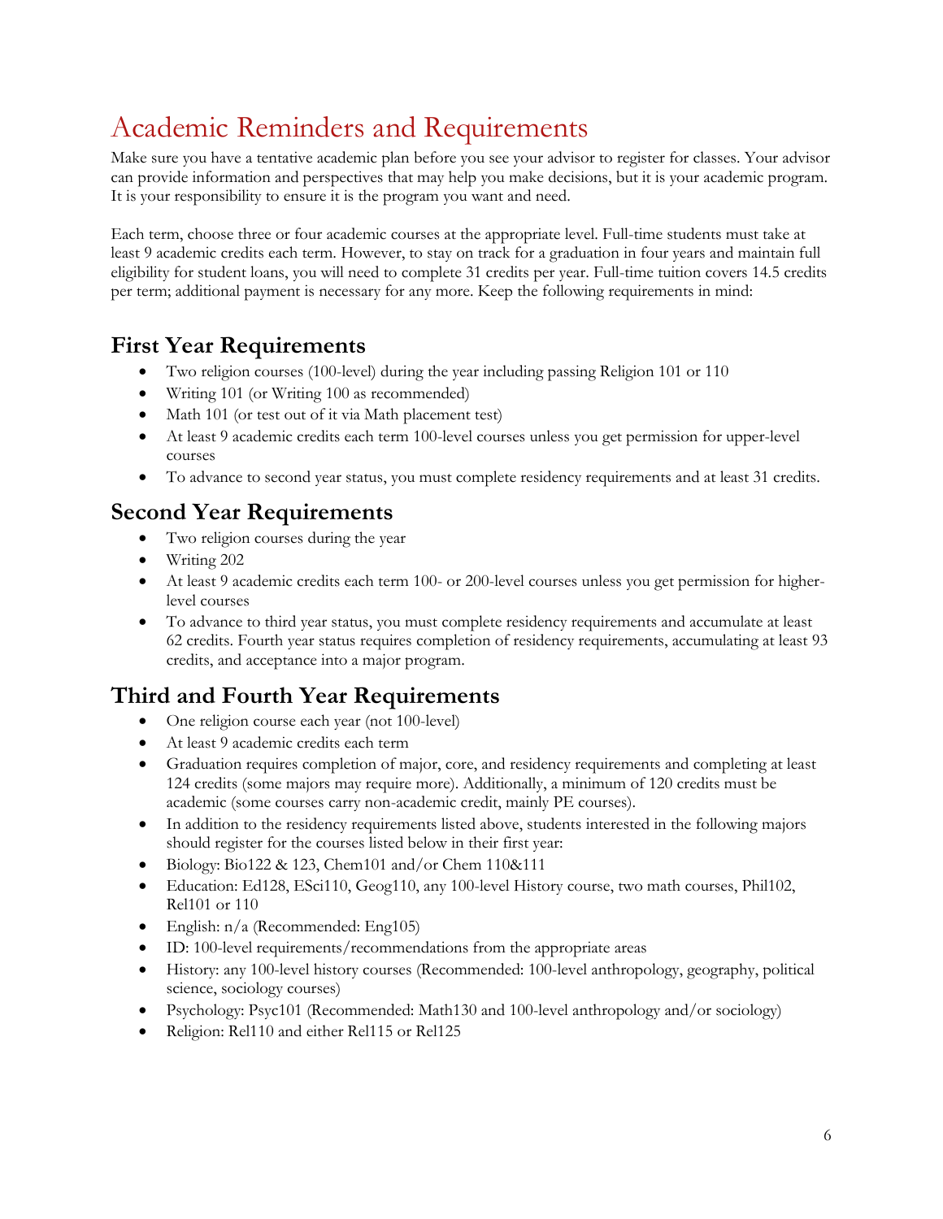# Academic Reminders and Requirements

Make sure you have a tentative academic plan before you see your advisor to register for classes. Your advisor can provide information and perspectives that may help you make decisions, but it is your academic program. It is your responsibility to ensure it is the program you want and need.

Each term, choose three or four academic courses at the appropriate level. Full-time students must take at least 9 academic credits each term. However, to stay on track for a graduation in four years and maintain full eligibility for student loans, you will need to complete 31 credits per year. Full-time tuition covers 14.5 credits per term; additional payment is necessary for any more. Keep the following requirements in mind:

## First Year Requirements

- Two religion courses (100-level) during the year including passing Religion 101 or 110
- Writing 101 (or Writing 100 as recommended)
- Math 101 (or test out of it via Math placement test)
- At least 9 academic credits each term 100-level courses unless you get permission for upper-level courses
- To advance to second year status, you must complete residency requirements and at least 31 credits.

## Second Year Requirements

- Two religion courses during the year
- Writing 202
- At least 9 academic credits each term 100- or 200-level courses unless you get permission for higher-level courses
- To advance to third year status, you must complete residency requirements and accumulate at least 62 credits. Fourth year status requires completion of residency requirements, accumulating at least 93 credits, and acceptance into a major program.

## Third and Fourth Year Requirements

- One religion course each year (not 100-level)
- At least 9 academic credits each term
- Graduation requires completion of major, core, and residency requirements and completing at least 124 credits (some majors may require more). Additionally, a minimum of 120 credits must be academic (some courses carry non-academic credit, mainly PE courses).
- In addition to the residency requirements listed above, students interested in the following majors should register for the courses listed below in their first year:
- Biology: Bio122 & 123, Chem101 and/or Chem 110&111
- Education: Ed128, ESci110, Geog110, any 100-level History course, two math courses, Phil102, Rel101 or 110
- English: n/a (Recommended: Eng105)
- ID: 100-level requirements/recommendations from the appropriate areas
- History: any 100-level history courses (Recommended: 100-level anthropology, geography, political science, sociology courses)
- Psychology: Psyc101 (Recommended: Math130 and 100-level anthropology and/or sociology)
- Religion: Rel110 and either Rel115 or Rel125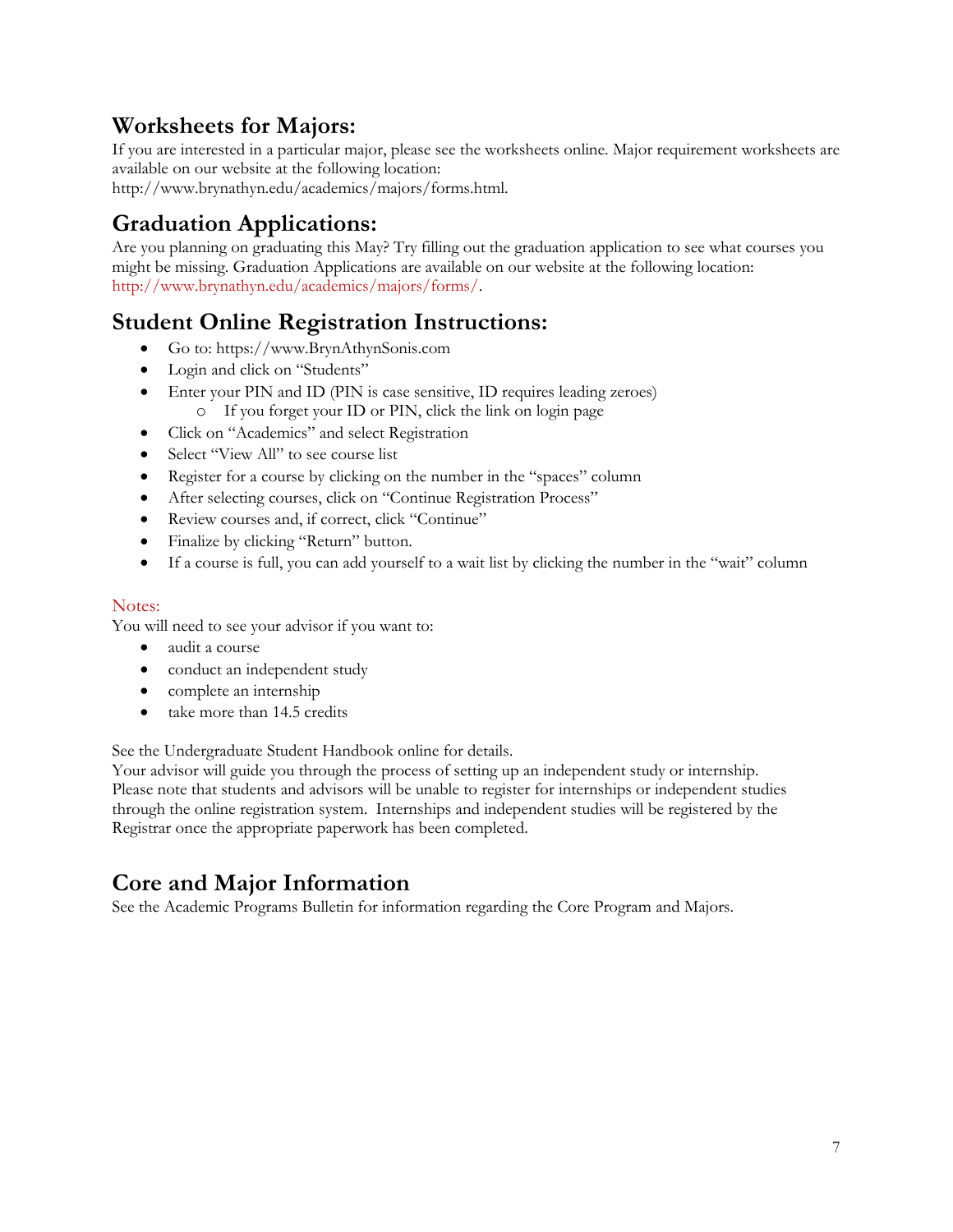## Worksheets for Majors:

If you are interested in a particular major, please see the worksheets online. Major requirement worksheets are available on our website at the following location:
http://www.brynathyn.edu/academics/majors/forms.html.

## Graduation Applications:

Are you planning on graduating this May? Try filling out the graduation application to see what courses you might be missing. Graduation Applications are available on our website at the following location:
http://www.brynathyn.edu/academics/majors/forms/.

## Student Online Registration Instructions:

- Go to: https://www.BrynAthynSonis.com
- Login and click on "Students"
- Enter your PIN and ID (PIN is case sensitive, ID requires leading zeroes)
  - If you forget your ID or PIN, click the link on login page
- Click on "Academics" and select Registration
- Select "View All" to see course list
- Register for a course by clicking on the number in the "spaces" column
- After selecting courses, click on "Continue Registration Process"
- Review courses and, if correct, click "Continue"
- Finalize by clicking "Return" button.
- If a course is full, you can add yourself to a wait list by clicking the number in the "wait" column

Notes:

You will need to see your advisor if you want to:

- audit a course
- conduct an independent study
- complete an internship
- take more than 14.5 credits

See the Undergraduate Student Handbook online for details.
Your advisor will guide you through the process of setting up an independent study or internship. Please note that students and advisors will be unable to register for internships or independent studies through the online registration system. Internships and independent studies will be registered by the Registrar once the appropriate paperwork has been completed.

## Core and Major Information

See the Academic Programs Bulletin for information regarding the Core Program and Majors.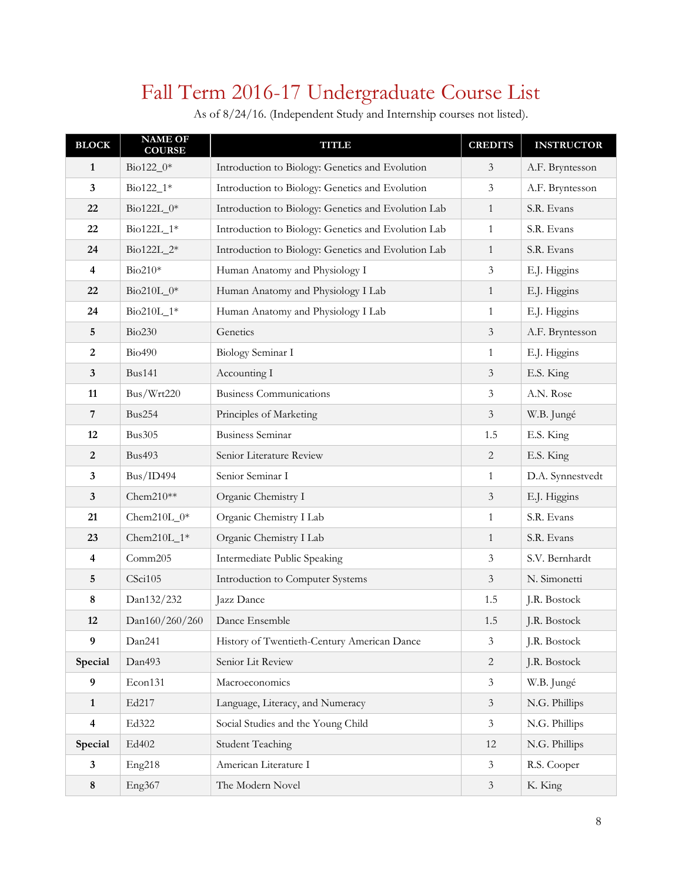# Fall Term 2016-17 Undergraduate Course List

As of 8/24/16. (Independent Study and Internship courses not listed).

| BLOCK | NAME OF COURSE | TITLE | CREDITS | INSTRUCTOR |
|---|---|---|---|---|
| 1 | Bio122_0* | Introduction to Biology: Genetics and Evolution | 3 | A.F. Bryntesson |
| 3 | Bio122_1* | Introduction to Biology: Genetics and Evolution | 3 | A.F. Bryntesson |
| 22 | Bio122L_0* | Introduction to Biology: Genetics and Evolution Lab | 1 | S.R. Evans |
| 22 | Bio122L_1* | Introduction to Biology: Genetics and Evolution Lab | 1 | S.R. Evans |
| 24 | Bio122L_2* | Introduction to Biology: Genetics and Evolution Lab | 1 | S.R. Evans |
| 4 | Bio210* | Human Anatomy and Physiology I | 3 | E.J. Higgins |
| 22 | Bio210L_0* | Human Anatomy and Physiology I Lab | 1 | E.J. Higgins |
| 24 | Bio210L_1* | Human Anatomy and Physiology I Lab | 1 | E.J. Higgins |
| 5 | Bio230 | Genetics | 3 | A.F. Bryntesson |
| 2 | Bio490 | Biology Seminar I | 1 | E.J. Higgins |
| 3 | Bus141 | Accounting I | 3 | E.S. King |
| 11 | Bus/Wrt220 | Business Communications | 3 | A.N. Rose |
| 7 | Bus254 | Principles of Marketing | 3 | W.B. Jungé |
| 12 | Bus305 | Business Seminar | 1.5 | E.S. King |
| 2 | Bus493 | Senior Literature Review | 2 | E.S. King |
| 3 | Bus/ID494 | Senior Seminar I | 1 | D.A. Synnestvedt |
| 3 | Chem210** | Organic Chemistry I | 3 | E.J. Higgins |
| 21 | Chem210L_0* | Organic Chemistry I Lab | 1 | S.R. Evans |
| 23 | Chem210L_1* | Organic Chemistry I Lab | 1 | S.R. Evans |
| 4 | Comm205 | Intermediate Public Speaking | 3 | S.V. Bernhardt |
| 5 | CSci105 | Introduction to Computer Systems | 3 | N. Simonetti |
| 8 | Dan132/232 | Jazz Dance | 1.5 | J.R. Bostock |
| 12 | Dan160/260/260 | Dance Ensemble | 1.5 | J.R. Bostock |
| 9 | Dan241 | History of Twentieth-Century American Dance | 3 | J.R. Bostock |
| Special | Dan493 | Senior Lit Review | 2 | J.R. Bostock |
| 9 | Econ131 | Macroeconomics | 3 | W.B. Jungé |
| 1 | Ed217 | Language, Literacy, and Numeracy | 3 | N.G. Phillips |
| 4 | Ed322 | Social Studies and the Young Child | 3 | N.G. Phillips |
| Special | Ed402 | Student Teaching | 12 | N.G. Phillips |
| 3 | Eng218 | American Literature I | 3 | R.S. Cooper |
| 8 | Eng367 | The Modern Novel | 3 | K. King |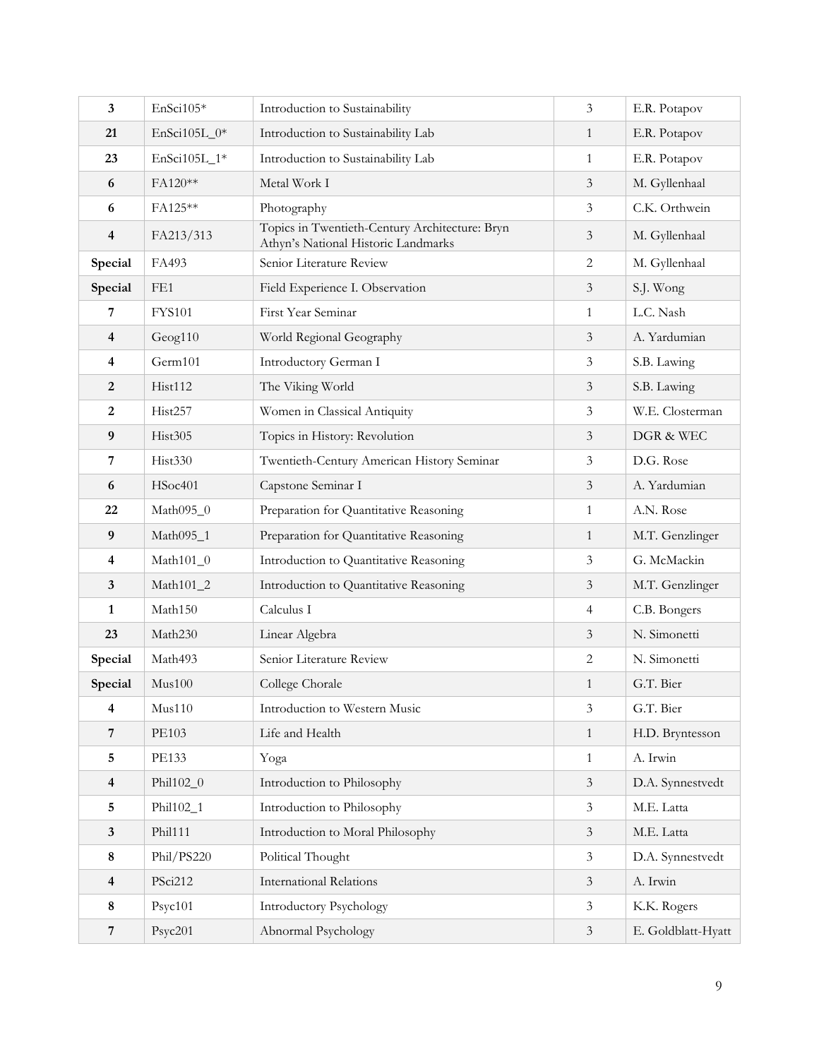| **3** | EnSci105* | Introduction to Sustainability | 3 | E.R. Potapov |
|---|---|---|---|---|
| **21** | EnSci105L_0* | Introduction to Sustainability Lab | 1 | E.R. Potapov |
| **23** | EnSci105L_1* | Introduction to Sustainability Lab | 1 | E.R. Potapov |
| **6** | FA120** | Metal Work I | 3 | M. Gyllenhaal |
| **6** | FA125** | Photography | 3 | C.K. Orthwein |
| **4** | FA213/313 | Topics in Twentieth-Century Architecture: Bryn Athyn's National Historic Landmarks | 3 | M. Gyllenhaal |
| **Special** | FA493 | Senior Literature Review | 2 | M. Gyllenhaal |
| **Special** | FE1 | Field Experience I. Observation | 3 | S.J. Wong |
| **7** | FYS101 | First Year Seminar | 1 | L.C. Nash |
| **4** | Geog110 | World Regional Geography | 3 | A. Yardumian |
| **4** | Germ101 | Introductory German I | 3 | S.B. Lawing |
| **2** | Hist112 | The Viking World | 3 | S.B. Lawing |
| **2** | Hist257 | Women in Classical Antiquity | 3 | W.E. Closterman |
| **9** | Hist305 | Topics in History: Revolution | 3 | DGR & WEC |
| **7** | Hist330 | Twentieth-Century American History Seminar | 3 | D.G. Rose |
| **6** | HSoc401 | Capstone Seminar I | 3 | A. Yardumian |
| **22** | Math095_0 | Preparation for Quantitative Reasoning | 1 | A.N. Rose |
| **9** | Math095_1 | Preparation for Quantitative Reasoning | 1 | M.T. Genzlinger |
| **4** | Math101_0 | Introduction to Quantitative Reasoning | 3 | G. McMackin |
| **3** | Math101_2 | Introduction to Quantitative Reasoning | 3 | M.T. Genzlinger |
| **1** | Math150 | Calculus I | 4 | C.B. Bongers |
| **23** | Math230 | Linear Algebra | 3 | N. Simonetti |
| **Special** | Math493 | Senior Literature Review | 2 | N. Simonetti |
| **Special** | Mus100 | College Chorale | 1 | G.T. Bier |
| **4** | Mus110 | Introduction to Western Music | 3 | G.T. Bier |
| **7** | PE103 | Life and Health | 1 | H.D. Bryntesson |
| **5** | PE133 | Yoga | 1 | A. Irwin |
| **4** | Phil102_0 | Introduction to Philosophy | 3 | D.A. Synnestvedt |
| **5** | Phil102_1 | Introduction to Philosophy | 3 | M.E. Latta |
| **3** | Phil111 | Introduction to Moral Philosophy | 3 | M.E. Latta |
| **8** | Phil/PS220 | Political Thought | 3 | D.A. Synnestvedt |
| **4** | PSci212 | International Relations | 3 | A. Irwin |
| **8** | Psyc101 | Introductory Psychology | 3 | K.K. Rogers |
| **7** | Psyc201 | Abnormal Psychology | 3 | E. Goldblatt-Hyatt |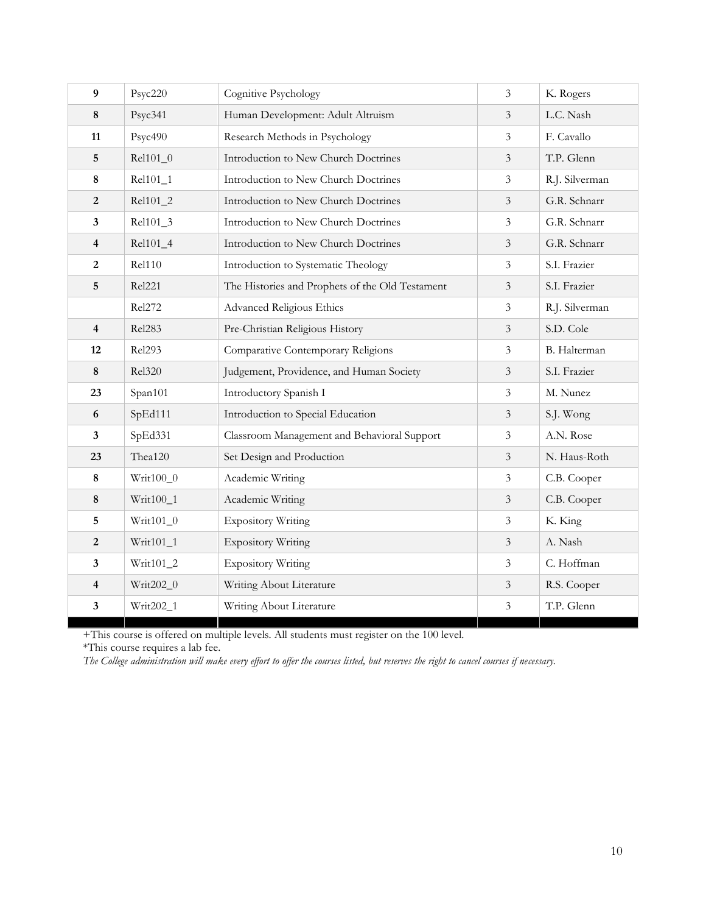| | | | | |
|---|---|---|---|---|
| **9** | Psyc220 | Cognitive Psychology | 3 | K. Rogers |
| **8** | Psyc341 | Human Development: Adult Altruism | 3 | L.C. Nash |
| **11** | Psyc490 | Research Methods in Psychology | 3 | F. Cavallo |
| **5** | Rel101_0 | Introduction to New Church Doctrines | 3 | T.P. Glenn |
| **8** | Rel101_1 | Introduction to New Church Doctrines | 3 | R.J. Silverman |
| **2** | Rel101_2 | Introduction to New Church Doctrines | 3 | G.R. Schnarr |
| **3** | Rel101_3 | Introduction to New Church Doctrines | 3 | G.R. Schnarr |
| **4** | Rel101_4 | Introduction to New Church Doctrines | 3 | G.R. Schnarr |
| **2** | Rel110 | Introduction to Systematic Theology | 3 | S.I. Frazier |
| **5** | Rel221 | The Histories and Prophets of the Old Testament | 3 | S.I. Frazier |
| | Rel272 | Advanced Religious Ethics | 3 | R.J. Silverman |
| **4** | Rel283 | Pre-Christian Religious History | 3 | S.D. Cole |
| **12** | Rel293 | Comparative Contemporary Religions | 3 | B. Halterman |
| **8** | Rel320 | Judgement, Providence, and Human Society | 3 | S.I. Frazier |
| **23** | Span101 | Introductory Spanish I | 3 | M. Nunez |
| **6** | SpEd111 | Introduction to Special Education | 3 | S.J. Wong |
| **3** | SpEd331 | Classroom Management and Behavioral Support | 3 | A.N. Rose |
| **23** | Thea120 | Set Design and Production | 3 | N. Haus-Roth |
| **8** | Writ100_0 | Academic Writing | 3 | C.B. Cooper |
| **8** | Writ100_1 | Academic Writing | 3 | C.B. Cooper |
| **5** | Writ101_0 | Expository Writing | 3 | K. King |
| **2** | Writ101_1 | Expository Writing | 3 | A. Nash |
| **3** | Writ101_2 | Expository Writing | 3 | C. Hoffman |
| **4** | Writ202_0 | Writing About Literature | 3 | R.S. Cooper |
| **3** | Writ202_1 | Writing About Literature | 3 | T.P. Glenn |

+This course is offered on multiple levels. All students must register on the 100 level.

*This course requires a lab fee.

*The College administration will make every effort to offer the courses listed, but reserves the right to cancel courses if necessary.*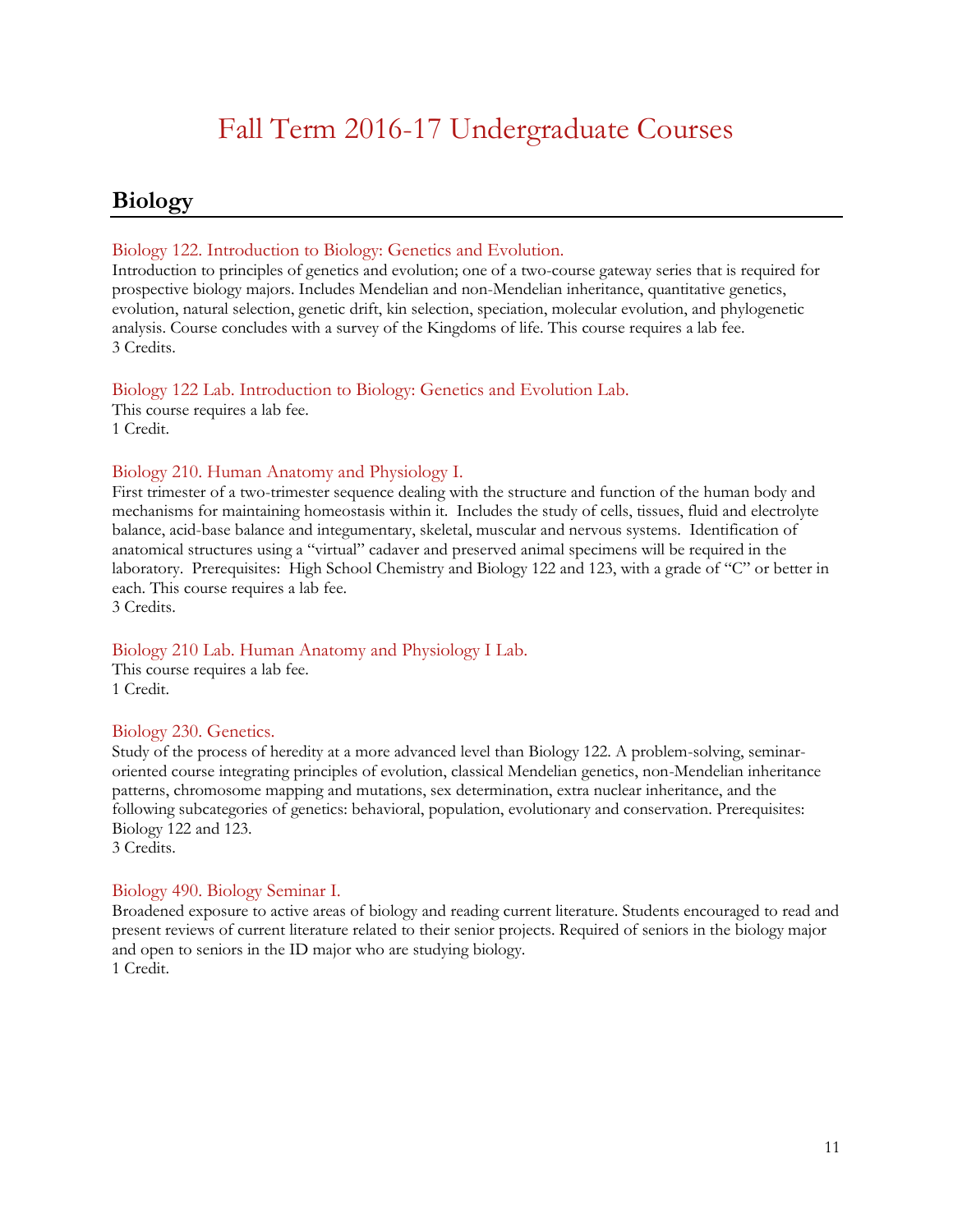# Fall Term 2016-17 Undergraduate Courses

## Biology

### Biology 122. Introduction to Biology: Genetics and Evolution.

Introduction to principles of genetics and evolution; one of a two-course gateway series that is required for prospective biology majors. Includes Mendelian and non-Mendelian inheritance, quantitative genetics, evolution, natural selection, genetic drift, kin selection, speciation, molecular evolution, and phylogenetic analysis. Course concludes with a survey of the Kingdoms of life. This course requires a lab fee.
3 Credits.

### Biology 122 Lab. Introduction to Biology: Genetics and Evolution Lab.

This course requires a lab fee.
1 Credit.

### Biology 210. Human Anatomy and Physiology I.

First trimester of a two-trimester sequence dealing with the structure and function of the human body and mechanisms for maintaining homeostasis within it. Includes the study of cells, tissues, fluid and electrolyte balance, acid-base balance and integumentary, skeletal, muscular and nervous systems. Identification of anatomical structures using a "virtual" cadaver and preserved animal specimens will be required in the laboratory. Prerequisites: High School Chemistry and Biology 122 and 123, with a grade of "C" or better in each. This course requires a lab fee.
3 Credits.

### Biology 210 Lab. Human Anatomy and Physiology I Lab.

This course requires a lab fee.
1 Credit.

### Biology 230. Genetics.

Study of the process of heredity at a more advanced level than Biology 122. A problem-solving, seminar-oriented course integrating principles of evolution, classical Mendelian genetics, non-Mendelian inheritance patterns, chromosome mapping and mutations, sex determination, extra nuclear inheritance, and the following subcategories of genetics: behavioral, population, evolutionary and conservation. Prerequisites: Biology 122 and 123.
3 Credits.

### Biology 490. Biology Seminar I.

Broadened exposure to active areas of biology and reading current literature. Students encouraged to read and present reviews of current literature related to their senior projects. Required of seniors in the biology major and open to seniors in the ID major who are studying biology.
1 Credit.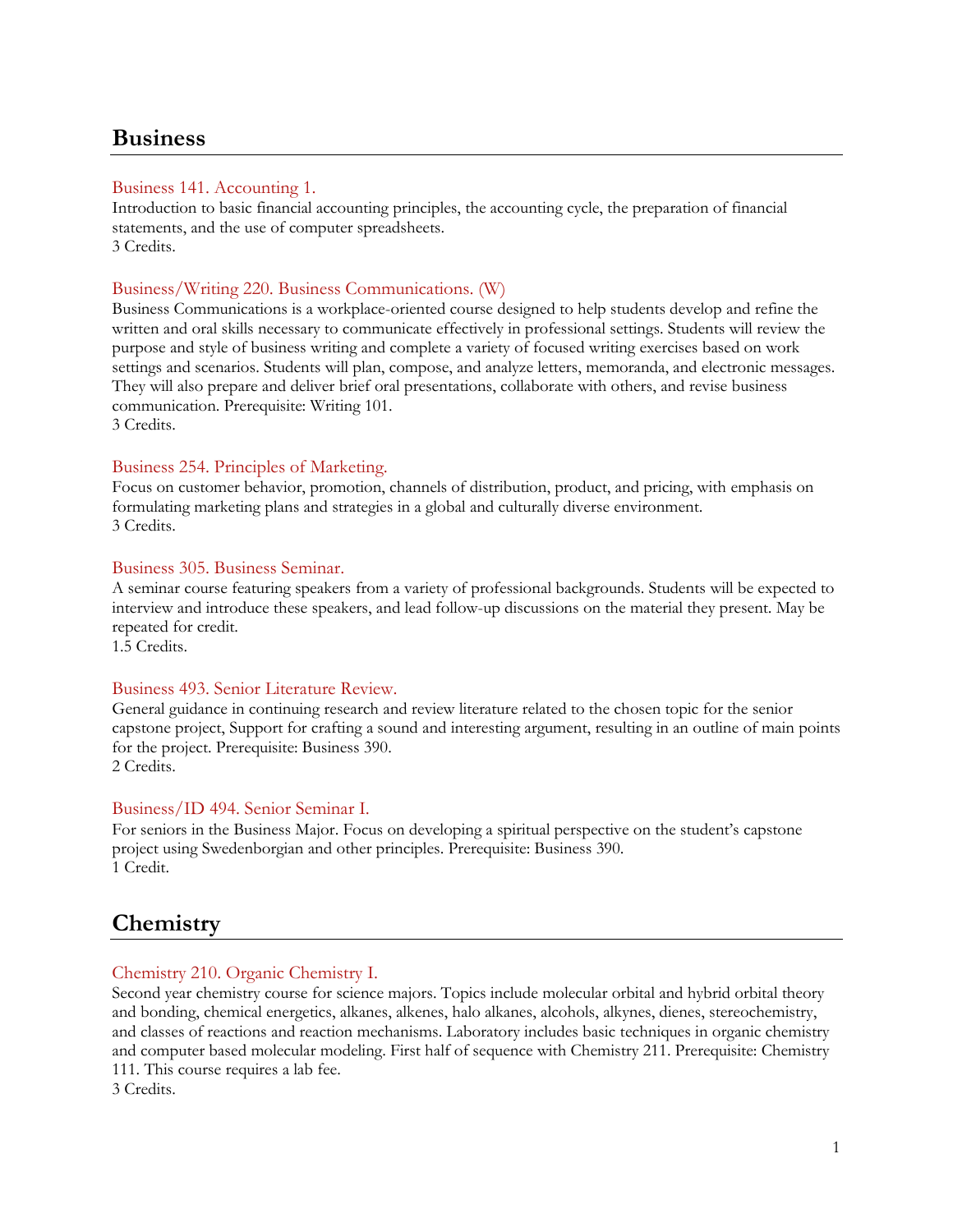## Business

### Business 141. Accounting 1.

Introduction to basic financial accounting principles, the accounting cycle, the preparation of financial statements, and the use of computer spreadsheets.
3 Credits.

### Business/Writing 220. Business Communications. (W)

Business Communications is a workplace-oriented course designed to help students develop and refine the written and oral skills necessary to communicate effectively in professional settings. Students will review the purpose and style of business writing and complete a variety of focused writing exercises based on work settings and scenarios. Students will plan, compose, and analyze letters, memoranda, and electronic messages. They will also prepare and deliver brief oral presentations, collaborate with others, and revise business communication. Prerequisite: Writing 101.
3 Credits.

### Business 254. Principles of Marketing.

Focus on customer behavior, promotion, channels of distribution, product, and pricing, with emphasis on formulating marketing plans and strategies in a global and culturally diverse environment.
3 Credits.

### Business 305. Business Seminar.

A seminar course featuring speakers from a variety of professional backgrounds. Students will be expected to interview and introduce these speakers, and lead follow-up discussions on the material they present. May be repeated for credit.
1.5 Credits.

### Business 493. Senior Literature Review.

General guidance in continuing research and review literature related to the chosen topic for the senior capstone project, Support for crafting a sound and interesting argument, resulting in an outline of main points for the project. Prerequisite: Business 390.
2 Credits.

### Business/ID 494. Senior Seminar I.

For seniors in the Business Major. Focus on developing a spiritual perspective on the student's capstone project using Swedenborgian and other principles. Prerequisite: Business 390.
1 Credit.

## Chemistry

### Chemistry 210. Organic Chemistry I.

Second year chemistry course for science majors. Topics include molecular orbital and hybrid orbital theory and bonding, chemical energetics, alkanes, alkenes, halo alkanes, alcohols, alkynes, dienes, stereochemistry, and classes of reactions and reaction mechanisms. Laboratory includes basic techniques in organic chemistry and computer based molecular modeling. First half of sequence with Chemistry 211. Prerequisite: Chemistry 111. This course requires a lab fee.
3 Credits.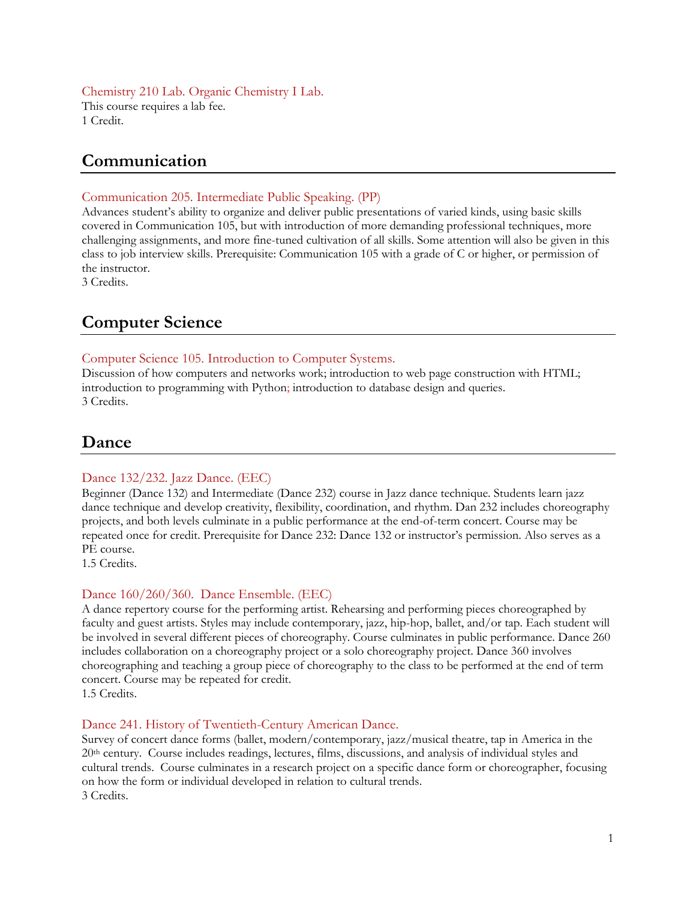Chemistry 210 Lab. Organic Chemistry I Lab.
This course requires a lab fee.
1 Credit.

## Communication

Communication 205. Intermediate Public Speaking. (PP)
Advances student's ability to organize and deliver public presentations of varied kinds, using basic skills covered in Communication 105, but with introduction of more demanding professional techniques, more challenging assignments, and more fine-tuned cultivation of all skills. Some attention will also be given in this class to job interview skills. Prerequisite: Communication 105 with a grade of C or higher, or permission of the instructor.
3 Credits.

## Computer Science

Computer Science 105. Introduction to Computer Systems.
Discussion of how computers and networks work; introduction to web page construction with HTML; introduction to programming with Python; introduction to database design and queries.
3 Credits.

## Dance

Dance 132/232. Jazz Dance. (EEC)
Beginner (Dance 132) and Intermediate (Dance 232) course in Jazz dance technique. Students learn jazz dance technique and develop creativity, flexibility, coordination, and rhythm. Dan 232 includes choreography projects, and both levels culminate in a public performance at the end-of-term concert. Course may be repeated once for credit. Prerequisite for Dance 232: Dance 132 or instructor's permission. Also serves as a PE course.
1.5 Credits.

Dance 160/260/360. Dance Ensemble. (EEC)
A dance repertory course for the performing artist. Rehearsing and performing pieces choreographed by faculty and guest artists. Styles may include contemporary, jazz, hip-hop, ballet, and/or tap. Each student will be involved in several different pieces of choreography. Course culminates in public performance. Dance 260 includes collaboration on a choreography project or a solo choreography project. Dance 360 involves choreographing and teaching a group piece of choreography to the class to be performed at the end of term concert. Course may be repeated for credit.
1.5 Credits.

Dance 241. History of Twentieth-Century American Dance.
Survey of concert dance forms (ballet, modern/contemporary, jazz/musical theatre, tap in America in the 20th century. Course includes readings, lectures, films, discussions, and analysis of individual styles and cultural trends. Course culminates in a research project on a specific dance form or choreographer, focusing on how the form or individual developed in relation to cultural trends.
3 Credits.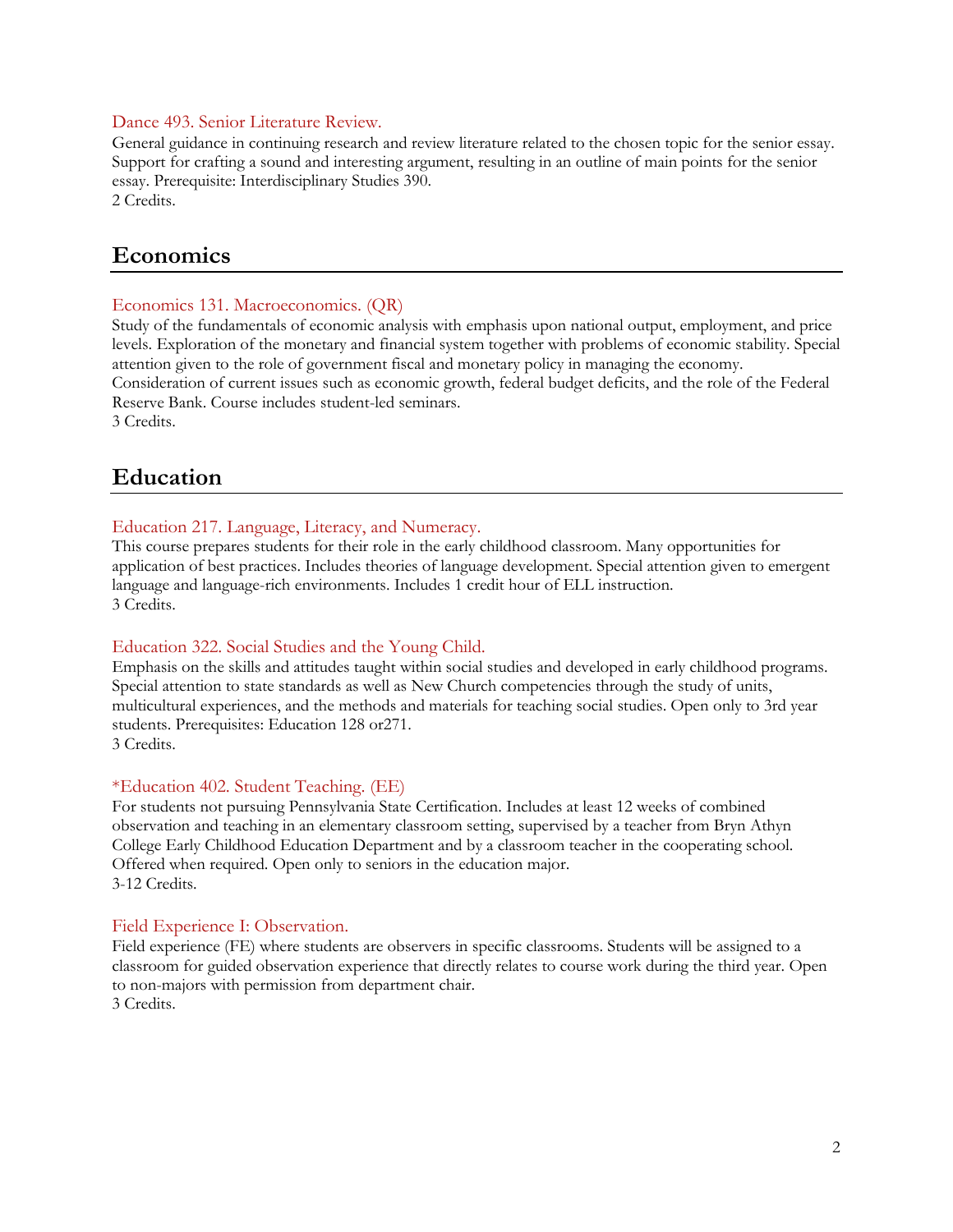Dance 493. Senior Literature Review.

General guidance in continuing research and review literature related to the chosen topic for the senior essay. Support for crafting a sound and interesting argument, resulting in an outline of main points for the senior essay. Prerequisite: Interdisciplinary Studies 390.
2 Credits.

## Economics

Economics 131. Macroeconomics. (QR)

Study of the fundamentals of economic analysis with emphasis upon national output, employment, and price levels. Exploration of the monetary and financial system together with problems of economic stability. Special attention given to the role of government fiscal and monetary policy in managing the economy. Consideration of current issues such as economic growth, federal budget deficits, and the role of the Federal Reserve Bank. Course includes student-led seminars.
3 Credits.

## Education

Education 217. Language, Literacy, and Numeracy.

This course prepares students for their role in the early childhood classroom. Many opportunities for application of best practices. Includes theories of language development. Special attention given to emergent language and language-rich environments. Includes 1 credit hour of ELL instruction.
3 Credits.

Education 322. Social Studies and the Young Child.

Emphasis on the skills and attitudes taught within social studies and developed in early childhood programs. Special attention to state standards as well as New Church competencies through the study of units, multicultural experiences, and the methods and materials for teaching social studies. Open only to 3rd year students. Prerequisites: Education 128 or271.
3 Credits.

*Education 402. Student Teaching. (EE)

For students not pursuing Pennsylvania State Certification. Includes at least 12 weeks of combined observation and teaching in an elementary classroom setting, supervised by a teacher from Bryn Athyn College Early Childhood Education Department and by a classroom teacher in the cooperating school. Offered when required. Open only to seniors in the education major.
3-12 Credits.

Field Experience I: Observation.

Field experience (FE) where students are observers in specific classrooms. Students will be assigned to a classroom for guided observation experience that directly relates to course work during the third year. Open to non-majors with permission from department chair.
3 Credits.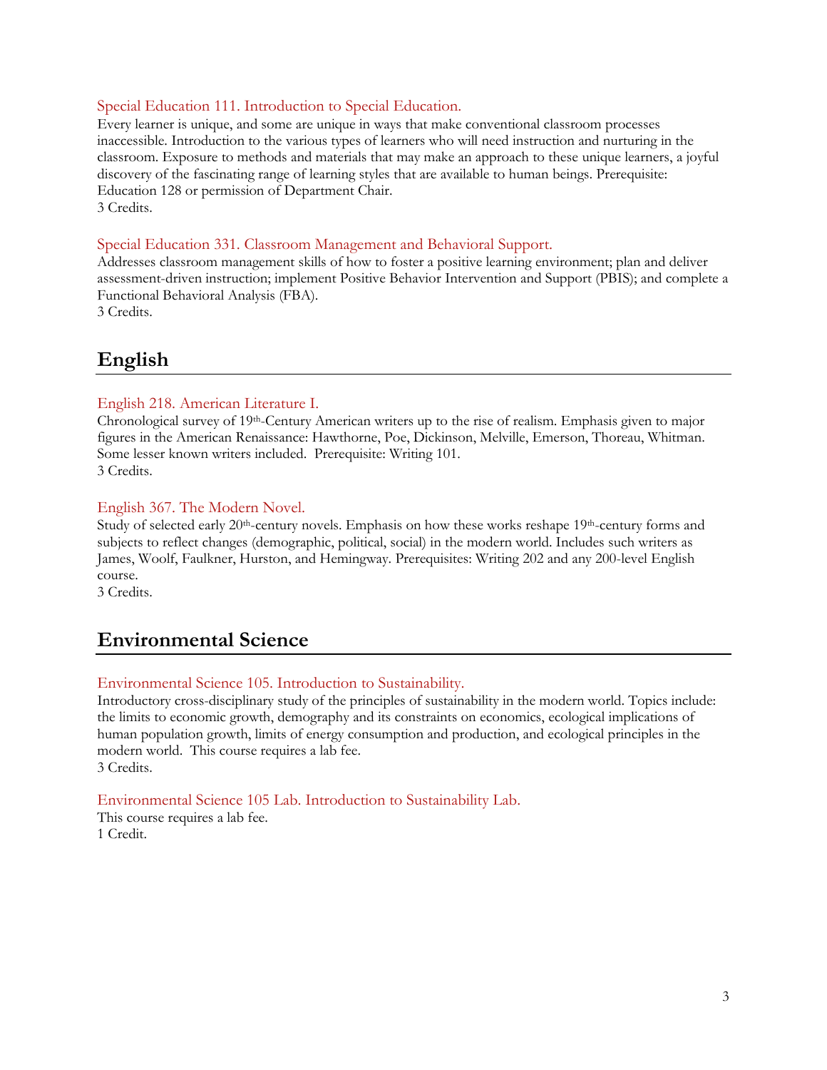### Special Education 111. Introduction to Special Education.

Every learner is unique, and some are unique in ways that make conventional classroom processes inaccessible. Introduction to the various types of learners who will need instruction and nurturing in the classroom. Exposure to methods and materials that may make an approach to these unique learners, a joyful discovery of the fascinating range of learning styles that are available to human beings. Prerequisite: Education 128 or permission of Department Chair.
3 Credits.

### Special Education 331. Classroom Management and Behavioral Support.

Addresses classroom management skills of how to foster a positive learning environment; plan and deliver assessment-driven instruction; implement Positive Behavior Intervention and Support (PBIS); and complete a Functional Behavioral Analysis (FBA).
3 Credits.

## English

### English 218. American Literature I.

Chronological survey of 19th-Century American writers up to the rise of realism. Emphasis given to major figures in the American Renaissance: Hawthorne, Poe, Dickinson, Melville, Emerson, Thoreau, Whitman. Some lesser known writers included. Prerequisite: Writing 101.
3 Credits.

### English 367. The Modern Novel.

Study of selected early 20th-century novels. Emphasis on how these works reshape 19th-century forms and subjects to reflect changes (demographic, political, social) in the modern world. Includes such writers as James, Woolf, Faulkner, Hurston, and Hemingway. Prerequisites: Writing 202 and any 200-level English course.
3 Credits.

## Environmental Science

### Environmental Science 105. Introduction to Sustainability.

Introductory cross-disciplinary study of the principles of sustainability in the modern world. Topics include: the limits to economic growth, demography and its constraints on economics, ecological implications of human population growth, limits of energy consumption and production, and ecological principles in the modern world. This course requires a lab fee.
3 Credits.

### Environmental Science 105 Lab. Introduction to Sustainability Lab.

This course requires a lab fee.
1 Credit.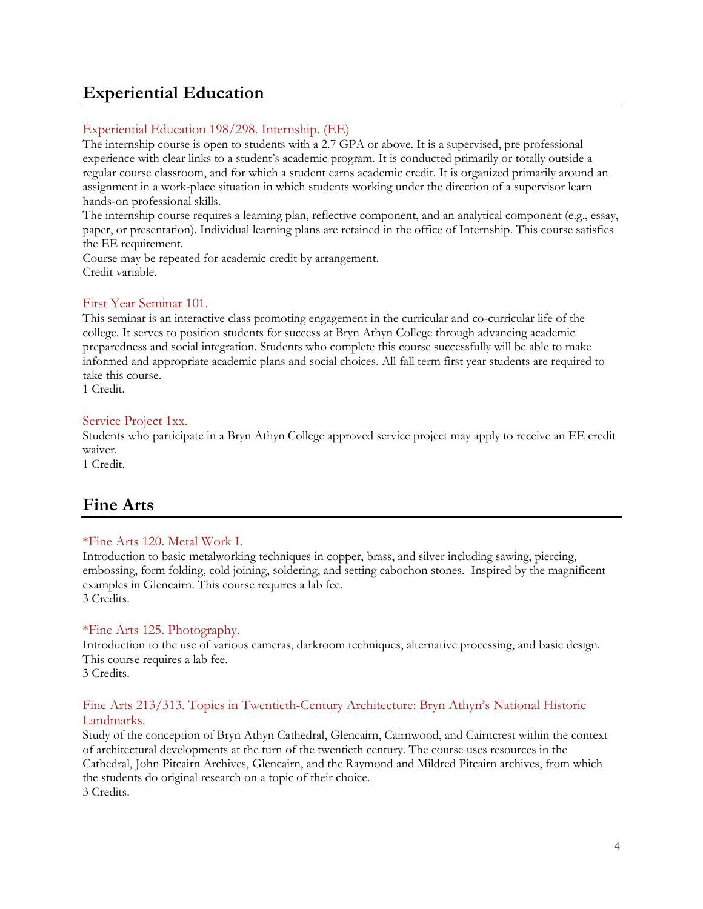## Experiential Education

### Experiential Education 198/298. Internship. (EE)

The internship course is open to students with a 2.7 GPA or above. It is a supervised, pre professional experience with clear links to a student's academic program. It is conducted primarily or totally outside a regular course classroom, and for which a student earns academic credit. It is organized primarily around an assignment in a work-place situation in which students working under the direction of a supervisor learn hands-on professional skills.

The internship course requires a learning plan, reflective component, and an analytical component (e.g., essay, paper, or presentation). Individual learning plans are retained in the office of Internship. This course satisfies the EE requirement.

Course may be repeated for academic credit by arrangement.

Credit variable.

### First Year Seminar 101.

This seminar is an interactive class promoting engagement in the curricular and co-curricular life of the college. It serves to position students for success at Bryn Athyn College through advancing academic preparedness and social integration. Students who complete this course successfully will be able to make informed and appropriate academic plans and social choices. All fall term first year students are required to take this course.

1 Credit.

### Service Project 1xx.

Students who participate in a Bryn Athyn College approved service project may apply to receive an EE credit waiver.

1 Credit.

## Fine Arts

### *Fine Arts 120. Metal Work I.

Introduction to basic metalworking techniques in copper, brass, and silver including sawing, piercing, embossing, form folding, cold joining, soldering, and setting cabochon stones. Inspired by the magnificent examples in Glencairn. This course requires a lab fee.

3 Credits.

### *Fine Arts 125. Photography.

Introduction to the use of various cameras, darkroom techniques, alternative processing, and basic design. This course requires a lab fee.

3 Credits.

### Fine Arts 213/313. Topics in Twentieth-Century Architecture: Bryn Athyn's National Historic Landmarks.

Study of the conception of Bryn Athyn Cathedral, Glencairn, Cairnwood, and Cairncrest within the context of architectural developments at the turn of the twentieth century. The course uses resources in the Cathedral, John Pitcairn Archives, Glencairn, and the Raymond and Mildred Pitcairn archives, from which the students do original research on a topic of their choice.

3 Credits.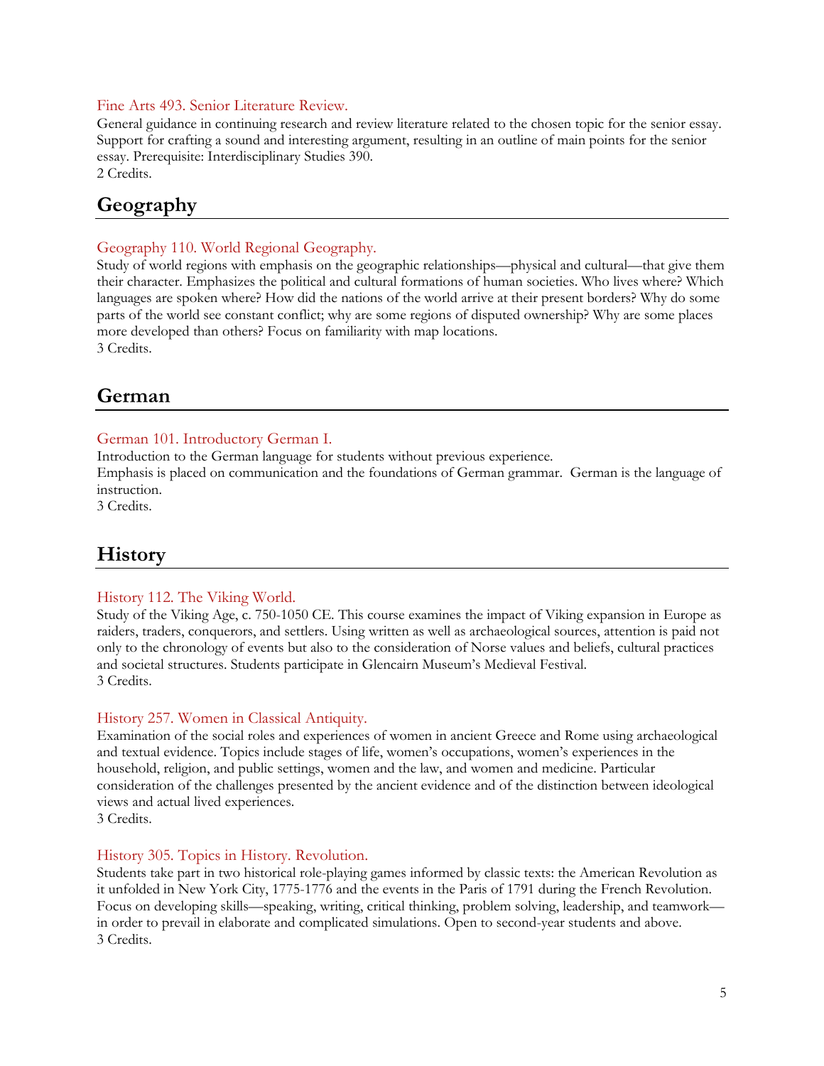### Fine Arts 493. Senior Literature Review.

General guidance in continuing research and review literature related to the chosen topic for the senior essay. Support for crafting a sound and interesting argument, resulting in an outline of main points for the senior essay. Prerequisite: Interdisciplinary Studies 390.
2 Credits.

## Geography

### Geography 110. World Regional Geography.

Study of world regions with emphasis on the geographic relationships—physical and cultural—that give them their character. Emphasizes the political and cultural formations of human societies. Who lives where? Which languages are spoken where? How did the nations of the world arrive at their present borders? Why do some parts of the world see constant conflict; why are some regions of disputed ownership? Why are some places more developed than others? Focus on familiarity with map locations.
3 Credits.

## German

### German 101. Introductory German I.

Introduction to the German language for students without previous experience.
Emphasis is placed on communication and the foundations of German grammar. German is the language of instruction.
3 Credits.

## History

### History 112. The Viking World.

Study of the Viking Age, c. 750-1050 CE. This course examines the impact of Viking expansion in Europe as raiders, traders, conquerors, and settlers. Using written as well as archaeological sources, attention is paid not only to the chronology of events but also to the consideration of Norse values and beliefs, cultural practices and societal structures. Students participate in Glencairn Museum's Medieval Festival.
3 Credits.

### History 257. Women in Classical Antiquity.

Examination of the social roles and experiences of women in ancient Greece and Rome using archaeological and textual evidence. Topics include stages of life, women's occupations, women's experiences in the household, religion, and public settings, women and the law, and women and medicine. Particular consideration of the challenges presented by the ancient evidence and of the distinction between ideological views and actual lived experiences.
3 Credits.

### History 305. Topics in History. Revolution.

Students take part in two historical role-playing games informed by classic texts: the American Revolution as it unfolded in New York City, 1775-1776 and the events in the Paris of 1791 during the French Revolution. Focus on developing skills—speaking, writing, critical thinking, problem solving, leadership, and teamwork—in order to prevail in elaborate and complicated simulations. Open to second-year students and above.
3 Credits.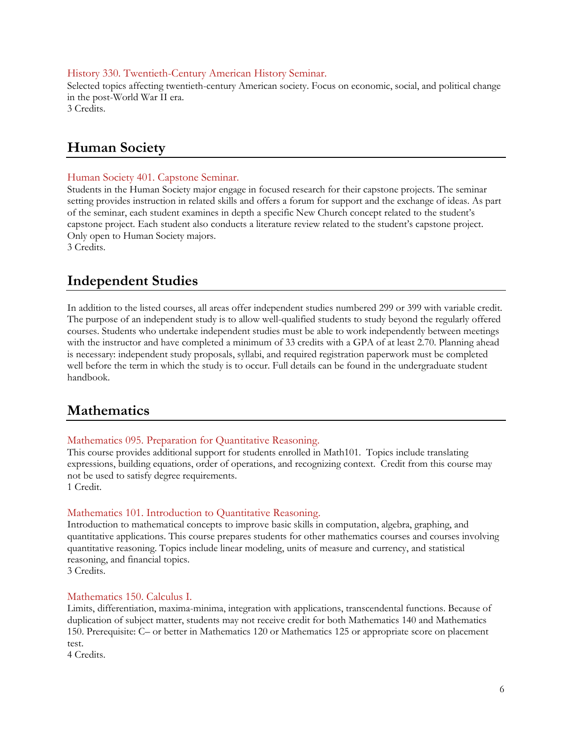### History 330. Twentieth-Century American History Seminar.

Selected topics affecting twentieth-century American society. Focus on economic, social, and political change in the post-World War II era.
3 Credits.

## Human Society

### Human Society 401. Capstone Seminar.

Students in the Human Society major engage in focused research for their capstone projects. The seminar setting provides instruction in related skills and offers a forum for support and the exchange of ideas. As part of the seminar, each student examines in depth a specific New Church concept related to the student's capstone project. Each student also conducts a literature review related to the student's capstone project. Only open to Human Society majors.
3 Credits.

## Independent Studies

In addition to the listed courses, all areas offer independent studies numbered 299 or 399 with variable credit. The purpose of an independent study is to allow well-qualified students to study beyond the regularly offered courses. Students who undertake independent studies must be able to work independently between meetings with the instructor and have completed a minimum of 33 credits with a GPA of at least 2.70. Planning ahead is necessary: independent study proposals, syllabi, and required registration paperwork must be completed well before the term in which the study is to occur. Full details can be found in the undergraduate student handbook.

## Mathematics

### Mathematics 095. Preparation for Quantitative Reasoning.

This course provides additional support for students enrolled in Math101. Topics include translating expressions, building equations, order of operations, and recognizing context. Credit from this course may not be used to satisfy degree requirements.
1 Credit.

### Mathematics 101. Introduction to Quantitative Reasoning.

Introduction to mathematical concepts to improve basic skills in computation, algebra, graphing, and quantitative applications. This course prepares students for other mathematics courses and courses involving quantitative reasoning. Topics include linear modeling, units of measure and currency, and statistical reasoning, and financial topics.
3 Credits.

### Mathematics 150. Calculus I.

Limits, differentiation, maxima-minima, integration with applications, transcendental functions. Because of duplication of subject matter, students may not receive credit for both Mathematics 140 and Mathematics 150. Prerequisite: C– or better in Mathematics 120 or Mathematics 125 or appropriate score on placement test.
4 Credits.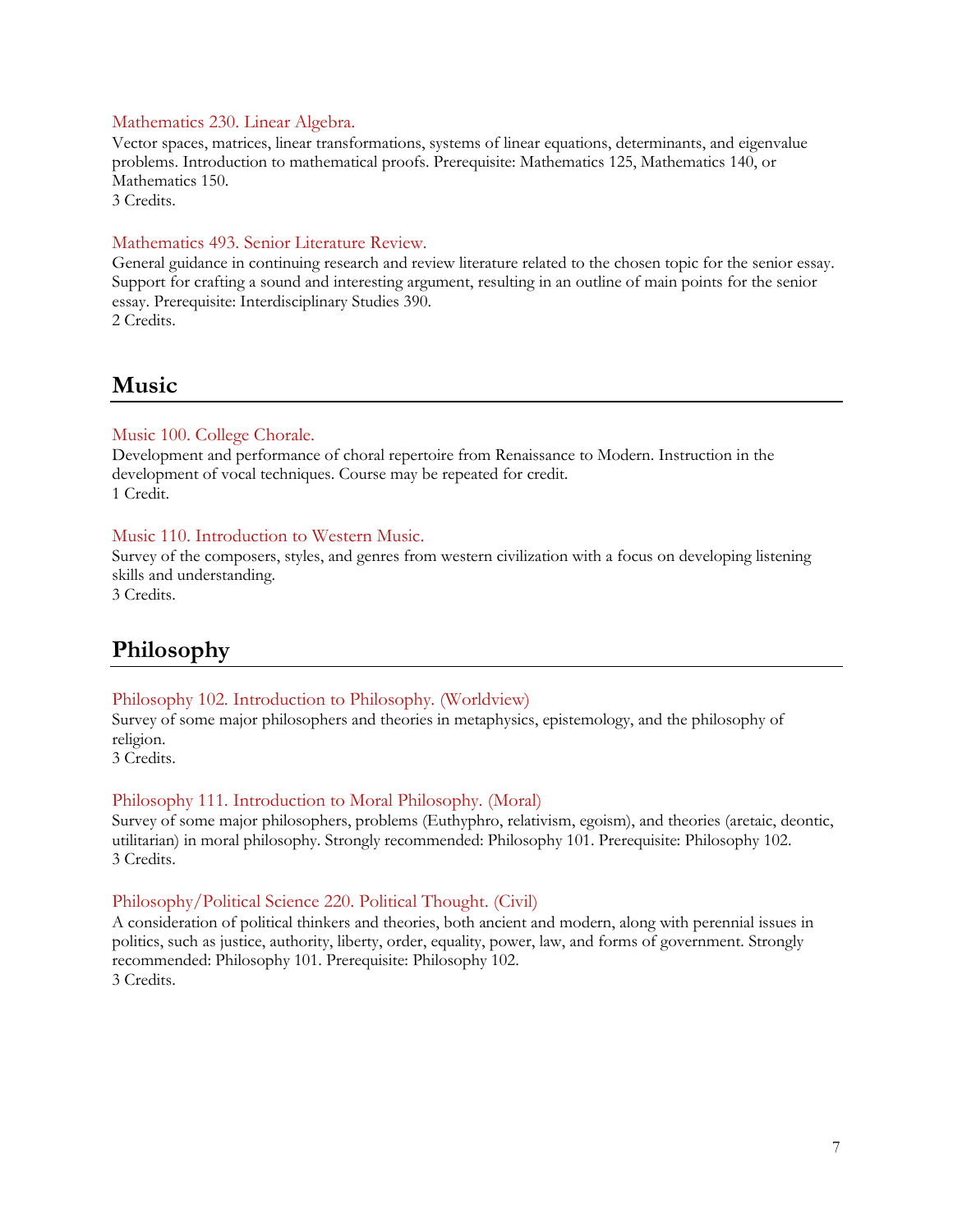### Mathematics 230. Linear Algebra.

Vector spaces, matrices, linear transformations, systems of linear equations, determinants, and eigenvalue problems. Introduction to mathematical proofs. Prerequisite: Mathematics 125, Mathematics 140, or Mathematics 150.
3 Credits.

### Mathematics 493. Senior Literature Review.

General guidance in continuing research and review literature related to the chosen topic for the senior essay. Support for crafting a sound and interesting argument, resulting in an outline of main points for the senior essay. Prerequisite: Interdisciplinary Studies 390.
2 Credits.

## Music

### Music 100. College Chorale.

Development and performance of choral repertoire from Renaissance to Modern. Instruction in the development of vocal techniques. Course may be repeated for credit.
1 Credit.

### Music 110. Introduction to Western Music.

Survey of the composers, styles, and genres from western civilization with a focus on developing listening skills and understanding.
3 Credits.

## Philosophy

### Philosophy 102. Introduction to Philosophy. (Worldview)

Survey of some major philosophers and theories in metaphysics, epistemology, and the philosophy of religion.
3 Credits.

### Philosophy 111. Introduction to Moral Philosophy. (Moral)

Survey of some major philosophers, problems (Euthyphro, relativism, egoism), and theories (aretaic, deontic, utilitarian) in moral philosophy. Strongly recommended: Philosophy 101. Prerequisite: Philosophy 102.
3 Credits.

### Philosophy/Political Science 220. Political Thought. (Civil)

A consideration of political thinkers and theories, both ancient and modern, along with perennial issues in politics, such as justice, authority, liberty, order, equality, power, law, and forms of government. Strongly recommended: Philosophy 101. Prerequisite: Philosophy 102.
3 Credits.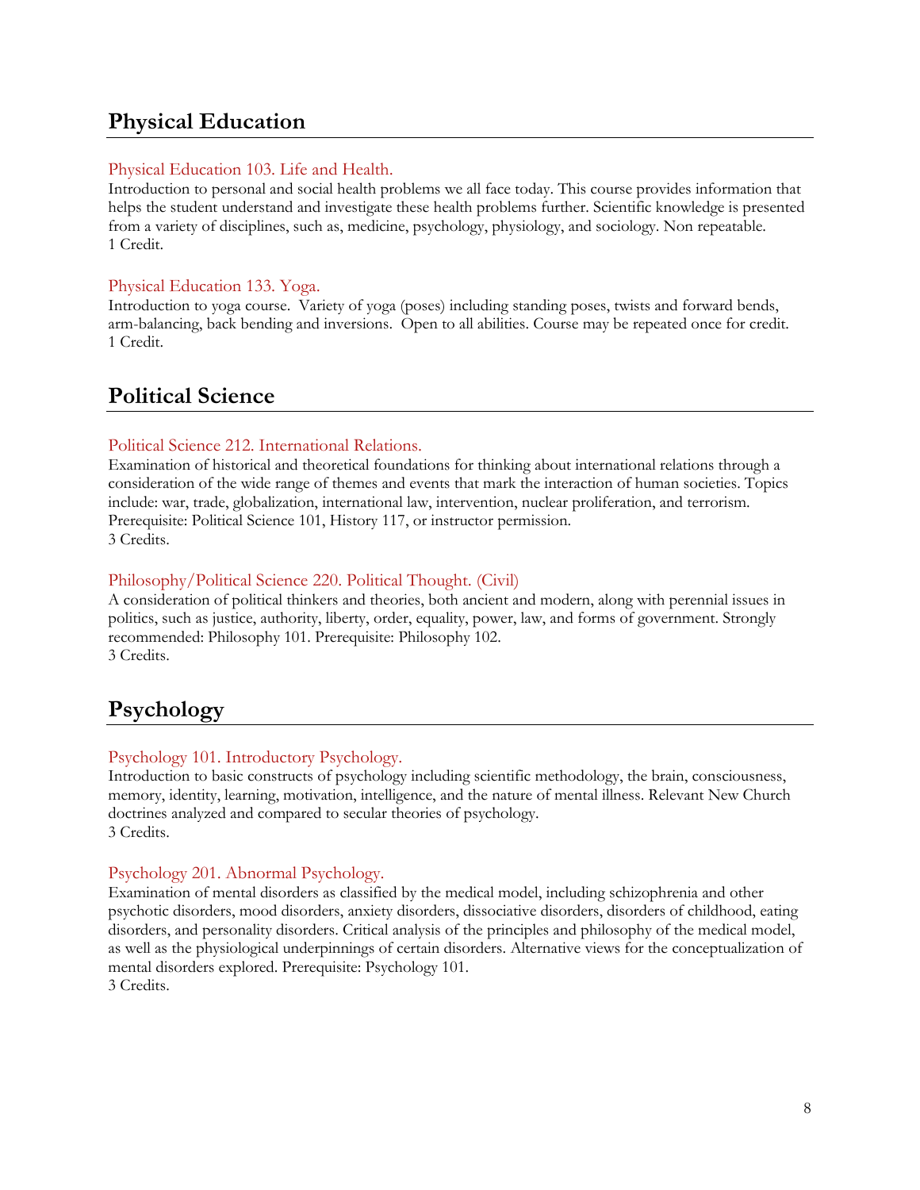## Physical Education

### Physical Education 103. Life and Health.

Introduction to personal and social health problems we all face today. This course provides information that helps the student understand and investigate these health problems further. Scientific knowledge is presented from a variety of disciplines, such as, medicine, psychology, physiology, and sociology. Non repeatable.
1 Credit.

### Physical Education 133. Yoga.

Introduction to yoga course. Variety of yoga (poses) including standing poses, twists and forward bends, arm-balancing, back bending and inversions. Open to all abilities. Course may be repeated once for credit.
1 Credit.

## Political Science

### Political Science 212. International Relations.

Examination of historical and theoretical foundations for thinking about international relations through a consideration of the wide range of themes and events that mark the interaction of human societies. Topics include: war, trade, globalization, international law, intervention, nuclear proliferation, and terrorism. Prerequisite: Political Science 101, History 117, or instructor permission.
3 Credits.

### Philosophy/Political Science 220. Political Thought. (Civil)

A consideration of political thinkers and theories, both ancient and modern, along with perennial issues in politics, such as justice, authority, liberty, order, equality, power, law, and forms of government. Strongly recommended: Philosophy 101. Prerequisite: Philosophy 102.
3 Credits.

## Psychology

### Psychology 101. Introductory Psychology.

Introduction to basic constructs of psychology including scientific methodology, the brain, consciousness, memory, identity, learning, motivation, intelligence, and the nature of mental illness. Relevant New Church doctrines analyzed and compared to secular theories of psychology.
3 Credits.

### Psychology 201. Abnormal Psychology.

Examination of mental disorders as classified by the medical model, including schizophrenia and other psychotic disorders, mood disorders, anxiety disorders, dissociative disorders, disorders of childhood, eating disorders, and personality disorders. Critical analysis of the principles and philosophy of the medical model, as well as the physiological underpinnings of certain disorders. Alternative views for the conceptualization of mental disorders explored. Prerequisite: Psychology 101.
3 Credits.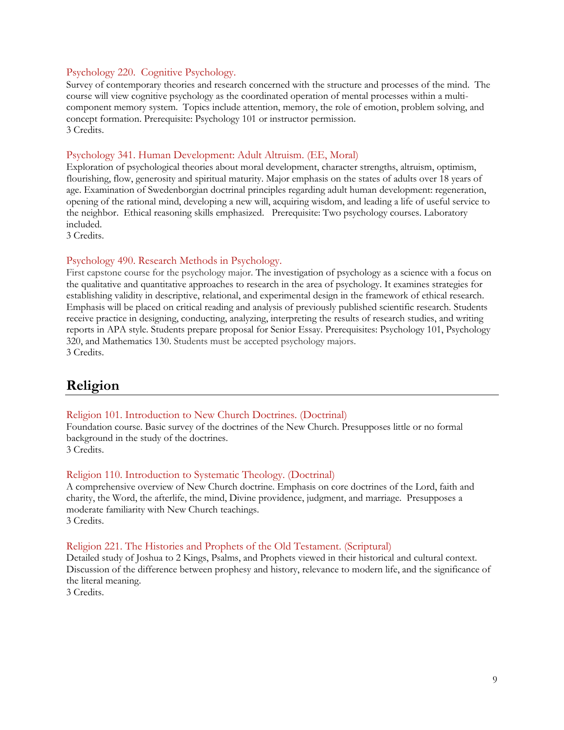### Psychology 220. Cognitive Psychology.

Survey of contemporary theories and research concerned with the structure and processes of the mind. The course will view cognitive psychology as the coordinated operation of mental processes within a multi-component memory system. Topics include attention, memory, the role of emotion, problem solving, and concept formation. Prerequisite: Psychology 101 or instructor permission.
3 Credits.

### Psychology 341. Human Development: Adult Altruism. (EE, Moral)

Exploration of psychological theories about moral development, character strengths, altruism, optimism, flourishing, flow, generosity and spiritual maturity. Major emphasis on the states of adults over 18 years of age. Examination of Swedenborgian doctrinal principles regarding adult human development: regeneration, opening of the rational mind, developing a new will, acquiring wisdom, and leading a life of useful service to the neighbor. Ethical reasoning skills emphasized. Prerequisite: Two psychology courses. Laboratory included.
3 Credits.

### Psychology 490. Research Methods in Psychology.

First capstone course for the psychology major. The investigation of psychology as a science with a focus on the qualitative and quantitative approaches to research in the area of psychology. It examines strategies for establishing validity in descriptive, relational, and experimental design in the framework of ethical research. Emphasis will be placed on critical reading and analysis of previously published scientific research. Students receive practice in designing, conducting, analyzing, interpreting the results of research studies, and writing reports in APA style. Students prepare proposal for Senior Essay. Prerequisites: Psychology 101, Psychology 320, and Mathematics 130. Students must be accepted psychology majors.
3 Credits.

## Religion

### Religion 101. Introduction to New Church Doctrines. (Doctrinal)

Foundation course. Basic survey of the doctrines of the New Church. Presupposes little or no formal background in the study of the doctrines.
3 Credits.

### Religion 110. Introduction to Systematic Theology. (Doctrinal)

A comprehensive overview of New Church doctrine. Emphasis on core doctrines of the Lord, faith and charity, the Word, the afterlife, the mind, Divine providence, judgment, and marriage. Presupposes a moderate familiarity with New Church teachings.
3 Credits.

### Religion 221. The Histories and Prophets of the Old Testament. (Scriptural)

Detailed study of Joshua to 2 Kings, Psalms, and Prophets viewed in their historical and cultural context. Discussion of the difference between prophesy and history, relevance to modern life, and the significance of the literal meaning.
3 Credits.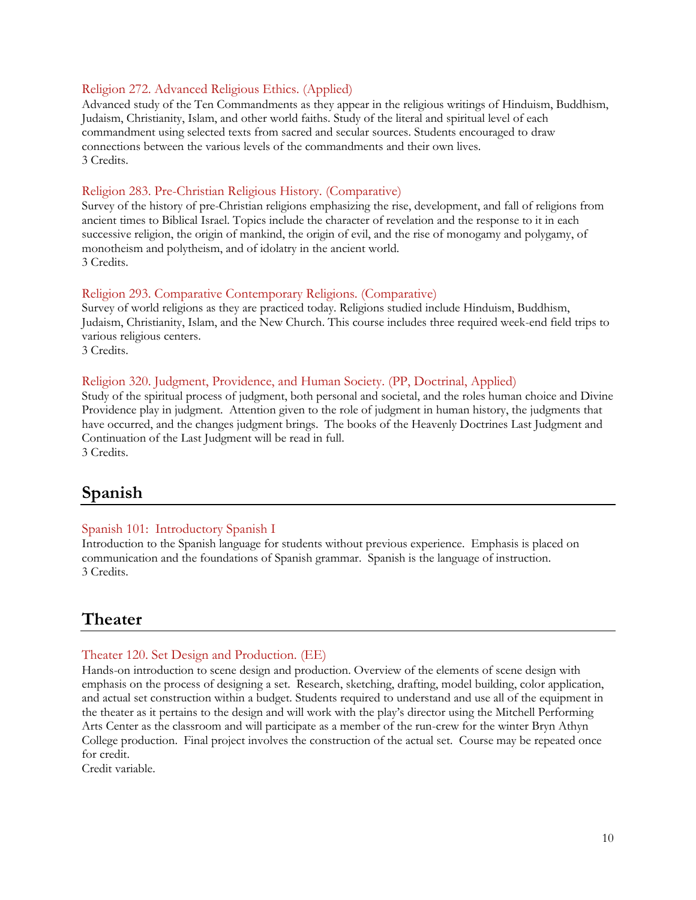### Religion 272. Advanced Religious Ethics. (Applied)

Advanced study of the Ten Commandments as they appear in the religious writings of Hinduism, Buddhism, Judaism, Christianity, Islam, and other world faiths. Study of the literal and spiritual level of each commandment using selected texts from sacred and secular sources. Students encouraged to draw connections between the various levels of the commandments and their own lives.
3 Credits.

### Religion 283. Pre-Christian Religious History. (Comparative)

Survey of the history of pre-Christian religions emphasizing the rise, development, and fall of religions from ancient times to Biblical Israel. Topics include the character of revelation and the response to it in each successive religion, the origin of mankind, the origin of evil, and the rise of monogamy and polygamy, of monotheism and polytheism, and of idolatry in the ancient world.
3 Credits.

### Religion 293. Comparative Contemporary Religions. (Comparative)

Survey of world religions as they are practiced today. Religions studied include Hinduism, Buddhism, Judaism, Christianity, Islam, and the New Church. This course includes three required week-end field trips to various religious centers.
3 Credits.

### Religion 320. Judgment, Providence, and Human Society. (PP, Doctrinal, Applied)

Study of the spiritual process of judgment, both personal and societal, and the roles human choice and Divine Providence play in judgment. Attention given to the role of judgment in human history, the judgments that have occurred, and the changes judgment brings. The books of the Heavenly Doctrines Last Judgment and Continuation of the Last Judgment will be read in full.
3 Credits.

## Spanish

### Spanish 101: Introductory Spanish I

Introduction to the Spanish language for students without previous experience. Emphasis is placed on communication and the foundations of Spanish grammar. Spanish is the language of instruction.
3 Credits.

## Theater

### Theater 120. Set Design and Production. (EE)

Hands-on introduction to scene design and production. Overview of the elements of scene design with emphasis on the process of designing a set. Research, sketching, drafting, model building, color application, and actual set construction within a budget. Students required to understand and use all of the equipment in the theater as it pertains to the design and will work with the play's director using the Mitchell Performing Arts Center as the classroom and will participate as a member of the run-crew for the winter Bryn Athyn College production. Final project involves the construction of the actual set. Course may be repeated once for credit.
Credit variable.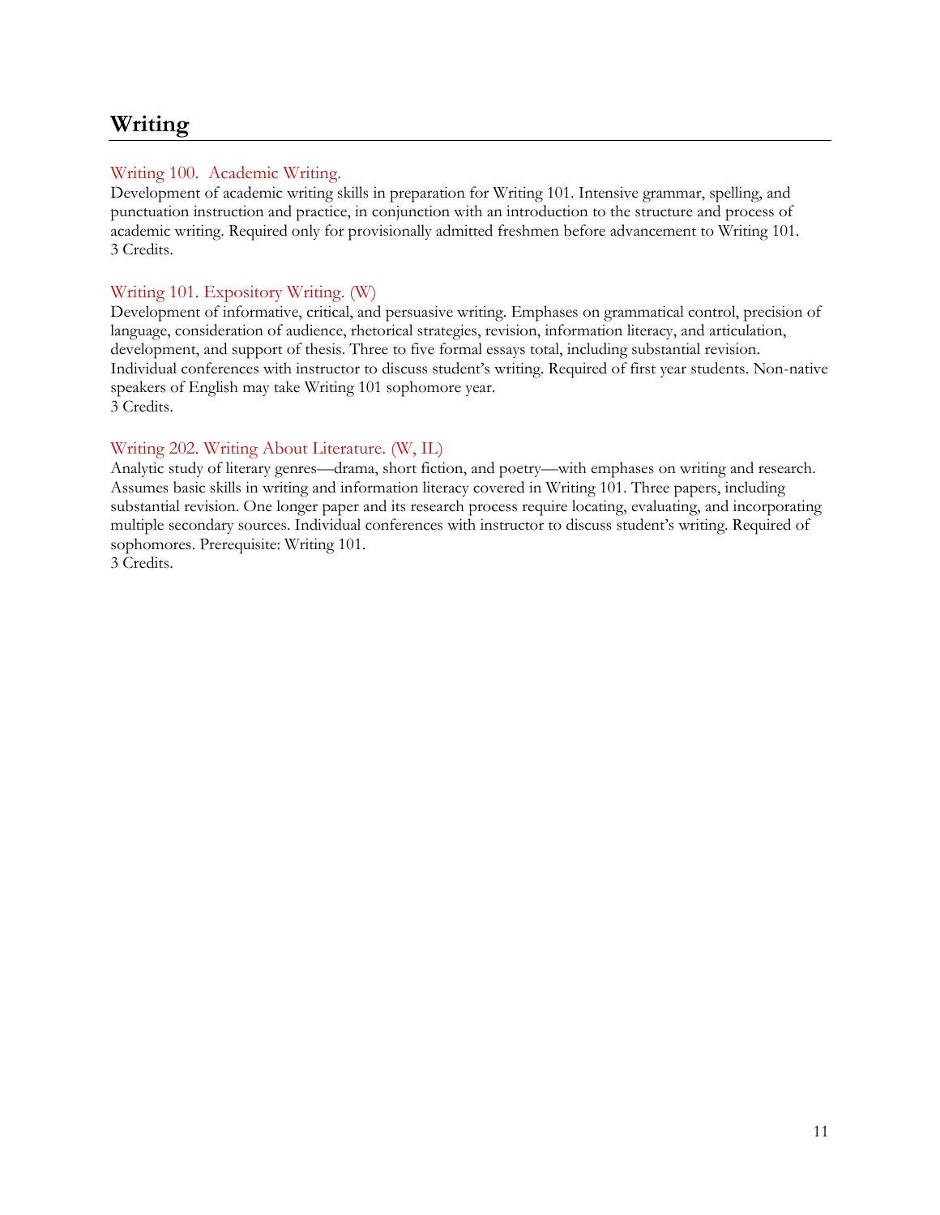# Writing

### Writing 100. Academic Writing.

Development of academic writing skills in preparation for Writing 101. Intensive grammar, spelling, and punctuation instruction and practice, in conjunction with an introduction to the structure and process of academic writing. Required only for provisionally admitted freshmen before advancement to Writing 101.
3 Credits.

### Writing 101. Expository Writing. (W)

Development of informative, critical, and persuasive writing. Emphases on grammatical control, precision of language, consideration of audience, rhetorical strategies, revision, information literacy, and articulation, development, and support of thesis. Three to five formal essays total, including substantial revision. Individual conferences with instructor to discuss student's writing. Required of first year students. Non-native speakers of English may take Writing 101 sophomore year.
3 Credits.

### Writing 202. Writing About Literature. (W, IL)

Analytic study of literary genres—drama, short fiction, and poetry—with emphases on writing and research. Assumes basic skills in writing and information literacy covered in Writing 101. Three papers, including substantial revision. One longer paper and its research process require locating, evaluating, and incorporating multiple secondary sources. Individual conferences with instructor to discuss student's writing. Required of sophomores. Prerequisite: Writing 101.
3 Credits.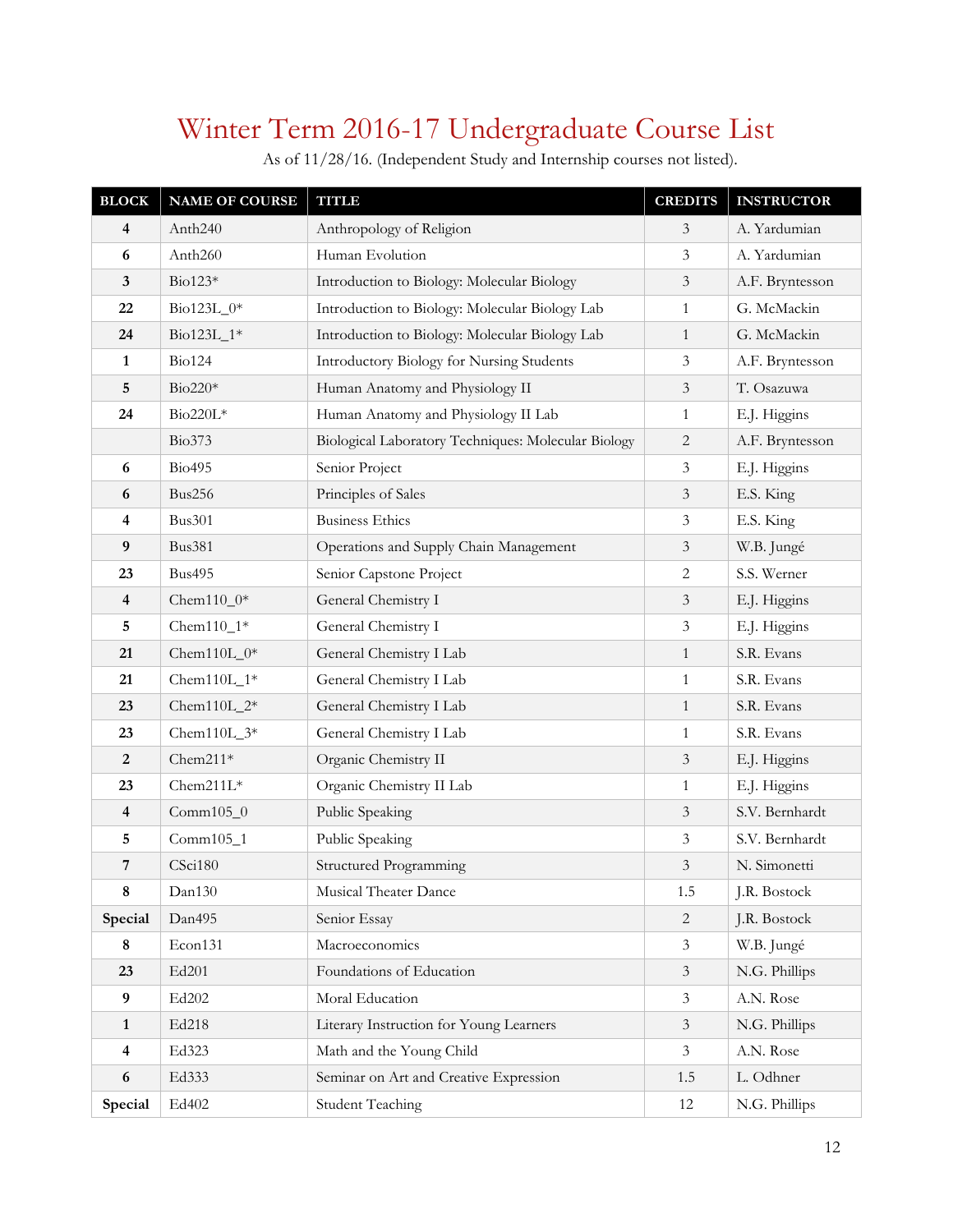# Winter Term 2016-17 Undergraduate Course List

As of 11/28/16. (Independent Study and Internship courses not listed).

| BLOCK | NAME OF COURSE | TITLE | CREDITS | INSTRUCTOR |
|---|---|---|---|---|
| **4** | Anth240 | Anthropology of Religion | 3 | A. Yardumian |
| **6** | Anth260 | Human Evolution | 3 | A. Yardumian |
| **3** | Bio123* | Introduction to Biology: Molecular Biology | 3 | A.F. Bryntesson |
| **22** | Bio123L_0* | Introduction to Biology: Molecular Biology Lab | 1 | G. McMackin |
| **24** | Bio123L_1* | Introduction to Biology: Molecular Biology Lab | 1 | G. McMackin |
| **1** | Bio124 | Introductory Biology for Nursing Students | 3 | A.F. Bryntesson |
| **5** | Bio220* | Human Anatomy and Physiology II | 3 | T. Osazuwa |
| **24** | Bio220L* | Human Anatomy and Physiology II Lab | 1 | E.J. Higgins |
| | Bio373 | Biological Laboratory Techniques: Molecular Biology | 2 | A.F. Bryntesson |
| **6** | Bio495 | Senior Project | 3 | E.J. Higgins |
| **6** | Bus256 | Principles of Sales | 3 | E.S. King |
| **4** | Bus301 | Business Ethics | 3 | E.S. King |
| **9** | Bus381 | Operations and Supply Chain Management | 3 | W.B. Jungé |
| **23** | Bus495 | Senior Capstone Project | 2 | S.S. Werner |
| **4** | Chem110_0* | General Chemistry I | 3 | E.J. Higgins |
| **5** | Chem110_1* | General Chemistry I | 3 | E.J. Higgins |
| **21** | Chem110L_0* | General Chemistry I Lab | 1 | S.R. Evans |
| **21** | Chem110L_1* | General Chemistry I Lab | 1 | S.R. Evans |
| **23** | Chem110L_2* | General Chemistry I Lab | 1 | S.R. Evans |
| **23** | Chem110L_3* | General Chemistry I Lab | 1 | S.R. Evans |
| **2** | Chem211* | Organic Chemistry II | 3 | E.J. Higgins |
| **23** | Chem211L* | Organic Chemistry II Lab | 1 | E.J. Higgins |
| **4** | Comm105_0 | Public Speaking | 3 | S.V. Bernhardt |
| **5** | Comm105_1 | Public Speaking | 3 | S.V. Bernhardt |
| **7** | CSci180 | Structured Programming | 3 | N. Simonetti |
| **8** | Dan130 | Musical Theater Dance | 1.5 | J.R. Bostock |
| **Special** | Dan495 | Senior Essay | 2 | J.R. Bostock |
| **8** | Econ131 | Macroeconomics | 3 | W.B. Jungé |
| **23** | Ed201 | Foundations of Education | 3 | N.G. Phillips |
| **9** | Ed202 | Moral Education | 3 | A.N. Rose |
| **1** | Ed218 | Literary Instruction for Young Learners | 3 | N.G. Phillips |
| **4** | Ed323 | Math and the Young Child | 3 | A.N. Rose |
| **6** | Ed333 | Seminar on Art and Creative Expression | 1.5 | L. Odhner |
| **Special** | Ed402 | Student Teaching | 12 | N.G. Phillips |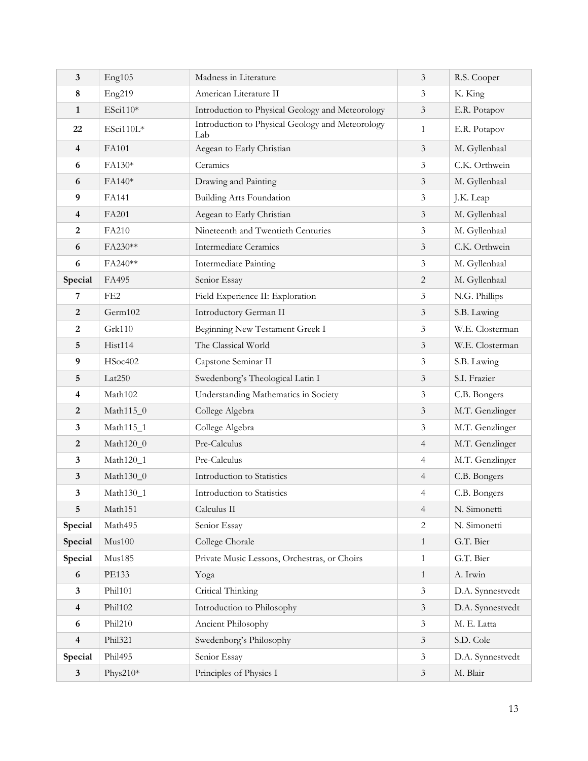| **3** | Eng105 | Madness in Literature | 3 | R.S. Cooper |
|---|---|---|---|---|
| **8** | Eng219 | American Literature II | 3 | K. King |
| **1** | ESci110* | Introduction to Physical Geology and Meteorology | 3 | E.R. Potapov |
| **22** | ESci110L* | Introduction to Physical Geology and Meteorology Lab | 1 | E.R. Potapov |
| **4** | FA101 | Aegean to Early Christian | 3 | M. Gyllenhaal |
| **6** | FA130* | Ceramics | 3 | C.K. Orthwein |
| **6** | FA140* | Drawing and Painting | 3 | M. Gyllenhaal |
| **9** | FA141 | Building Arts Foundation | 3 | J.K. Leap |
| **4** | FA201 | Aegean to Early Christian | 3 | M. Gyllenhaal |
| **2** | FA210 | Nineteenth and Twentieth Centuries | 3 | M. Gyllenhaal |
| **6** | FA230** | Intermediate Ceramics | 3 | C.K. Orthwein |
| **6** | FA240** | Intermediate Painting | 3 | M. Gyllenhaal |
| **Special** | FA495 | Senior Essay | 2 | M. Gyllenhaal |
| **7** | FE2 | Field Experience II: Exploration | 3 | N.G. Phillips |
| **2** | Germ102 | Introductory German II | 3 | S.B. Lawing |
| **2** | Grk110 | Beginning New Testament Greek I | 3 | W.E. Closterman |
| **5** | Hist114 | The Classical World | 3 | W.E. Closterman |
| **9** | HSoc402 | Capstone Seminar II | 3 | S.B. Lawing |
| **5** | Lat250 | Swedenborg's Theological Latin I | 3 | S.I. Frazier |
| **4** | Math102 | Understanding Mathematics in Society | 3 | C.B. Bongers |
| **2** | Math115_0 | College Algebra | 3 | M.T. Genzlinger |
| **3** | Math115_1 | College Algebra | 3 | M.T. Genzlinger |
| **2** | Math120_0 | Pre-Calculus | 4 | M.T. Genzlinger |
| **3** | Math120_1 | Pre-Calculus | 4 | M.T. Genzlinger |
| **3** | Math130_0 | Introduction to Statistics | 4 | C.B. Bongers |
| **3** | Math130_1 | Introduction to Statistics | 4 | C.B. Bongers |
| **5** | Math151 | Calculus II | 4 | N. Simonetti |
| **Special** | Math495 | Senior Essay | 2 | N. Simonetti |
| **Special** | Mus100 | College Chorale | 1 | G.T. Bier |
| **Special** | Mus185 | Private Music Lessons, Orchestras, or Choirs | 1 | G.T. Bier |
| **6** | PE133 | Yoga | 1 | A. Irwin |
| **3** | Phil101 | Critical Thinking | 3 | D.A. Synnestvedt |
| **4** | Phil102 | Introduction to Philosophy | 3 | D.A. Synnestvedt |
| **6** | Phil210 | Ancient Philosophy | 3 | M. E. Latta |
| **4** | Phil321 | Swedenborg's Philosophy | 3 | S.D. Cole |
| **Special** | Phil495 | Senior Essay | 3 | D.A. Synnestvedt |
| **3** | Phys210* | Principles of Physics I | 3 | M. Blair |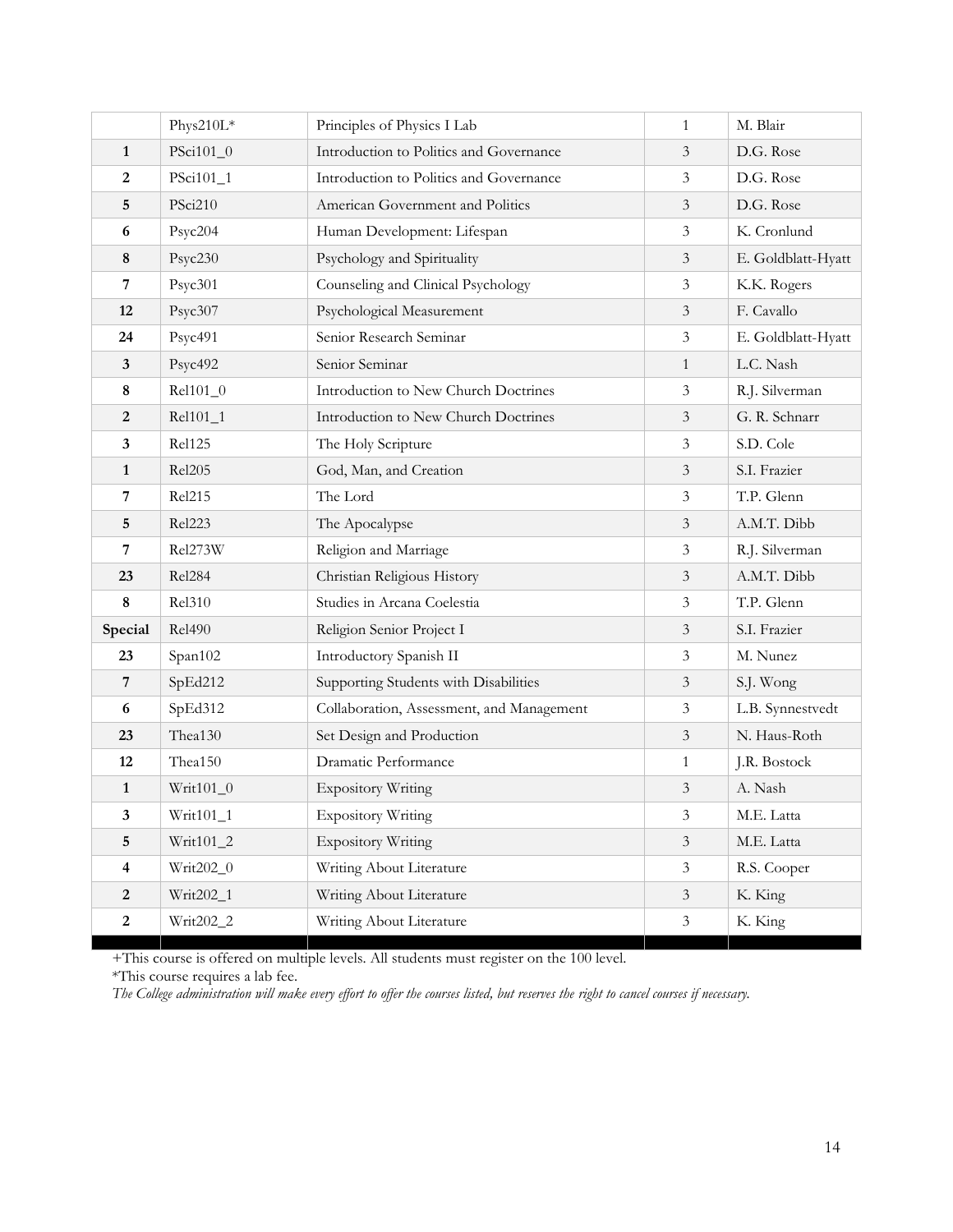| | | | | |
|---|---|---|---|---|
| | Phys210L* | Principles of Physics I Lab | 1 | M. Blair |
| **1** | PSci101_0 | Introduction to Politics and Governance | 3 | D.G. Rose |
| **2** | PSci101_1 | Introduction to Politics and Governance | 3 | D.G. Rose |
| **5** | PSci210 | American Government and Politics | 3 | D.G. Rose |
| **6** | Psyc204 | Human Development: Lifespan | 3 | K. Cronlund |
| **8** | Psyc230 | Psychology and Spirituality | 3 | E. Goldblatt-Hyatt |
| **7** | Psyc301 | Counseling and Clinical Psychology | 3 | K.K. Rogers |
| **12** | Psyc307 | Psychological Measurement | 3 | F. Cavallo |
| **24** | Psyc491 | Senior Research Seminar | 3 | E. Goldblatt-Hyatt |
| **3** | Psyc492 | Senior Seminar | 1 | L.C. Nash |
| **8** | Rel101_0 | Introduction to New Church Doctrines | 3 | R.J. Silverman |
| **2** | Rel101_1 | Introduction to New Church Doctrines | 3 | G. R. Schnarr |
| **3** | Rel125 | The Holy Scripture | 3 | S.D. Cole |
| **1** | Rel205 | God, Man, and Creation | 3 | S.I. Frazier |
| **7** | Rel215 | The Lord | 3 | T.P. Glenn |
| **5** | Rel223 | The Apocalypse | 3 | A.M.T. Dibb |
| **7** | Rel273W | Religion and Marriage | 3 | R.J. Silverman |
| **23** | Rel284 | Christian Religious History | 3 | A.M.T. Dibb |
| **8** | Rel310 | Studies in Arcana Coelestia | 3 | T.P. Glenn |
| **Special** | Rel490 | Religion Senior Project I | 3 | S.I. Frazier |
| **23** | Span102 | Introductory Spanish II | 3 | M. Nunez |
| **7** | SpEd212 | Supporting Students with Disabilities | 3 | S.J. Wong |
| **6** | SpEd312 | Collaboration, Assessment, and Management | 3 | L.B. Synnestvedt |
| **23** | Thea130 | Set Design and Production | 3 | N. Haus-Roth |
| **12** | Thea150 | Dramatic Performance | 1 | J.R. Bostock |
| **1** | Writ101_0 | Expository Writing | 3 | A. Nash |
| **3** | Writ101_1 | Expository Writing | 3 | M.E. Latta |
| **5** | Writ101_2 | Expository Writing | 3 | M.E. Latta |
| **4** | Writ202_0 | Writing About Literature | 3 | R.S. Cooper |
| **2** | Writ202_1 | Writing About Literature | 3 | K. King |
| **2** | Writ202_2 | Writing About Literature | 3 | K. King |

+This course is offered on multiple levels. All students must register on the 100 level.

*This course requires a lab fee.

*The College administration will make every effort to offer the courses listed, but reserves the right to cancel courses if necessary.*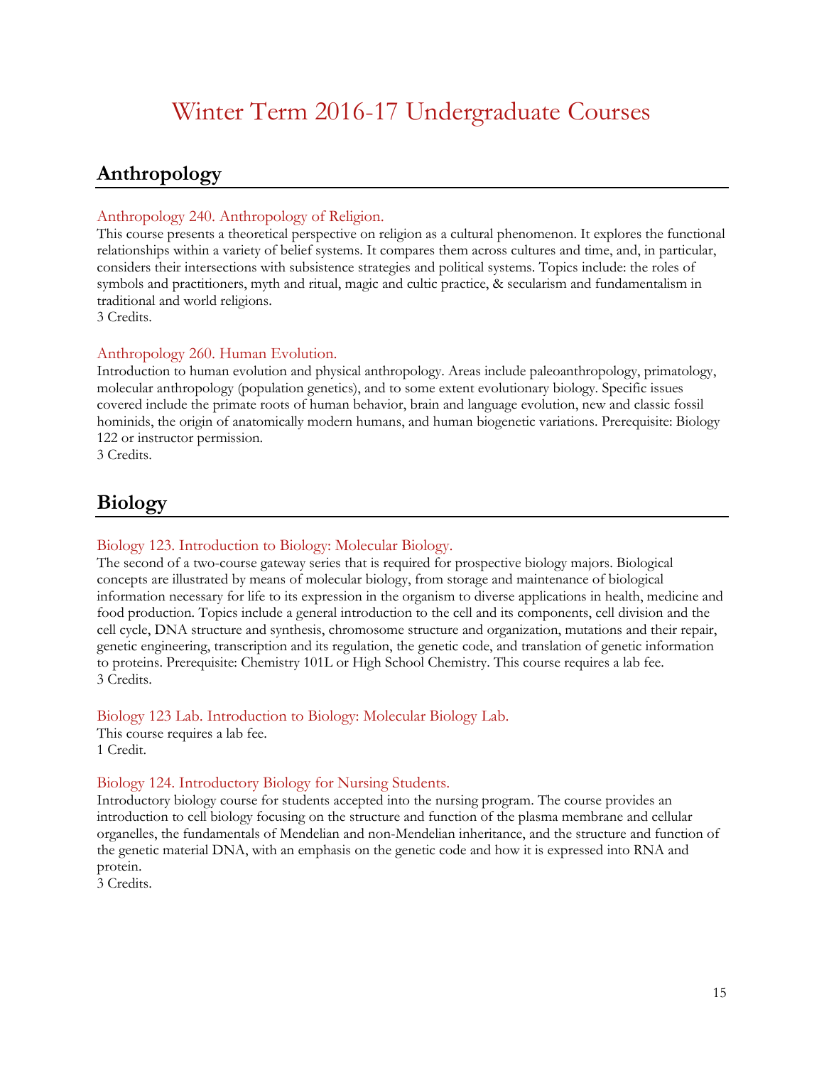# Winter Term 2016-17 Undergraduate Courses

## Anthropology

### Anthropology 240. Anthropology of Religion.

This course presents a theoretical perspective on religion as a cultural phenomenon. It explores the functional relationships within a variety of belief systems. It compares them across cultures and time, and, in particular, considers their intersections with subsistence strategies and political systems. Topics include: the roles of symbols and practitioners, myth and ritual, magic and cultic practice, & secularism and fundamentalism in traditional and world religions.
3 Credits.

### Anthropology 260. Human Evolution.

Introduction to human evolution and physical anthropology. Areas include paleoanthropology, primatology, molecular anthropology (population genetics), and to some extent evolutionary biology. Specific issues covered include the primate roots of human behavior, brain and language evolution, new and classic fossil hominids, the origin of anatomically modern humans, and human biogenetic variations. Prerequisite: Biology 122 or instructor permission.
3 Credits.

## Biology

### Biology 123. Introduction to Biology: Molecular Biology.

The second of a two-course gateway series that is required for prospective biology majors. Biological concepts are illustrated by means of molecular biology, from storage and maintenance of biological information necessary for life to its expression in the organism to diverse applications in health, medicine and food production. Topics include a general introduction to the cell and its components, cell division and the cell cycle, DNA structure and synthesis, chromosome structure and organization, mutations and their repair, genetic engineering, transcription and its regulation, the genetic code, and translation of genetic information to proteins. Prerequisite: Chemistry 101L or High School Chemistry. This course requires a lab fee.
3 Credits.

### Biology 123 Lab. Introduction to Biology: Molecular Biology Lab.

This course requires a lab fee.
1 Credit.

### Biology 124. Introductory Biology for Nursing Students.

Introductory biology course for students accepted into the nursing program. The course provides an introduction to cell biology focusing on the structure and function of the plasma membrane and cellular organelles, the fundamentals of Mendelian and non-Mendelian inheritance, and the structure and function of the genetic material DNA, with an emphasis on the genetic code and how it is expressed into RNA and protein.
3 Credits.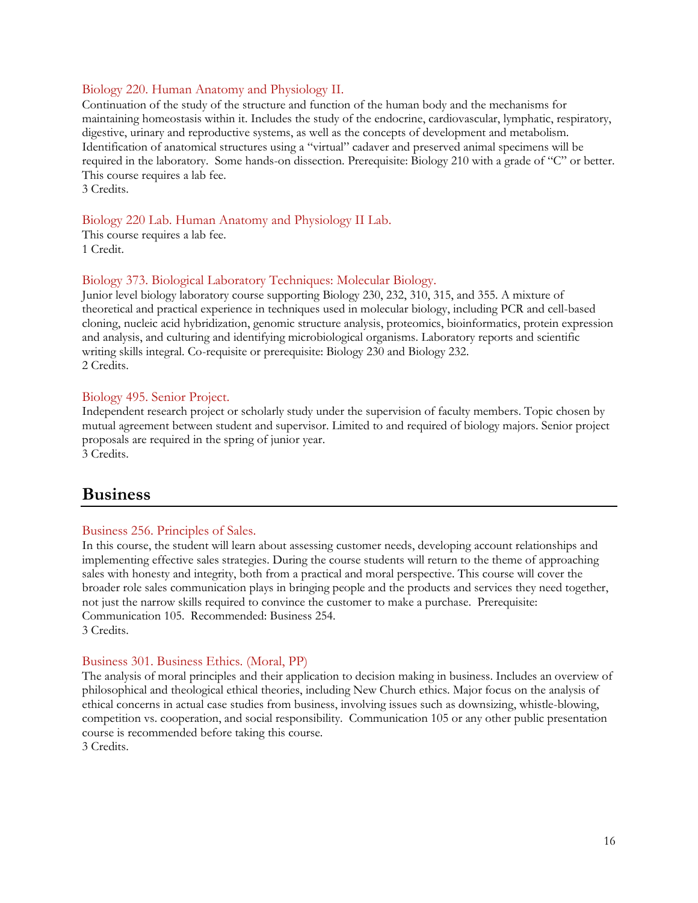### Biology 220. Human Anatomy and Physiology II.

Continuation of the study of the structure and function of the human body and the mechanisms for maintaining homeostasis within it. Includes the study of the endocrine, cardiovascular, lymphatic, respiratory, digestive, urinary and reproductive systems, as well as the concepts of development and metabolism. Identification of anatomical structures using a "virtual" cadaver and preserved animal specimens will be required in the laboratory. Some hands-on dissection. Prerequisite: Biology 210 with a grade of "C" or better. This course requires a lab fee.
3 Credits.

### Biology 220 Lab. Human Anatomy and Physiology II Lab.

This course requires a lab fee.
1 Credit.

### Biology 373. Biological Laboratory Techniques: Molecular Biology.

Junior level biology laboratory course supporting Biology 230, 232, 310, 315, and 355. A mixture of theoretical and practical experience in techniques used in molecular biology, including PCR and cell-based cloning, nucleic acid hybridization, genomic structure analysis, proteomics, bioinformatics, protein expression and analysis, and culturing and identifying microbiological organisms. Laboratory reports and scientific writing skills integral. Co-requisite or prerequisite: Biology 230 and Biology 232.
2 Credits.

### Biology 495. Senior Project.

Independent research project or scholarly study under the supervision of faculty members. Topic chosen by mutual agreement between student and supervisor. Limited to and required of biology majors. Senior project proposals are required in the spring of junior year.
3 Credits.

## Business

### Business 256. Principles of Sales.

In this course, the student will learn about assessing customer needs, developing account relationships and implementing effective sales strategies. During the course students will return to the theme of approaching sales with honesty and integrity, both from a practical and moral perspective. This course will cover the broader role sales communication plays in bringing people and the products and services they need together, not just the narrow skills required to convince the customer to make a purchase. Prerequisite: Communication 105. Recommended: Business 254.
3 Credits.

### Business 301. Business Ethics. (Moral, PP)

The analysis of moral principles and their application to decision making in business. Includes an overview of philosophical and theological ethical theories, including New Church ethics. Major focus on the analysis of ethical concerns in actual case studies from business, involving issues such as downsizing, whistle-blowing, competition vs. cooperation, and social responsibility. Communication 105 or any other public presentation course is recommended before taking this course.
3 Credits.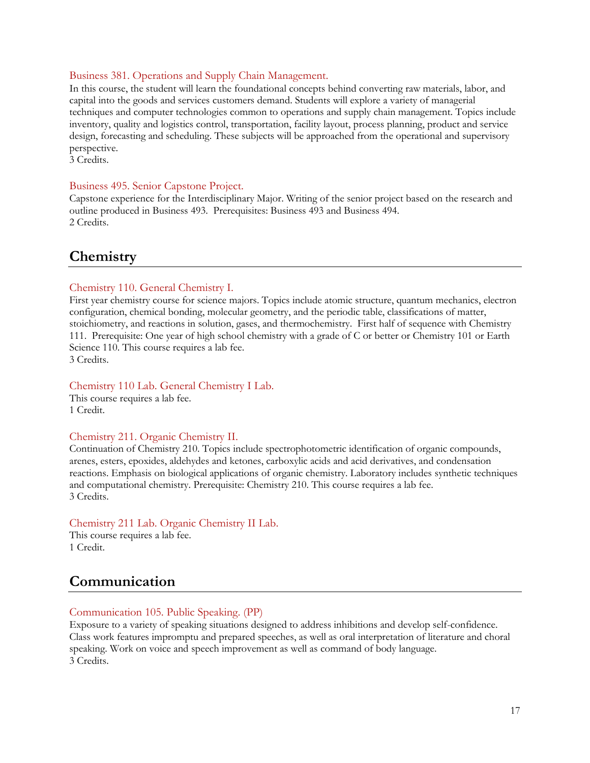### Business 381. Operations and Supply Chain Management.

In this course, the student will learn the foundational concepts behind converting raw materials, labor, and capital into the goods and services customers demand. Students will explore a variety of managerial techniques and computer technologies common to operations and supply chain management. Topics include inventory, quality and logistics control, transportation, facility layout, process planning, product and service design, forecasting and scheduling. These subjects will be approached from the operational and supervisory perspective.
3 Credits.

### Business 495. Senior Capstone Project.

Capstone experience for the Interdisciplinary Major. Writing of the senior project based on the research and outline produced in Business 493. Prerequisites: Business 493 and Business 494.
2 Credits.

## Chemistry

### Chemistry 110. General Chemistry I.

First year chemistry course for science majors. Topics include atomic structure, quantum mechanics, electron configuration, chemical bonding, molecular geometry, and the periodic table, classifications of matter, stoichiometry, and reactions in solution, gases, and thermochemistry. First half of sequence with Chemistry 111. Prerequisite: One year of high school chemistry with a grade of C or better or Chemistry 101 or Earth Science 110. This course requires a lab fee.
3 Credits.

### Chemistry 110 Lab. General Chemistry I Lab.

This course requires a lab fee.
1 Credit.

### Chemistry 211. Organic Chemistry II.

Continuation of Chemistry 210. Topics include spectrophotometric identification of organic compounds, arenes, esters, epoxides, aldehydes and ketones, carboxylic acids and acid derivatives, and condensation reactions. Emphasis on biological applications of organic chemistry. Laboratory includes synthetic techniques and computational chemistry. Prerequisite: Chemistry 210. This course requires a lab fee.
3 Credits.

### Chemistry 211 Lab. Organic Chemistry II Lab.

This course requires a lab fee.
1 Credit.

## Communication

### Communication 105. Public Speaking. (PP)

Exposure to a variety of speaking situations designed to address inhibitions and develop self-confidence. Class work features impromptu and prepared speeches, as well as oral interpretation of literature and choral speaking. Work on voice and speech improvement as well as command of body language.
3 Credits.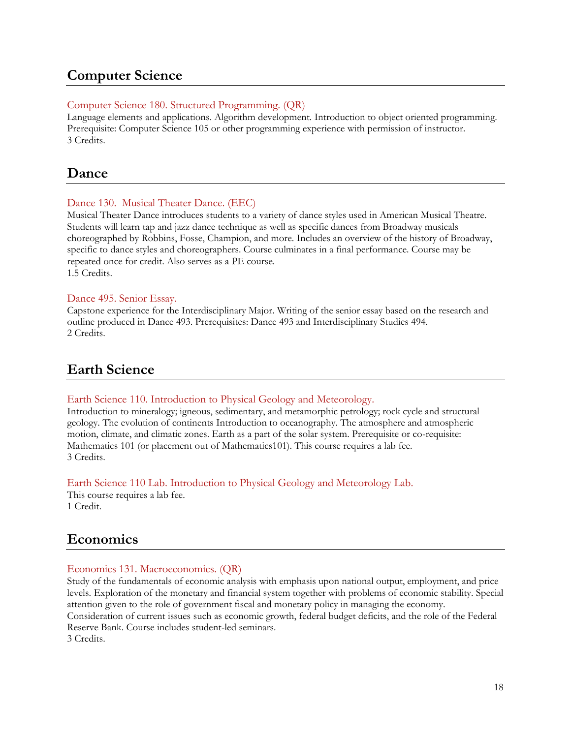## Computer Science

### Computer Science 180. Structured Programming. (QR)

Language elements and applications. Algorithm development. Introduction to object oriented programming. Prerequisite: Computer Science 105 or other programming experience with permission of instructor.
3 Credits.

## Dance

### Dance 130. Musical Theater Dance. (EEC)

Musical Theater Dance introduces students to a variety of dance styles used in American Musical Theatre. Students will learn tap and jazz dance technique as well as specific dances from Broadway musicals choreographed by Robbins, Fosse, Champion, and more. Includes an overview of the history of Broadway, specific to dance styles and choreographers. Course culminates in a final performance. Course may be repeated once for credit. Also serves as a PE course.
1.5 Credits.

### Dance 495. Senior Essay.

Capstone experience for the Interdisciplinary Major. Writing of the senior essay based on the research and outline produced in Dance 493. Prerequisites: Dance 493 and Interdisciplinary Studies 494.
2 Credits.

## Earth Science

### Earth Science 110. Introduction to Physical Geology and Meteorology.

Introduction to mineralogy; igneous, sedimentary, and metamorphic petrology; rock cycle and structural geology. The evolution of continents Introduction to oceanography. The atmosphere and atmospheric motion, climate, and climatic zones. Earth as a part of the solar system. Prerequisite or co-requisite: Mathematics 101 (or placement out of Mathematics101). This course requires a lab fee.
3 Credits.

### Earth Science 110 Lab. Introduction to Physical Geology and Meteorology Lab.

This course requires a lab fee.
1 Credit.

## Economics

### Economics 131. Macroeconomics. (QR)

Study of the fundamentals of economic analysis with emphasis upon national output, employment, and price levels. Exploration of the monetary and financial system together with problems of economic stability. Special attention given to the role of government fiscal and monetary policy in managing the economy. Consideration of current issues such as economic growth, federal budget deficits, and the role of the Federal Reserve Bank. Course includes student-led seminars.
3 Credits.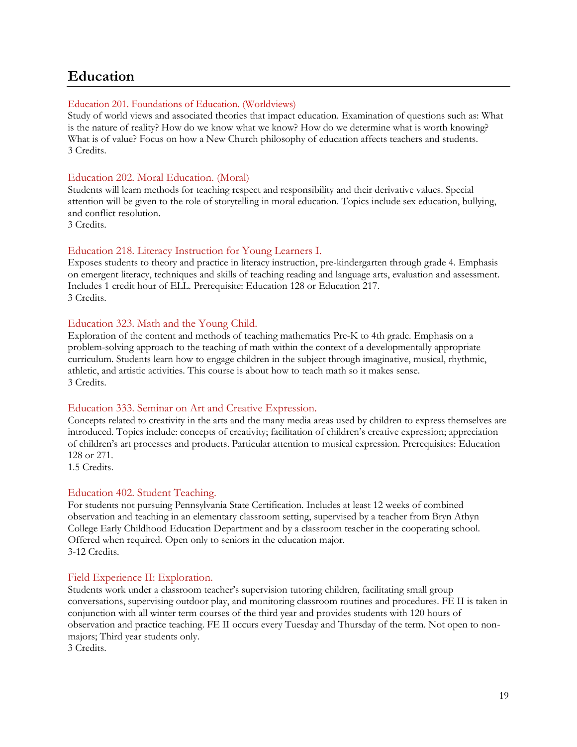## Education

### Education 201. Foundations of Education. (Worldviews)

Study of world views and associated theories that impact education. Examination of questions such as: What is the nature of reality? How do we know what we know? How do we determine what is worth knowing? What is of value? Focus on how a New Church philosophy of education affects teachers and students.
3 Credits.

### Education 202. Moral Education. (Moral)

Students will learn methods for teaching respect and responsibility and their derivative values. Special attention will be given to the role of storytelling in moral education. Topics include sex education, bullying, and conflict resolution.
3 Credits.

### Education 218. Literacy Instruction for Young Learners I.

Exposes students to theory and practice in literacy instruction, pre-kindergarten through grade 4. Emphasis on emergent literacy, techniques and skills of teaching reading and language arts, evaluation and assessment. Includes 1 credit hour of ELL. Prerequisite: Education 128 or Education 217.
3 Credits.

### Education 323. Math and the Young Child.

Exploration of the content and methods of teaching mathematics Pre-K to 4th grade. Emphasis on a problem-solving approach to the teaching of math within the context of a developmentally appropriate curriculum. Students learn how to engage children in the subject through imaginative, musical, rhythmic, athletic, and artistic activities. This course is about how to teach math so it makes sense.
3 Credits.

### Education 333. Seminar on Art and Creative Expression.

Concepts related to creativity in the arts and the many media areas used by children to express themselves are introduced. Topics include: concepts of creativity; facilitation of children's creative expression; appreciation of children's art processes and products. Particular attention to musical expression. Prerequisites: Education 128 or 271.
1.5 Credits.

### Education 402. Student Teaching.

For students not pursuing Pennsylvania State Certification. Includes at least 12 weeks of combined observation and teaching in an elementary classroom setting, supervised by a teacher from Bryn Athyn College Early Childhood Education Department and by a classroom teacher in the cooperating school. Offered when required. Open only to seniors in the education major.
3-12 Credits.

### Field Experience II: Exploration.

Students work under a classroom teacher's supervision tutoring children, facilitating small group conversations, supervising outdoor play, and monitoring classroom routines and procedures. FE II is taken in conjunction with all winter term courses of the third year and provides students with 120 hours of observation and practice teaching. FE II occurs every Tuesday and Thursday of the term. Not open to non-majors; Third year students only.
3 Credits.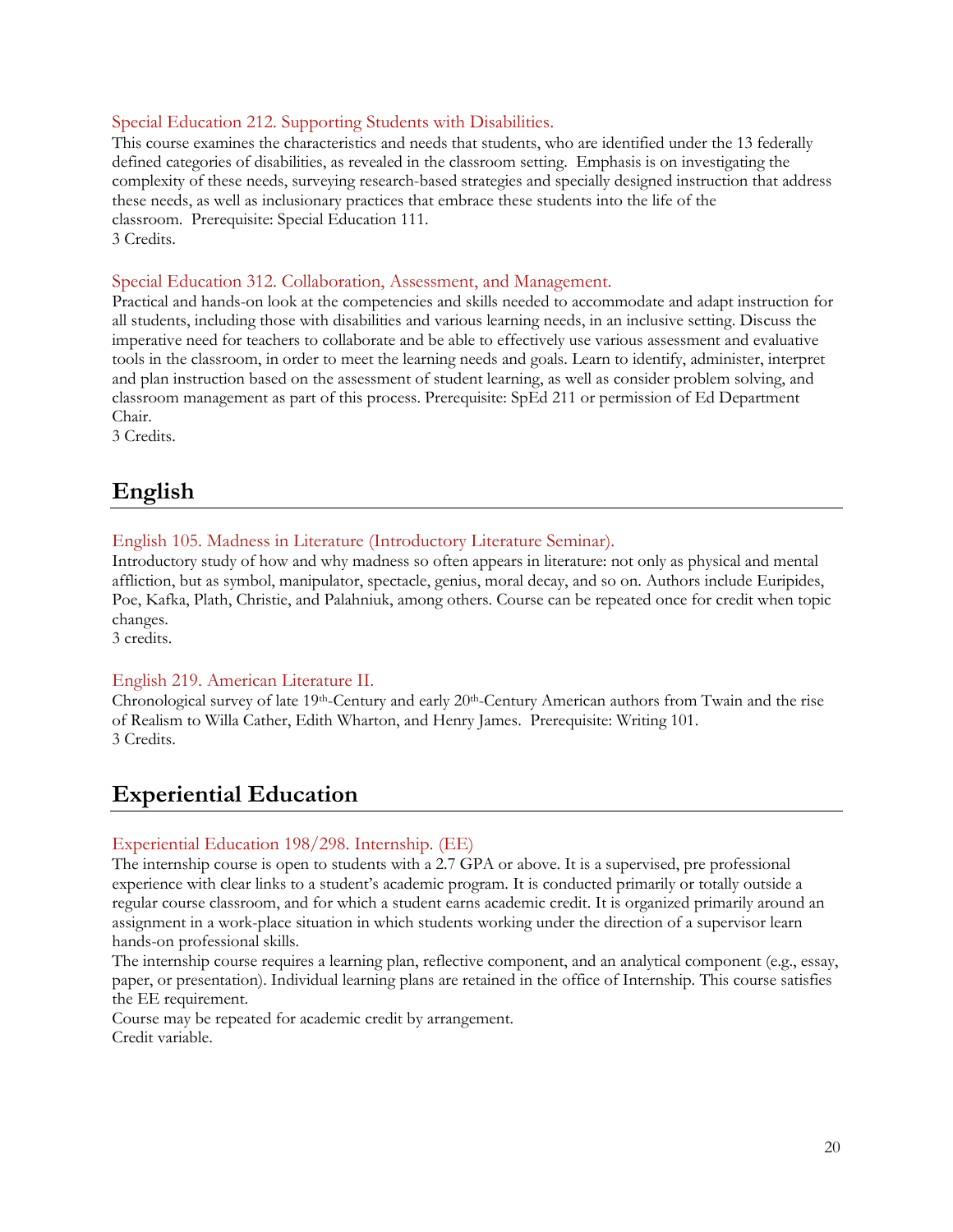### Special Education 212. Supporting Students with Disabilities.

This course examines the characteristics and needs that students, who are identified under the 13 federally defined categories of disabilities, as revealed in the classroom setting. Emphasis is on investigating the complexity of these needs, surveying research-based strategies and specially designed instruction that address these needs, as well as inclusionary practices that embrace these students into the life of the classroom. Prerequisite: Special Education 111.
3 Credits.

### Special Education 312. Collaboration, Assessment, and Management.

Practical and hands-on look at the competencies and skills needed to accommodate and adapt instruction for all students, including those with disabilities and various learning needs, in an inclusive setting. Discuss the imperative need for teachers to collaborate and be able to effectively use various assessment and evaluative tools in the classroom, in order to meet the learning needs and goals. Learn to identify, administer, interpret and plan instruction based on the assessment of student learning, as well as consider problem solving, and classroom management as part of this process. Prerequisite: SpEd 211 or permission of Ed Department Chair.
3 Credits.

## English

### English 105. Madness in Literature (Introductory Literature Seminar).

Introductory study of how and why madness so often appears in literature: not only as physical and mental affliction, but as symbol, manipulator, spectacle, genius, moral decay, and so on. Authors include Euripides, Poe, Kafka, Plath, Christie, and Palahniuk, among others. Course can be repeated once for credit when topic changes.
3 credits.

### English 219. American Literature II.

Chronological survey of late 19th-Century and early 20th-Century American authors from Twain and the rise of Realism to Willa Cather, Edith Wharton, and Henry James. Prerequisite: Writing 101.
3 Credits.

## Experiential Education

### Experiential Education 198/298. Internship. (EE)

The internship course is open to students with a 2.7 GPA or above. It is a supervised, pre professional experience with clear links to a student's academic program. It is conducted primarily or totally outside a regular course classroom, and for which a student earns academic credit. It is organized primarily around an assignment in a work-place situation in which students working under the direction of a supervisor learn hands-on professional skills.

The internship course requires a learning plan, reflective component, and an analytical component (e.g., essay, paper, or presentation). Individual learning plans are retained in the office of Internship. This course satisfies the EE requirement.

Course may be repeated for academic credit by arrangement.
Credit variable.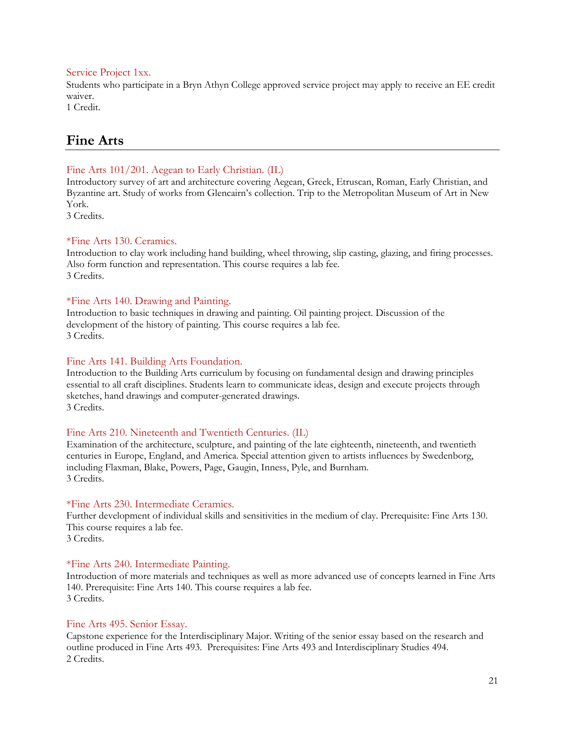Service Project 1xx.
Students who participate in a Bryn Athyn College approved service project may apply to receive an EE credit waiver.
1 Credit.

## Fine Arts

Fine Arts 101/201. Aegean to Early Christian. (IL)
Introductory survey of art and architecture covering Aegean, Greek, Etruscan, Roman, Early Christian, and Byzantine art. Study of works from Glencairn's collection. Trip to the Metropolitan Museum of Art in New York.
3 Credits.

*Fine Arts 130. Ceramics.
Introduction to clay work including hand building, wheel throwing, slip casting, glazing, and firing processes. Also form function and representation. This course requires a lab fee.
3 Credits.

*Fine Arts 140. Drawing and Painting.
Introduction to basic techniques in drawing and painting. Oil painting project. Discussion of the development of the history of painting. This course requires a lab fee.
3 Credits.

Fine Arts 141. Building Arts Foundation.
Introduction to the Building Arts curriculum by focusing on fundamental design and drawing principles essential to all craft disciplines. Students learn to communicate ideas, design and execute projects through sketches, hand drawings and computer-generated drawings.
3 Credits.

Fine Arts 210. Nineteenth and Twentieth Centuries. (IL)
Examination of the architecture, sculpture, and painting of the late eighteenth, nineteenth, and twentieth centuries in Europe, England, and America. Special attention given to artists influences by Swedenborg, including Flaxman, Blake, Powers, Page, Gaugin, Inness, Pyle, and Burnham.
3 Credits.

*Fine Arts 230. Intermediate Ceramics.
Further development of individual skills and sensitivities in the medium of clay. Prerequisite: Fine Arts 130. This course requires a lab fee.
3 Credits.

*Fine Arts 240. Intermediate Painting.
Introduction of more materials and techniques as well as more advanced use of concepts learned in Fine Arts 140. Prerequisite: Fine Arts 140. This course requires a lab fee.
3 Credits.

Fine Arts 495. Senior Essay.
Capstone experience for the Interdisciplinary Major. Writing of the senior essay based on the research and outline produced in Fine Arts 493. Prerequisites: Fine Arts 493 and Interdisciplinary Studies 494.
2 Credits.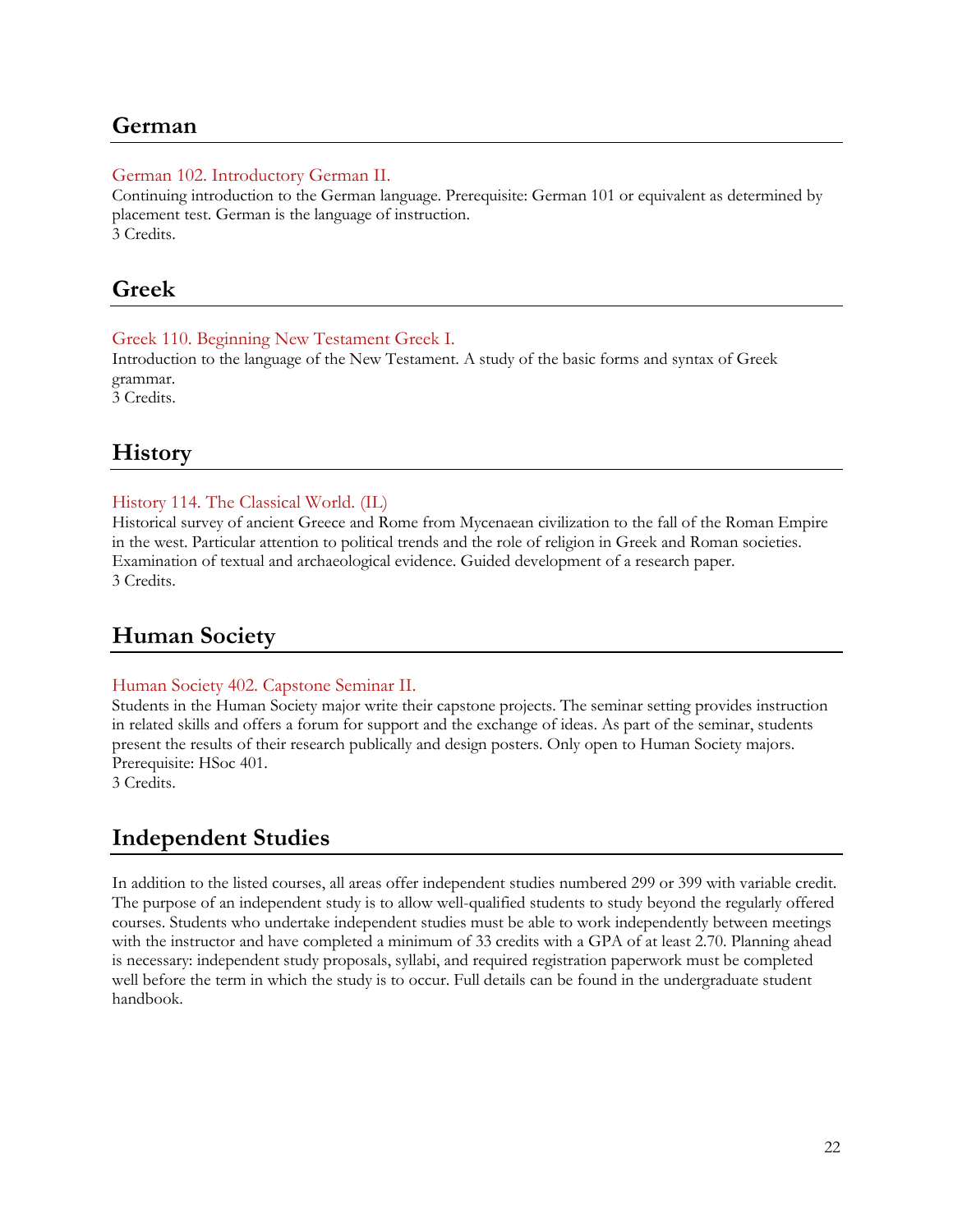## German

### German 102. Introductory German II.

Continuing introduction to the German language. Prerequisite: German 101 or equivalent as determined by placement test. German is the language of instruction.
3 Credits.

## Greek

### Greek 110. Beginning New Testament Greek I.

Introduction to the language of the New Testament. A study of the basic forms and syntax of Greek grammar.
3 Credits.

## History

### History 114. The Classical World. (IL)

Historical survey of ancient Greece and Rome from Mycenaean civilization to the fall of the Roman Empire in the west. Particular attention to political trends and the role of religion in Greek and Roman societies. Examination of textual and archaeological evidence. Guided development of a research paper.
3 Credits.

## Human Society

### Human Society 402. Capstone Seminar II.

Students in the Human Society major write their capstone projects. The seminar setting provides instruction in related skills and offers a forum for support and the exchange of ideas. As part of the seminar, students present the results of their research publically and design posters. Only open to Human Society majors. Prerequisite: HSoc 401.
3 Credits.

## Independent Studies

In addition to the listed courses, all areas offer independent studies numbered 299 or 399 with variable credit. The purpose of an independent study is to allow well-qualified students to study beyond the regularly offered courses. Students who undertake independent studies must be able to work independently between meetings with the instructor and have completed a minimum of 33 credits with a GPA of at least 2.70. Planning ahead is necessary: independent study proposals, syllabi, and required registration paperwork must be completed well before the term in which the study is to occur. Full details can be found in the undergraduate student handbook.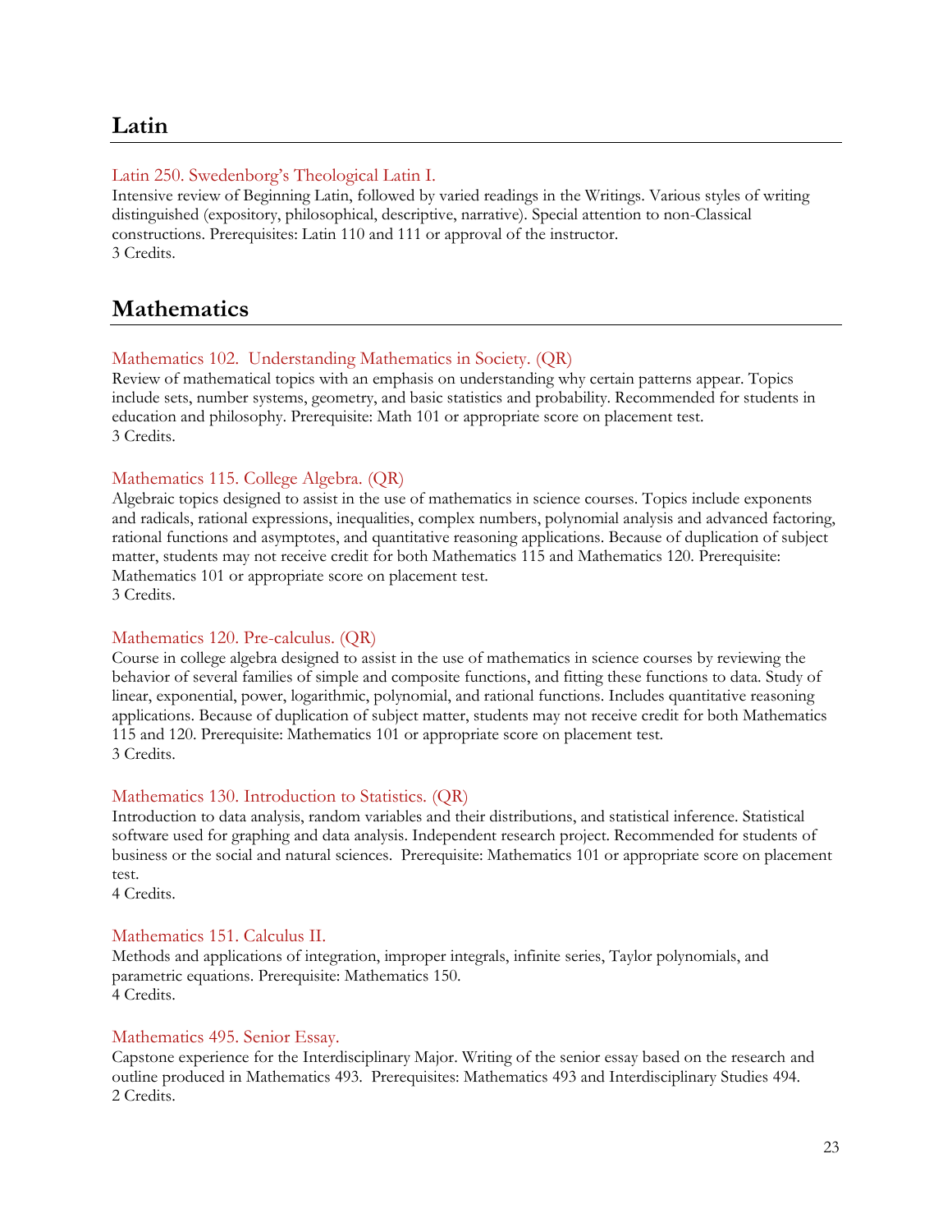## Latin

### Latin 250. Swedenborg's Theological Latin I.

Intensive review of Beginning Latin, followed by varied readings in the Writings. Various styles of writing distinguished (expository, philosophical, descriptive, narrative). Special attention to non-Classical constructions. Prerequisites: Latin 110 and 111 or approval of the instructor.
3 Credits.

## Mathematics

### Mathematics 102. Understanding Mathematics in Society. (QR)

Review of mathematical topics with an emphasis on understanding why certain patterns appear. Topics include sets, number systems, geometry, and basic statistics and probability. Recommended for students in education and philosophy. Prerequisite: Math 101 or appropriate score on placement test.
3 Credits.

### Mathematics 115. College Algebra. (QR)

Algebraic topics designed to assist in the use of mathematics in science courses. Topics include exponents and radicals, rational expressions, inequalities, complex numbers, polynomial analysis and advanced factoring, rational functions and asymptotes, and quantitative reasoning applications. Because of duplication of subject matter, students may not receive credit for both Mathematics 115 and Mathematics 120. Prerequisite: Mathematics 101 or appropriate score on placement test.
3 Credits.

### Mathematics 120. Pre-calculus. (QR)

Course in college algebra designed to assist in the use of mathematics in science courses by reviewing the behavior of several families of simple and composite functions, and fitting these functions to data. Study of linear, exponential, power, logarithmic, polynomial, and rational functions. Includes quantitative reasoning applications. Because of duplication of subject matter, students may not receive credit for both Mathematics 115 and 120. Prerequisite: Mathematics 101 or appropriate score on placement test.
3 Credits.

### Mathematics 130. Introduction to Statistics. (QR)

Introduction to data analysis, random variables and their distributions, and statistical inference. Statistical software used for graphing and data analysis. Independent research project. Recommended for students of business or the social and natural sciences. Prerequisite: Mathematics 101 or appropriate score on placement test.
4 Credits.

### Mathematics 151. Calculus II.

Methods and applications of integration, improper integrals, infinite series, Taylor polynomials, and parametric equations. Prerequisite: Mathematics 150.
4 Credits.

### Mathematics 495. Senior Essay.

Capstone experience for the Interdisciplinary Major. Writing of the senior essay based on the research and outline produced in Mathematics 493. Prerequisites: Mathematics 493 and Interdisciplinary Studies 494.
2 Credits.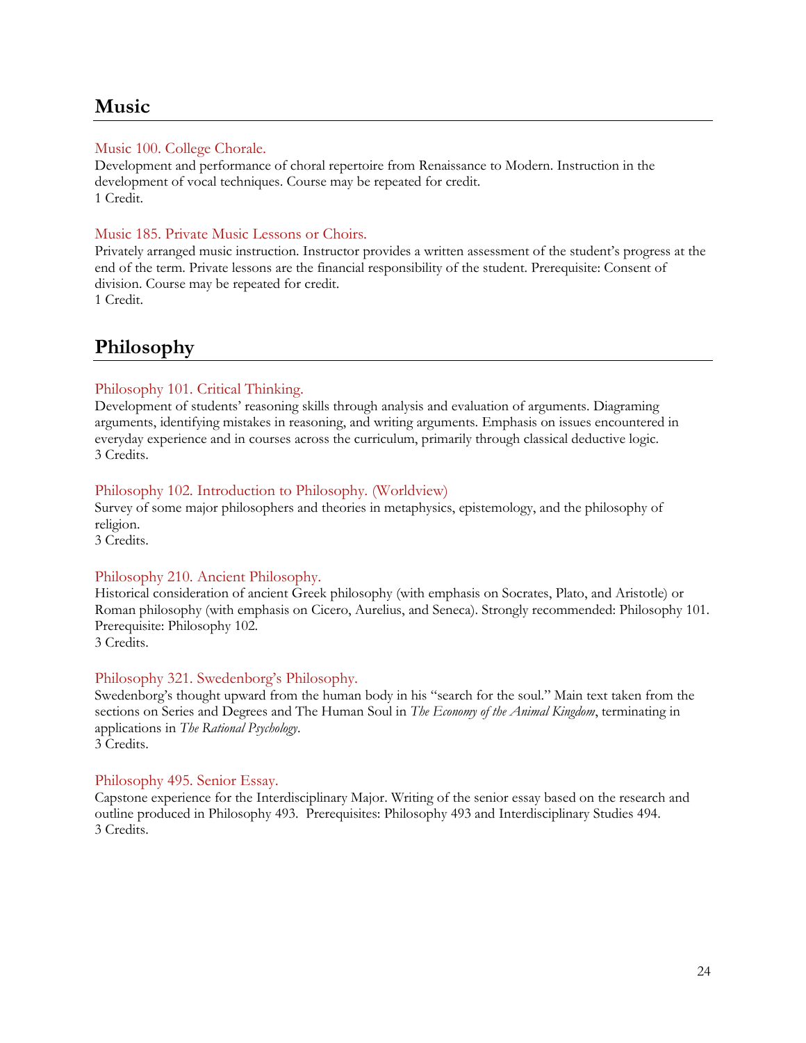## Music

### Music 100. College Chorale.

Development and performance of choral repertoire from Renaissance to Modern. Instruction in the development of vocal techniques. Course may be repeated for credit.
1 Credit.

### Music 185. Private Music Lessons or Choirs.

Privately arranged music instruction. Instructor provides a written assessment of the student's progress at the end of the term. Private lessons are the financial responsibility of the student. Prerequisite: Consent of division. Course may be repeated for credit.
1 Credit.

## Philosophy

### Philosophy 101. Critical Thinking.

Development of students' reasoning skills through analysis and evaluation of arguments. Diagraming arguments, identifying mistakes in reasoning, and writing arguments. Emphasis on issues encountered in everyday experience and in courses across the curriculum, primarily through classical deductive logic.
3 Credits.

### Philosophy 102. Introduction to Philosophy. (Worldview)

Survey of some major philosophers and theories in metaphysics, epistemology, and the philosophy of religion.
3 Credits.

### Philosophy 210. Ancient Philosophy.

Historical consideration of ancient Greek philosophy (with emphasis on Socrates, Plato, and Aristotle) or Roman philosophy (with emphasis on Cicero, Aurelius, and Seneca). Strongly recommended: Philosophy 101. Prerequisite: Philosophy 102.
3 Credits.

### Philosophy 321. Swedenborg's Philosophy.

Swedenborg's thought upward from the human body in his "search for the soul." Main text taken from the sections on Series and Degrees and The Human Soul in *The Economy of the Animal Kingdom*, terminating in applications in *The Rational Psychology*.
3 Credits.

### Philosophy 495. Senior Essay.

Capstone experience for the Interdisciplinary Major. Writing of the senior essay based on the research and outline produced in Philosophy 493. Prerequisites: Philosophy 493 and Interdisciplinary Studies 494.
3 Credits.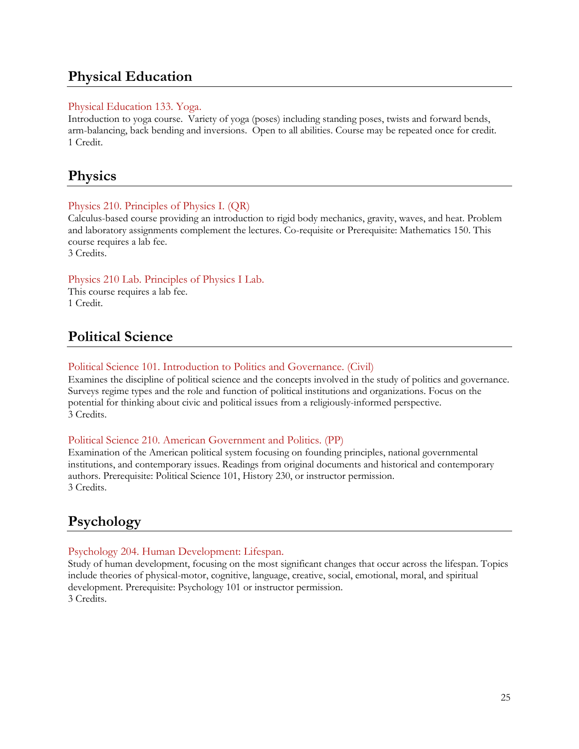## Physical Education

### Physical Education 133. Yoga.

Introduction to yoga course. Variety of yoga (poses) including standing poses, twists and forward bends, arm-balancing, back bending and inversions. Open to all abilities. Course may be repeated once for credit.
1 Credit.

## Physics

### Physics 210. Principles of Physics I. (QR)

Calculus-based course providing an introduction to rigid body mechanics, gravity, waves, and heat. Problem and laboratory assignments complement the lectures. Co-requisite or Prerequisite: Mathematics 150. This course requires a lab fee.
3 Credits.

### Physics 210 Lab. Principles of Physics I Lab.

This course requires a lab fee.
1 Credit.

## Political Science

### Political Science 101. Introduction to Politics and Governance. (Civil)

Examines the discipline of political science and the concepts involved in the study of politics and governance. Surveys regime types and the role and function of political institutions and organizations. Focus on the potential for thinking about civic and political issues from a religiously-informed perspective.
3 Credits.

### Political Science 210. American Government and Politics. (PP)

Examination of the American political system focusing on founding principles, national governmental institutions, and contemporary issues. Readings from original documents and historical and contemporary authors. Prerequisite: Political Science 101, History 230, or instructor permission.
3 Credits.

## Psychology

### Psychology 204. Human Development: Lifespan.

Study of human development, focusing on the most significant changes that occur across the lifespan. Topics include theories of physical-motor, cognitive, language, creative, social, emotional, moral, and spiritual development. Prerequisite: Psychology 101 or instructor permission.
3 Credits.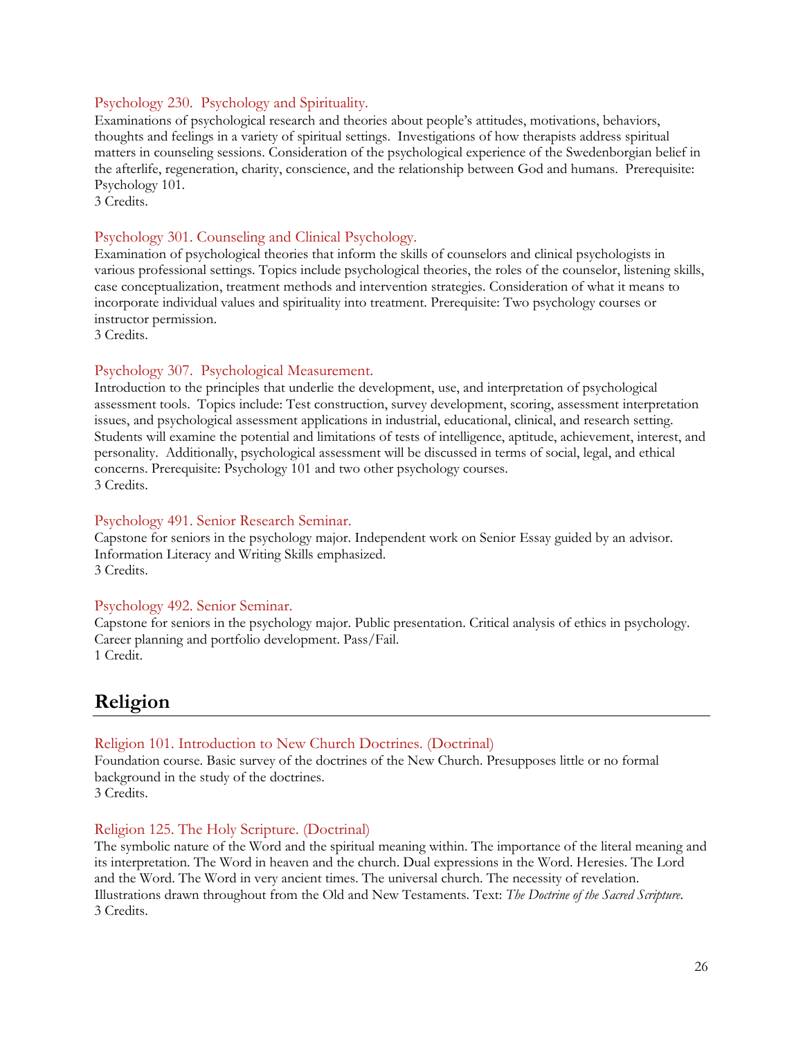### Psychology 230. Psychology and Spirituality.

Examinations of psychological research and theories about people's attitudes, motivations, behaviors, thoughts and feelings in a variety of spiritual settings. Investigations of how therapists address spiritual matters in counseling sessions. Consideration of the psychological experience of the Swedenborgian belief in the afterlife, regeneration, charity, conscience, and the relationship between God and humans. Prerequisite: Psychology 101.
3 Credits.

### Psychology 301. Counseling and Clinical Psychology.

Examination of psychological theories that inform the skills of counselors and clinical psychologists in various professional settings. Topics include psychological theories, the roles of the counselor, listening skills, case conceptualization, treatment methods and intervention strategies. Consideration of what it means to incorporate individual values and spirituality into treatment. Prerequisite: Two psychology courses or instructor permission.
3 Credits.

### Psychology 307. Psychological Measurement.

Introduction to the principles that underlie the development, use, and interpretation of psychological assessment tools. Topics include: Test construction, survey development, scoring, assessment interpretation issues, and psychological assessment applications in industrial, educational, clinical, and research setting. Students will examine the potential and limitations of tests of intelligence, aptitude, achievement, interest, and personality. Additionally, psychological assessment will be discussed in terms of social, legal, and ethical concerns. Prerequisite: Psychology 101 and two other psychology courses.
3 Credits.

### Psychology 491. Senior Research Seminar.

Capstone for seniors in the psychology major. Independent work on Senior Essay guided by an advisor. Information Literacy and Writing Skills emphasized.
3 Credits.

### Psychology 492. Senior Seminar.

Capstone for seniors in the psychology major. Public presentation. Critical analysis of ethics in psychology. Career planning and portfolio development. Pass/Fail.
1 Credit.

## Religion

### Religion 101. Introduction to New Church Doctrines. (Doctrinal)

Foundation course. Basic survey of the doctrines of the New Church. Presupposes little or no formal background in the study of the doctrines.
3 Credits.

### Religion 125. The Holy Scripture. (Doctrinal)

The symbolic nature of the Word and the spiritual meaning within. The importance of the literal meaning and its interpretation. The Word in heaven and the church. Dual expressions in the Word. Heresies. The Lord and the Word. The Word in very ancient times. The universal church. The necessity of revelation. Illustrations drawn throughout from the Old and New Testaments. Text: *The Doctrine of the Sacred Scripture*.
3 Credits.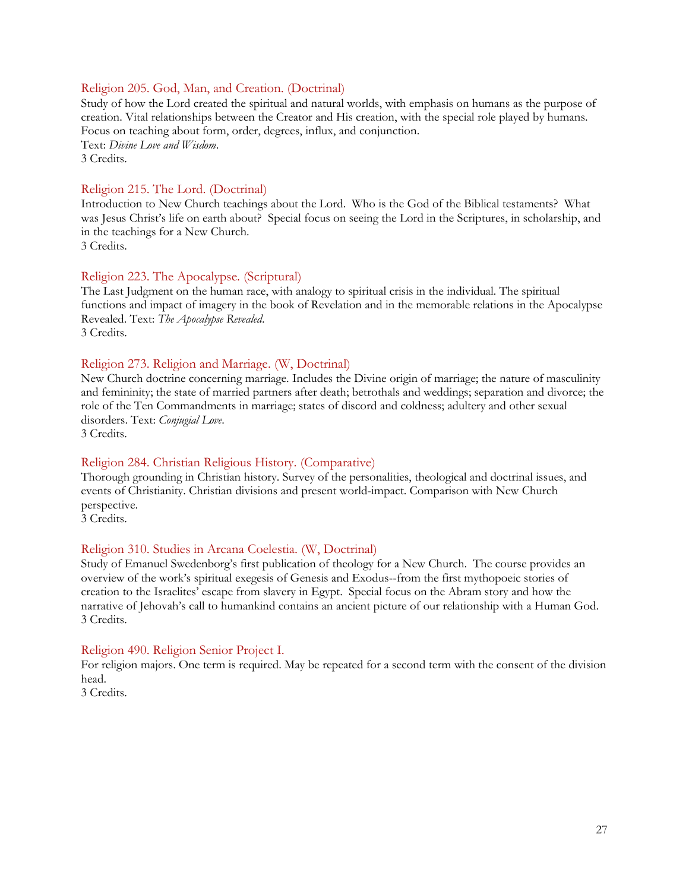### Religion 205. God, Man, and Creation. (Doctrinal)

Study of how the Lord created the spiritual and natural worlds, with emphasis on humans as the purpose of creation. Vital relationships between the Creator and His creation, with the special role played by humans. Focus on teaching about form, order, degrees, influx, and conjunction.
Text: *Divine Love and Wisdom*.
3 Credits.

### Religion 215. The Lord. (Doctrinal)

Introduction to New Church teachings about the Lord. Who is the God of the Biblical testaments? What was Jesus Christ's life on earth about? Special focus on seeing the Lord in the Scriptures, in scholarship, and in the teachings for a New Church.
3 Credits.

### Religion 223. The Apocalypse. (Scriptural)

The Last Judgment on the human race, with analogy to spiritual crisis in the individual. The spiritual functions and impact of imagery in the book of Revelation and in the memorable relations in the Apocalypse Revealed. Text: *The Apocalypse Revealed*.
3 Credits.

### Religion 273. Religion and Marriage. (W, Doctrinal)

New Church doctrine concerning marriage. Includes the Divine origin of marriage; the nature of masculinity and femininity; the state of married partners after death; betrothals and weddings; separation and divorce; the role of the Ten Commandments in marriage; states of discord and coldness; adultery and other sexual disorders. Text: *Conjugial Love*.
3 Credits.

### Religion 284. Christian Religious History. (Comparative)

Thorough grounding in Christian history. Survey of the personalities, theological and doctrinal issues, and events of Christianity. Christian divisions and present world-impact. Comparison with New Church perspective.
3 Credits.

### Religion 310. Studies in Arcana Coelestia. (W, Doctrinal)

Study of Emanuel Swedenborg's first publication of theology for a New Church. The course provides an overview of the work's spiritual exegesis of Genesis and Exodus--from the first mythopoeic stories of creation to the Israelites' escape from slavery in Egypt. Special focus on the Abram story and how the narrative of Jehovah's call to humankind contains an ancient picture of our relationship with a Human God.
3 Credits.

### Religion 490. Religion Senior Project I.

For religion majors. One term is required. May be repeated for a second term with the consent of the division head.
3 Credits.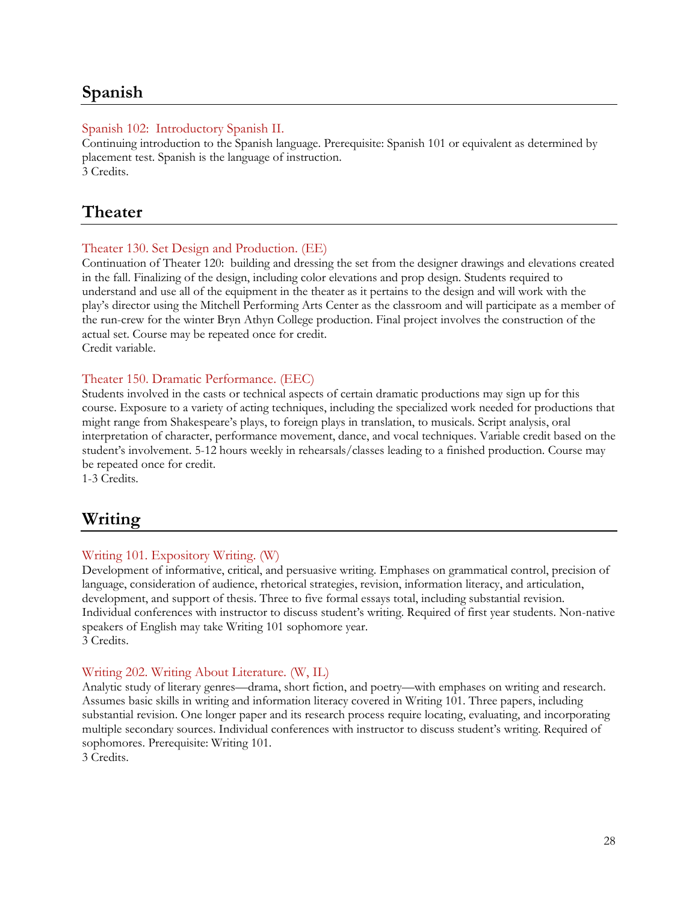## Spanish

### Spanish 102: Introductory Spanish II.

Continuing introduction to the Spanish language. Prerequisite: Spanish 101 or equivalent as determined by placement test. Spanish is the language of instruction.
3 Credits.

## Theater

### Theater 130. Set Design and Production. (EE)

Continuation of Theater 120: building and dressing the set from the designer drawings and elevations created in the fall. Finalizing of the design, including color elevations and prop design. Students required to understand and use all of the equipment in the theater as it pertains to the design and will work with the play's director using the Mitchell Performing Arts Center as the classroom and will participate as a member of the run-crew for the winter Bryn Athyn College production. Final project involves the construction of the actual set. Course may be repeated once for credit.
Credit variable.

### Theater 150. Dramatic Performance. (EEC)

Students involved in the casts or technical aspects of certain dramatic productions may sign up for this course. Exposure to a variety of acting techniques, including the specialized work needed for productions that might range from Shakespeare's plays, to foreign plays in translation, to musicals. Script analysis, oral interpretation of character, performance movement, dance, and vocal techniques. Variable credit based on the student's involvement. 5-12 hours weekly in rehearsals/classes leading to a finished production. Course may be repeated once for credit.
1-3 Credits.

## Writing

### Writing 101. Expository Writing. (W)

Development of informative, critical, and persuasive writing. Emphases on grammatical control, precision of language, consideration of audience, rhetorical strategies, revision, information literacy, and articulation, development, and support of thesis. Three to five formal essays total, including substantial revision. Individual conferences with instructor to discuss student's writing. Required of first year students. Non-native speakers of English may take Writing 101 sophomore year.
3 Credits.

### Writing 202. Writing About Literature. (W, IL)

Analytic study of literary genres—drama, short fiction, and poetry—with emphases on writing and research. Assumes basic skills in writing and information literacy covered in Writing 101. Three papers, including substantial revision. One longer paper and its research process require locating, evaluating, and incorporating multiple secondary sources. Individual conferences with instructor to discuss student's writing. Required of sophomores. Prerequisite: Writing 101.
3 Credits.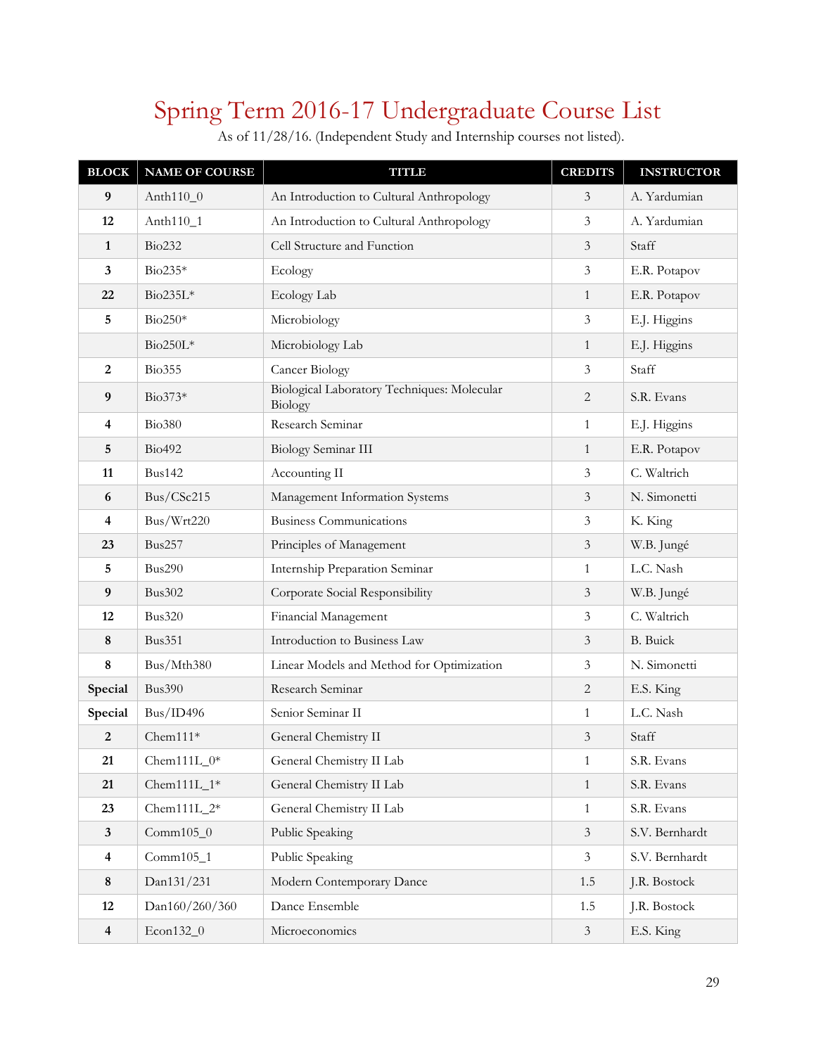# Spring Term 2016-17 Undergraduate Course List

As of 11/28/16. (Independent Study and Internship courses not listed).

| BLOCK | NAME OF COURSE | TITLE | CREDITS | INSTRUCTOR |
|---|---|---|---|---|
| 9 | Anth110_0 | An Introduction to Cultural Anthropology | 3 | A. Yardumian |
| 12 | Anth110_1 | An Introduction to Cultural Anthropology | 3 | A. Yardumian |
| 1 | Bio232 | Cell Structure and Function | 3 | Staff |
| 3 | Bio235* | Ecology | 3 | E.R. Potapov |
| 22 | Bio235L* | Ecology Lab | 1 | E.R. Potapov |
| 5 | Bio250* | Microbiology | 3 | E.J. Higgins |
|  | Bio250L* | Microbiology Lab | 1 | E.J. Higgins |
| 2 | Bio355 | Cancer Biology | 3 | Staff |
| 9 | Bio373* | Biological Laboratory Techniques: Molecular Biology | 2 | S.R. Evans |
| 4 | Bio380 | Research Seminar | 1 | E.J. Higgins |
| 5 | Bio492 | Biology Seminar III | 1 | E.R. Potapov |
| 11 | Bus142 | Accounting II | 3 | C. Waltrich |
| 6 | Bus/CSc215 | Management Information Systems | 3 | N. Simonetti |
| 4 | Bus/Wrt220 | Business Communications | 3 | K. King |
| 23 | Bus257 | Principles of Management | 3 | W.B. Jungé |
| 5 | Bus290 | Internship Preparation Seminar | 1 | L.C. Nash |
| 9 | Bus302 | Corporate Social Responsibility | 3 | W.B. Jungé |
| 12 | Bus320 | Financial Management | 3 | C. Waltrich |
| 8 | Bus351 | Introduction to Business Law | 3 | B. Buick |
| 8 | Bus/Mth380 | Linear Models and Method for Optimization | 3 | N. Simonetti |
| Special | Bus390 | Research Seminar | 2 | E.S. King |
| Special | Bus/ID496 | Senior Seminar II | 1 | L.C. Nash |
| 2 | Chem111* | General Chemistry II | 3 | Staff |
| 21 | Chem111L_0* | General Chemistry II Lab | 1 | S.R. Evans |
| 21 | Chem111L_1* | General Chemistry II Lab | 1 | S.R. Evans |
| 23 | Chem111L_2* | General Chemistry II Lab | 1 | S.R. Evans |
| 3 | Comm105_0 | Public Speaking | 3 | S.V. Bernhardt |
| 4 | Comm105_1 | Public Speaking | 3 | S.V. Bernhardt |
| 8 | Dan131/231 | Modern Contemporary Dance | 1.5 | J.R. Bostock |
| 12 | Dan160/260/360 | Dance Ensemble | 1.5 | J.R. Bostock |
| 4 | Econ132_0 | Microeconomics | 3 | E.S. King |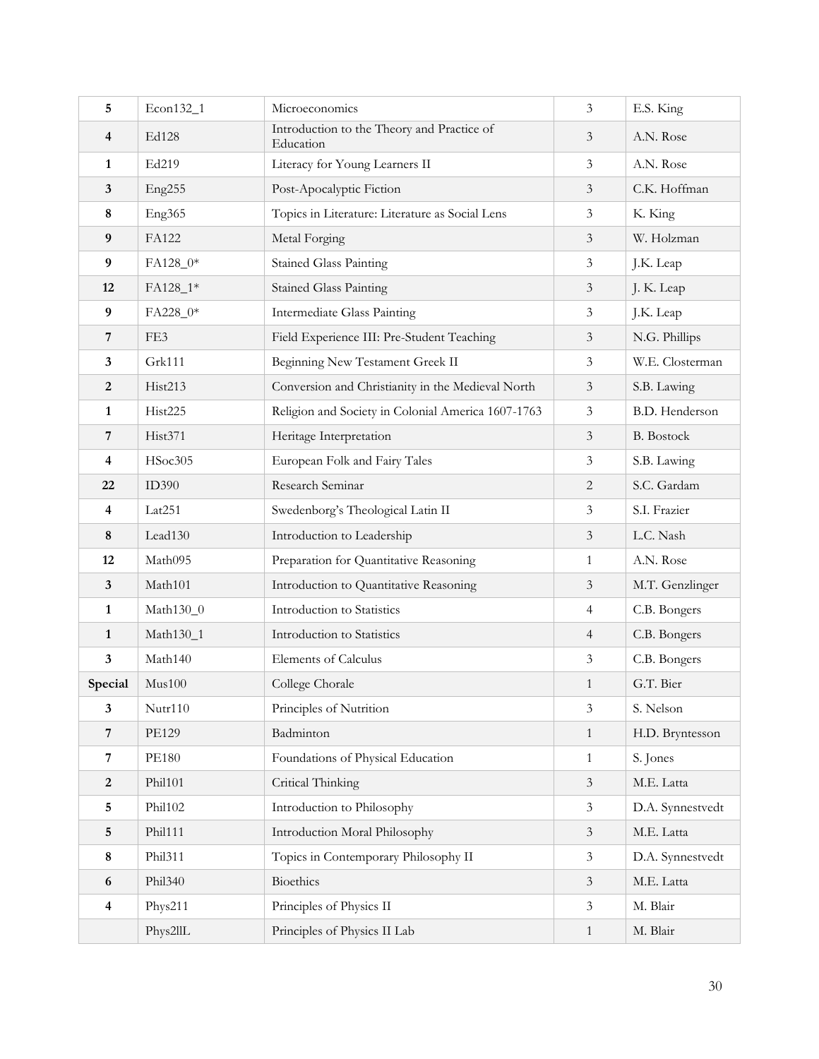| | | | | |
|---|---|---|---|---|
| **5** | Econ132_1 | Microeconomics | 3 | E.S. King |
| **4** | Ed128 | Introduction to the Theory and Practice of Education | 3 | A.N. Rose |
| **1** | Ed219 | Literacy for Young Learners II | 3 | A.N. Rose |
| **3** | Eng255 | Post-Apocalyptic Fiction | 3 | C.K. Hoffman |
| **8** | Eng365 | Topics in Literature: Literature as Social Lens | 3 | K. King |
| **9** | FA122 | Metal Forging | 3 | W. Holzman |
| **9** | FA128_0* | Stained Glass Painting | 3 | J.K. Leap |
| **12** | FA128_1* | Stained Glass Painting | 3 | J. K. Leap |
| **9** | FA228_0* | Intermediate Glass Painting | 3 | J.K. Leap |
| **7** | FE3 | Field Experience III: Pre-Student Teaching | 3 | N.G. Phillips |
| **3** | Grk111 | Beginning New Testament Greek II | 3 | W.E. Closterman |
| **2** | Hist213 | Conversion and Christianity in the Medieval North | 3 | S.B. Lawing |
| **1** | Hist225 | Religion and Society in Colonial America 1607-1763 | 3 | B.D. Henderson |
| **7** | Hist371 | Heritage Interpretation | 3 | B. Bostock |
| **4** | HSoc305 | European Folk and Fairy Tales | 3 | S.B. Lawing |
| **22** | ID390 | Research Seminar | 2 | S.C. Gardam |
| **4** | Lat251 | Swedenborg's Theological Latin II | 3 | S.I. Frazier |
| **8** | Lead130 | Introduction to Leadership | 3 | L.C. Nash |
| **12** | Math095 | Preparation for Quantitative Reasoning | 1 | A.N. Rose |
| **3** | Math101 | Introduction to Quantitative Reasoning | 3 | M.T. Genzlinger |
| **1** | Math130_0 | Introduction to Statistics | 4 | C.B. Bongers |
| **1** | Math130_1 | Introduction to Statistics | 4 | C.B. Bongers |
| **3** | Math140 | Elements of Calculus | 3 | C.B. Bongers |
| **Special** | Mus100 | College Chorale | 1 | G.T. Bier |
| **3** | Nutr110 | Principles of Nutrition | 3 | S. Nelson |
| **7** | PE129 | Badminton | 1 | H.D. Bryntesson |
| **7** | PE180 | Foundations of Physical Education | 1 | S. Jones |
| **2** | Phil101 | Critical Thinking | 3 | M.E. Latta |
| **5** | Phil102 | Introduction to Philosophy | 3 | D.A. Synnestvedt |
| **5** | Phil111 | Introduction Moral Philosophy | 3 | M.E. Latta |
| **8** | Phil311 | Topics in Contemporary Philosophy II | 3 | D.A. Synnestvedt |
| **6** | Phil340 | Bioethics | 3 | M.E. Latta |
| **4** | Phys211 | Principles of Physics II | 3 | M. Blair |
| | Phys2llL | Principles of Physics II Lab | 1 | M. Blair |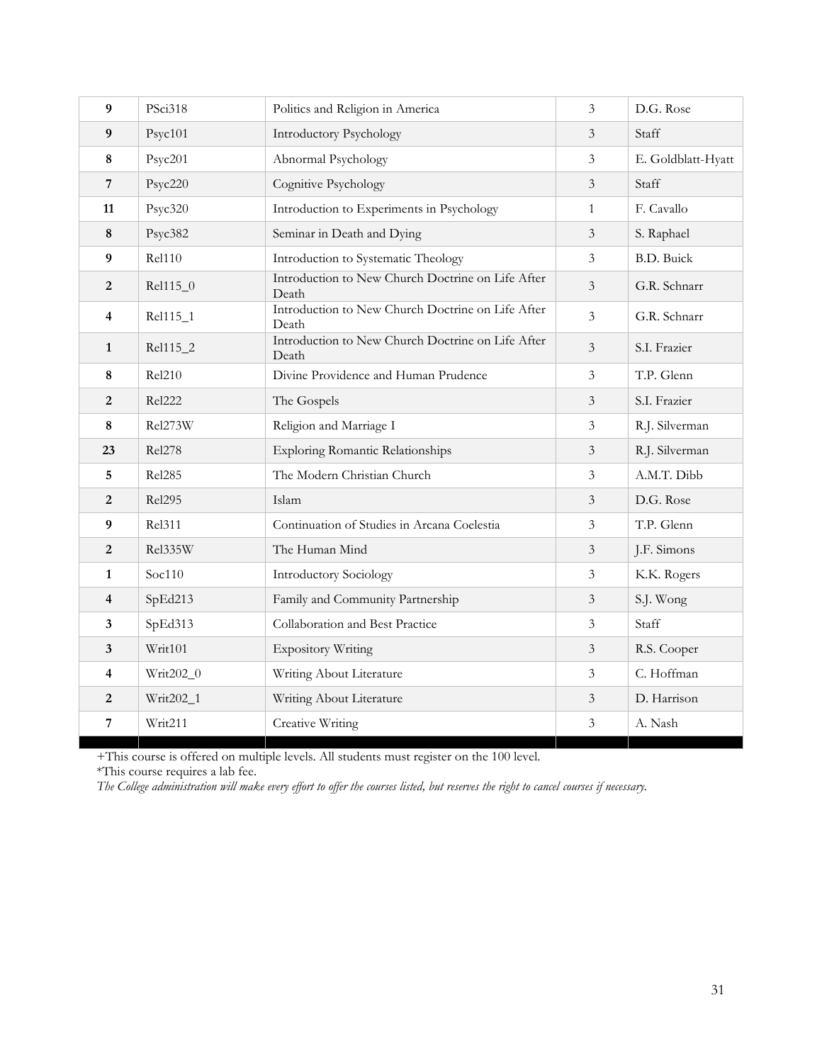| | | | | |
|---|---|---|---|---|
| **9** | PSci318 | Politics and Religion in America | 3 | D.G. Rose |
| **9** | Psyc101 | Introductory Psychology | 3 | Staff |
| **8** | Psyc201 | Abnormal Psychology | 3 | E. Goldblatt-Hyatt |
| **7** | Psyc220 | Cognitive Psychology | 3 | Staff |
| **11** | Psyc320 | Introduction to Experiments in Psychology | 1 | F. Cavallo |
| **8** | Psyc382 | Seminar in Death and Dying | 3 | S. Raphael |
| **9** | Rel110 | Introduction to Systematic Theology | 3 | B.D. Buick |
| **2** | Rel115_0 | Introduction to New Church Doctrine on Life After Death | 3 | G.R. Schnarr |
| **4** | Rel115_1 | Introduction to New Church Doctrine on Life After Death | 3 | G.R. Schnarr |
| **1** | Rel115_2 | Introduction to New Church Doctrine on Life After Death | 3 | S.I. Frazier |
| **8** | Rel210 | Divine Providence and Human Prudence | 3 | T.P. Glenn |
| **2** | Rel222 | The Gospels | 3 | S.I. Frazier |
| **8** | Rel273W | Religion and Marriage I | 3 | R.J. Silverman |
| **23** | Rel278 | Exploring Romantic Relationships | 3 | R.J. Silverman |
| **5** | Rel285 | The Modern Christian Church | 3 | A.M.T. Dibb |
| **2** | Rel295 | Islam | 3 | D.G. Rose |
| **9** | Rel311 | Continuation of Studies in Arcana Coelestia | 3 | T.P. Glenn |
| **2** | Rel335W | The Human Mind | 3 | J.F. Simons |
| **1** | Soc110 | Introductory Sociology | 3 | K.K. Rogers |
| **4** | SpEd213 | Family and Community Partnership | 3 | S.J. Wong |
| **3** | SpEd313 | Collaboration and Best Practice | 3 | Staff |
| **3** | Writ101 | Expository Writing | 3 | R.S. Cooper |
| **4** | Writ202_0 | Writing About Literature | 3 | C. Hoffman |
| **2** | Writ202_1 | Writing About Literature | 3 | D. Harrison |
| **7** | Writ211 | Creative Writing | 3 | A. Nash |

+This course is offered on multiple levels. All students must register on the 100 level.

*This course requires a lab fee.

*The College administration will make every effort to offer the courses listed, but reserves the right to cancel courses if necessary.*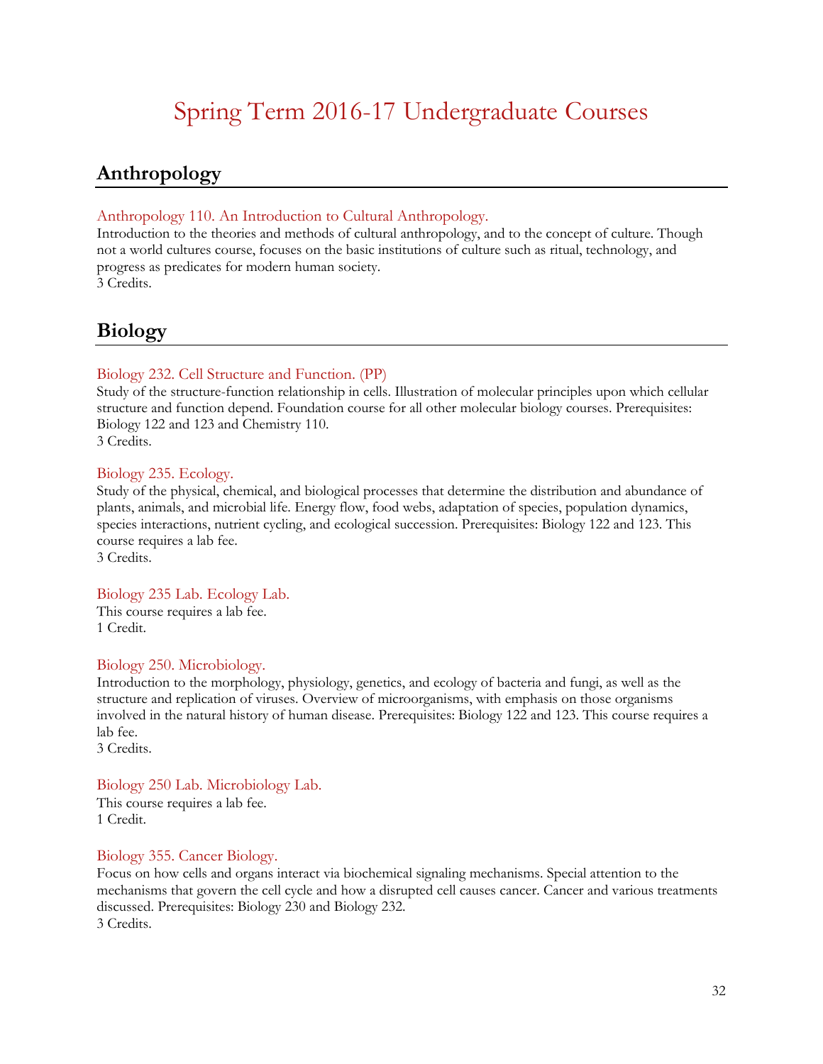# Spring Term 2016-17 Undergraduate Courses

## Anthropology

### Anthropology 110. An Introduction to Cultural Anthropology.

Introduction to the theories and methods of cultural anthropology, and to the concept of culture. Though not a world cultures course, focuses on the basic institutions of culture such as ritual, technology, and progress as predicates for modern human society.
3 Credits.

## Biology

### Biology 232. Cell Structure and Function. (PP)

Study of the structure-function relationship in cells. Illustration of molecular principles upon which cellular structure and function depend. Foundation course for all other molecular biology courses. Prerequisites: Biology 122 and 123 and Chemistry 110.
3 Credits.

### Biology 235. Ecology.

Study of the physical, chemical, and biological processes that determine the distribution and abundance of plants, animals, and microbial life. Energy flow, food webs, adaptation of species, population dynamics, species interactions, nutrient cycling, and ecological succession. Prerequisites: Biology 122 and 123. This course requires a lab fee.
3 Credits.

### Biology 235 Lab. Ecology Lab.

This course requires a lab fee.
1 Credit.

### Biology 250. Microbiology.

Introduction to the morphology, physiology, genetics, and ecology of bacteria and fungi, as well as the structure and replication of viruses. Overview of microorganisms, with emphasis on those organisms involved in the natural history of human disease. Prerequisites: Biology 122 and 123. This course requires a lab fee.
3 Credits.

### Biology 250 Lab. Microbiology Lab.

This course requires a lab fee.
1 Credit.

### Biology 355. Cancer Biology.

Focus on how cells and organs interact via biochemical signaling mechanisms. Special attention to the mechanisms that govern the cell cycle and how a disrupted cell causes cancer. Cancer and various treatments discussed. Prerequisites: Biology 230 and Biology 232.
3 Credits.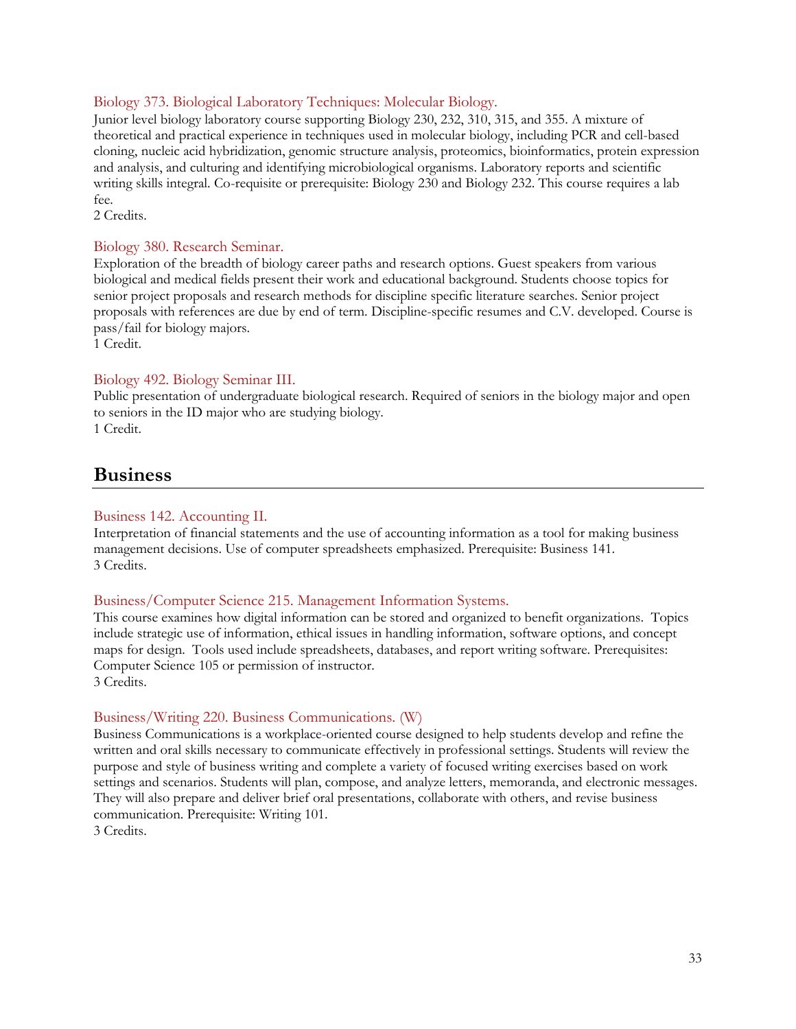### Biology 373. Biological Laboratory Techniques: Molecular Biology.

Junior level biology laboratory course supporting Biology 230, 232, 310, 315, and 355. A mixture of theoretical and practical experience in techniques used in molecular biology, including PCR and cell-based cloning, nucleic acid hybridization, genomic structure analysis, proteomics, bioinformatics, protein expression and analysis, and culturing and identifying microbiological organisms. Laboratory reports and scientific writing skills integral. Co-requisite or prerequisite: Biology 230 and Biology 232. This course requires a lab fee.
2 Credits.

### Biology 380. Research Seminar.

Exploration of the breadth of biology career paths and research options. Guest speakers from various biological and medical fields present their work and educational background. Students choose topics for senior project proposals and research methods for discipline specific literature searches. Senior project proposals with references are due by end of term. Discipline-specific resumes and C.V. developed. Course is pass/fail for biology majors.
1 Credit.

### Biology 492. Biology Seminar III.

Public presentation of undergraduate biological research. Required of seniors in the biology major and open to seniors in the ID major who are studying biology.
1 Credit.

## Business

### Business 142. Accounting II.

Interpretation of financial statements and the use of accounting information as a tool for making business management decisions. Use of computer spreadsheets emphasized. Prerequisite: Business 141.
3 Credits.

### Business/Computer Science 215. Management Information Systems.

This course examines how digital information can be stored and organized to benefit organizations. Topics include strategic use of information, ethical issues in handling information, software options, and concept maps for design. Tools used include spreadsheets, databases, and report writing software. Prerequisites: Computer Science 105 or permission of instructor.
3 Credits.

### Business/Writing 220. Business Communications. (W)

Business Communications is a workplace-oriented course designed to help students develop and refine the written and oral skills necessary to communicate effectively in professional settings. Students will review the purpose and style of business writing and complete a variety of focused writing exercises based on work settings and scenarios. Students will plan, compose, and analyze letters, memoranda, and electronic messages. They will also prepare and deliver brief oral presentations, collaborate with others, and revise business communication. Prerequisite: Writing 101.
3 Credits.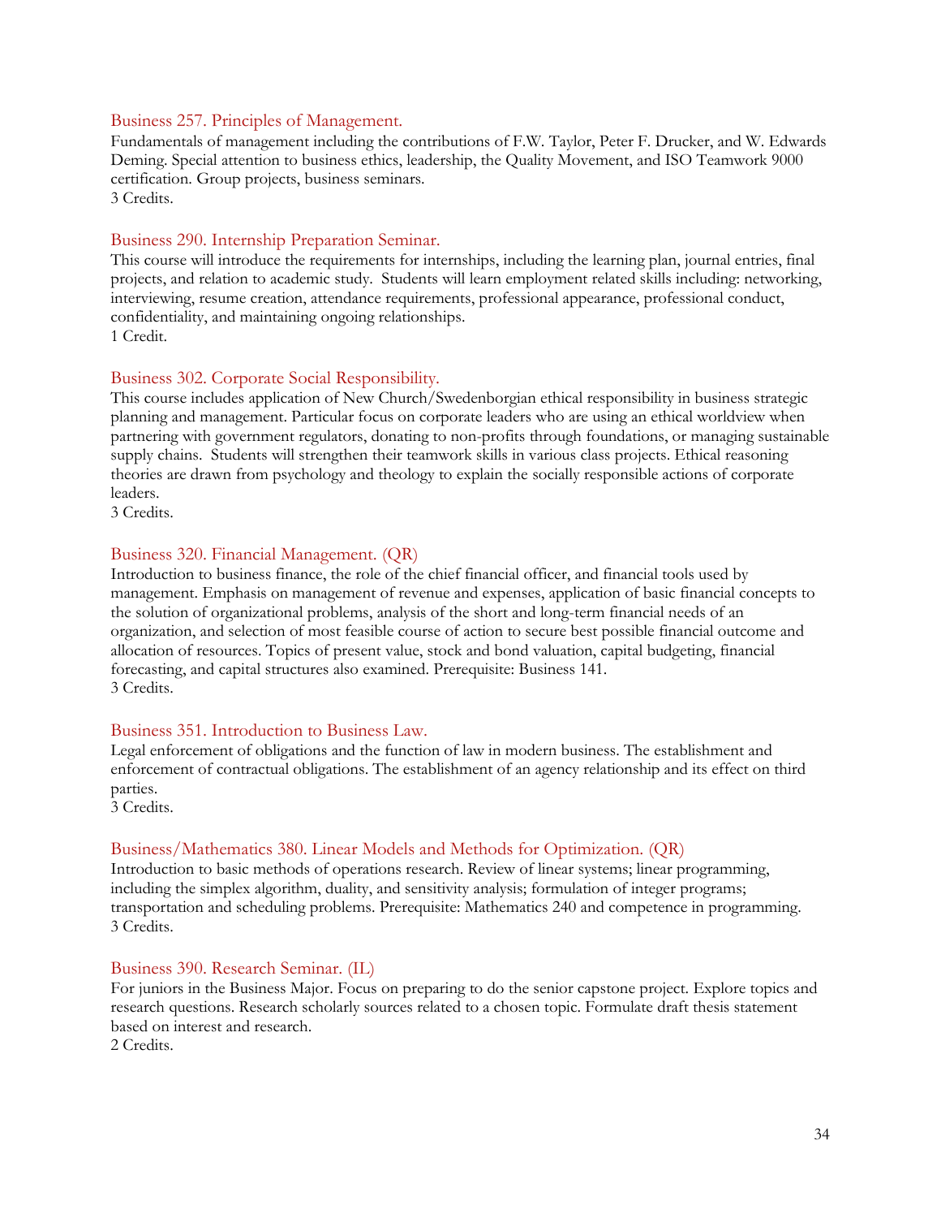### Business 257. Principles of Management.

Fundamentals of management including the contributions of F.W. Taylor, Peter F. Drucker, and W. Edwards Deming. Special attention to business ethics, leadership, the Quality Movement, and ISO Teamwork 9000 certification. Group projects, business seminars.
3 Credits.

### Business 290. Internship Preparation Seminar.

This course will introduce the requirements for internships, including the learning plan, journal entries, final projects, and relation to academic study. Students will learn employment related skills including: networking, interviewing, resume creation, attendance requirements, professional appearance, professional conduct, confidentiality, and maintaining ongoing relationships.
1 Credit.

### Business 302. Corporate Social Responsibility.

This course includes application of New Church/Swedenborgian ethical responsibility in business strategic planning and management. Particular focus on corporate leaders who are using an ethical worldview when partnering with government regulators, donating to non-profits through foundations, or managing sustainable supply chains. Students will strengthen their teamwork skills in various class projects. Ethical reasoning theories are drawn from psychology and theology to explain the socially responsible actions of corporate leaders.
3 Credits.

### Business 320. Financial Management. (QR)

Introduction to business finance, the role of the chief financial officer, and financial tools used by management. Emphasis on management of revenue and expenses, application of basic financial concepts to the solution of organizational problems, analysis of the short and long-term financial needs of an organization, and selection of most feasible course of action to secure best possible financial outcome and allocation of resources. Topics of present value, stock and bond valuation, capital budgeting, financial forecasting, and capital structures also examined. Prerequisite: Business 141.
3 Credits.

### Business 351. Introduction to Business Law.

Legal enforcement of obligations and the function of law in modern business. The establishment and enforcement of contractual obligations. The establishment of an agency relationship and its effect on third parties.
3 Credits.

### Business/Mathematics 380. Linear Models and Methods for Optimization. (QR)

Introduction to basic methods of operations research. Review of linear systems; linear programming, including the simplex algorithm, duality, and sensitivity analysis; formulation of integer programs; transportation and scheduling problems. Prerequisite: Mathematics 240 and competence in programming.
3 Credits.

### Business 390. Research Seminar. (IL)

For juniors in the Business Major. Focus on preparing to do the senior capstone project. Explore topics and research questions. Research scholarly sources related to a chosen topic. Formulate draft thesis statement based on interest and research.
2 Credits.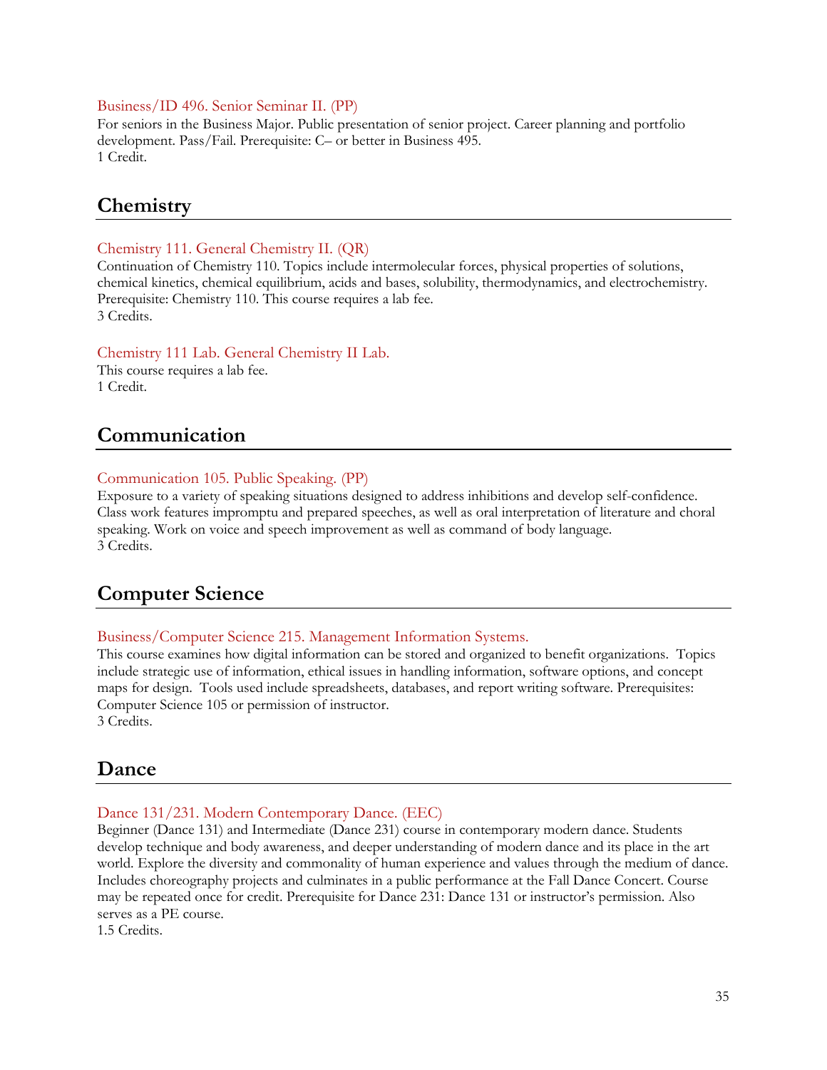### Business/ID 496. Senior Seminar II. (PP)

For seniors in the Business Major. Public presentation of senior project. Career planning and portfolio development. Pass/Fail. Prerequisite: C– or better in Business 495.
1 Credit.

## Chemistry

### Chemistry 111. General Chemistry II. (QR)

Continuation of Chemistry 110. Topics include intermolecular forces, physical properties of solutions, chemical kinetics, chemical equilibrium, acids and bases, solubility, thermodynamics, and electrochemistry. Prerequisite: Chemistry 110. This course requires a lab fee.
3 Credits.

### Chemistry 111 Lab. General Chemistry II Lab.

This course requires a lab fee.
1 Credit.

## Communication

### Communication 105. Public Speaking. (PP)

Exposure to a variety of speaking situations designed to address inhibitions and develop self-confidence. Class work features impromptu and prepared speeches, as well as oral interpretation of literature and choral speaking. Work on voice and speech improvement as well as command of body language.
3 Credits.

## Computer Science

### Business/Computer Science 215. Management Information Systems.

This course examines how digital information can be stored and organized to benefit organizations. Topics include strategic use of information, ethical issues in handling information, software options, and concept maps for design. Tools used include spreadsheets, databases, and report writing software. Prerequisites: Computer Science 105 or permission of instructor.
3 Credits.

## Dance

### Dance 131/231. Modern Contemporary Dance. (EEC)

Beginner (Dance 131) and Intermediate (Dance 231) course in contemporary modern dance. Students develop technique and body awareness, and deeper understanding of modern dance and its place in the art world. Explore the diversity and commonality of human experience and values through the medium of dance. Includes choreography projects and culminates in a public performance at the Fall Dance Concert. Course may be repeated once for credit. Prerequisite for Dance 231: Dance 131 or instructor's permission. Also serves as a PE course.
1.5 Credits.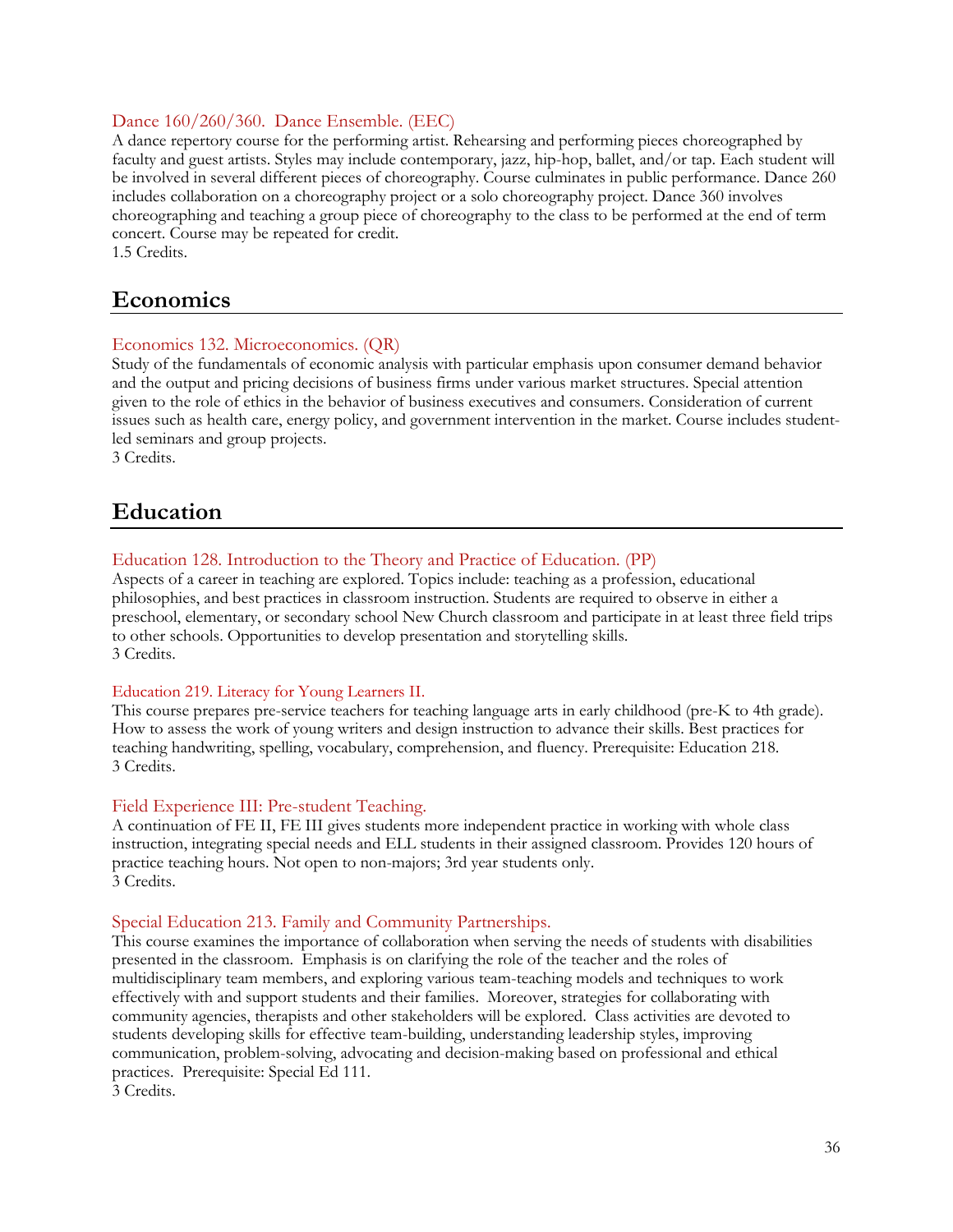### Dance 160/260/360. Dance Ensemble. (EEC)

A dance repertory course for the performing artist. Rehearsing and performing pieces choreographed by faculty and guest artists. Styles may include contemporary, jazz, hip-hop, ballet, and/or tap. Each student will be involved in several different pieces of choreography. Course culminates in public performance. Dance 260 includes collaboration on a choreography project or a solo choreography project. Dance 360 involves choreographing and teaching a group piece of choreography to the class to be performed at the end of term concert. Course may be repeated for credit.
1.5 Credits.

## Economics

### Economics 132. Microeconomics. (QR)

Study of the fundamentals of economic analysis with particular emphasis upon consumer demand behavior and the output and pricing decisions of business firms under various market structures. Special attention given to the role of ethics in the behavior of business executives and consumers. Consideration of current issues such as health care, energy policy, and government intervention in the market. Course includes student-led seminars and group projects.
3 Credits.

## Education

### Education 128. Introduction to the Theory and Practice of Education. (PP)

Aspects of a career in teaching are explored. Topics include: teaching as a profession, educational philosophies, and best practices in classroom instruction. Students are required to observe in either a preschool, elementary, or secondary school New Church classroom and participate in at least three field trips to other schools. Opportunities to develop presentation and storytelling skills.
3 Credits.

### Education 219. Literacy for Young Learners II.

This course prepares pre-service teachers for teaching language arts in early childhood (pre-K to 4th grade). How to assess the work of young writers and design instruction to advance their skills. Best practices for teaching handwriting, spelling, vocabulary, comprehension, and fluency. Prerequisite: Education 218.
3 Credits.

### Field Experience III: Pre-student Teaching.

A continuation of FE II, FE III gives students more independent practice in working with whole class instruction, integrating special needs and ELL students in their assigned classroom. Provides 120 hours of practice teaching hours. Not open to non-majors; 3rd year students only.
3 Credits.

### Special Education 213. Family and Community Partnerships.

This course examines the importance of collaboration when serving the needs of students with disabilities presented in the classroom. Emphasis is on clarifying the role of the teacher and the roles of multidisciplinary team members, and exploring various team-teaching models and techniques to work effectively with and support students and their families. Moreover, strategies for collaborating with community agencies, therapists and other stakeholders will be explored. Class activities are devoted to students developing skills for effective team-building, understanding leadership styles, improving communication, problem-solving, advocating and decision-making based on professional and ethical practices. Prerequisite: Special Ed 111.
3 Credits.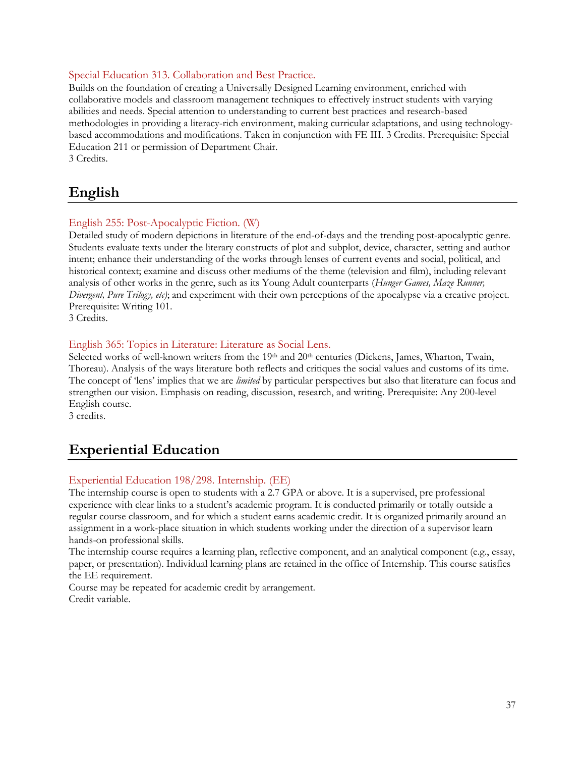### Special Education 313. Collaboration and Best Practice.

Builds on the foundation of creating a Universally Designed Learning environment, enriched with collaborative models and classroom management techniques to effectively instruct students with varying abilities and needs. Special attention to understanding to current best practices and research-based methodologies in providing a literacy-rich environment, making curricular adaptations, and using technology-based accommodations and modifications. Taken in conjunction with FE III. 3 Credits. Prerequisite: Special Education 211 or permission of Department Chair.
3 Credits.

## English

### English 255: Post-Apocalyptic Fiction. (W)

Detailed study of modern depictions in literature of the end-of-days and the trending post-apocalyptic genre. Students evaluate texts under the literary constructs of plot and subplot, device, character, setting and author intent; enhance their understanding of the works through lenses of current events and social, political, and historical context; examine and discuss other mediums of the theme (television and film), including relevant analysis of other works in the genre, such as its Young Adult counterparts (*Hunger Games, Maze Runner, Divergent, Pure Trilogy, etc)*; and experiment with their own perceptions of the apocalypse via a creative project. Prerequisite: Writing 101.
3 Credits.

### English 365: Topics in Literature: Literature as Social Lens.

Selected works of well-known writers from the 19th and 20th centuries (Dickens, James, Wharton, Twain, Thoreau). Analysis of the ways literature both reflects and critiques the social values and customs of its time. The concept of 'lens' implies that we are *limited* by particular perspectives but also that literature can focus and strengthen our vision. Emphasis on reading, discussion, research, and writing. Prerequisite: Any 200-level English course.
3 credits.

## Experiential Education

### Experiential Education 198/298. Internship. (EE)

The internship course is open to students with a 2.7 GPA or above. It is a supervised, pre professional experience with clear links to a student's academic program. It is conducted primarily or totally outside a regular course classroom, and for which a student earns academic credit. It is organized primarily around an assignment in a work-place situation in which students working under the direction of a supervisor learn hands-on professional skills.

The internship course requires a learning plan, reflective component, and an analytical component (e.g., essay, paper, or presentation). Individual learning plans are retained in the office of Internship. This course satisfies the EE requirement.

Course may be repeated for academic credit by arrangement.

Credit variable.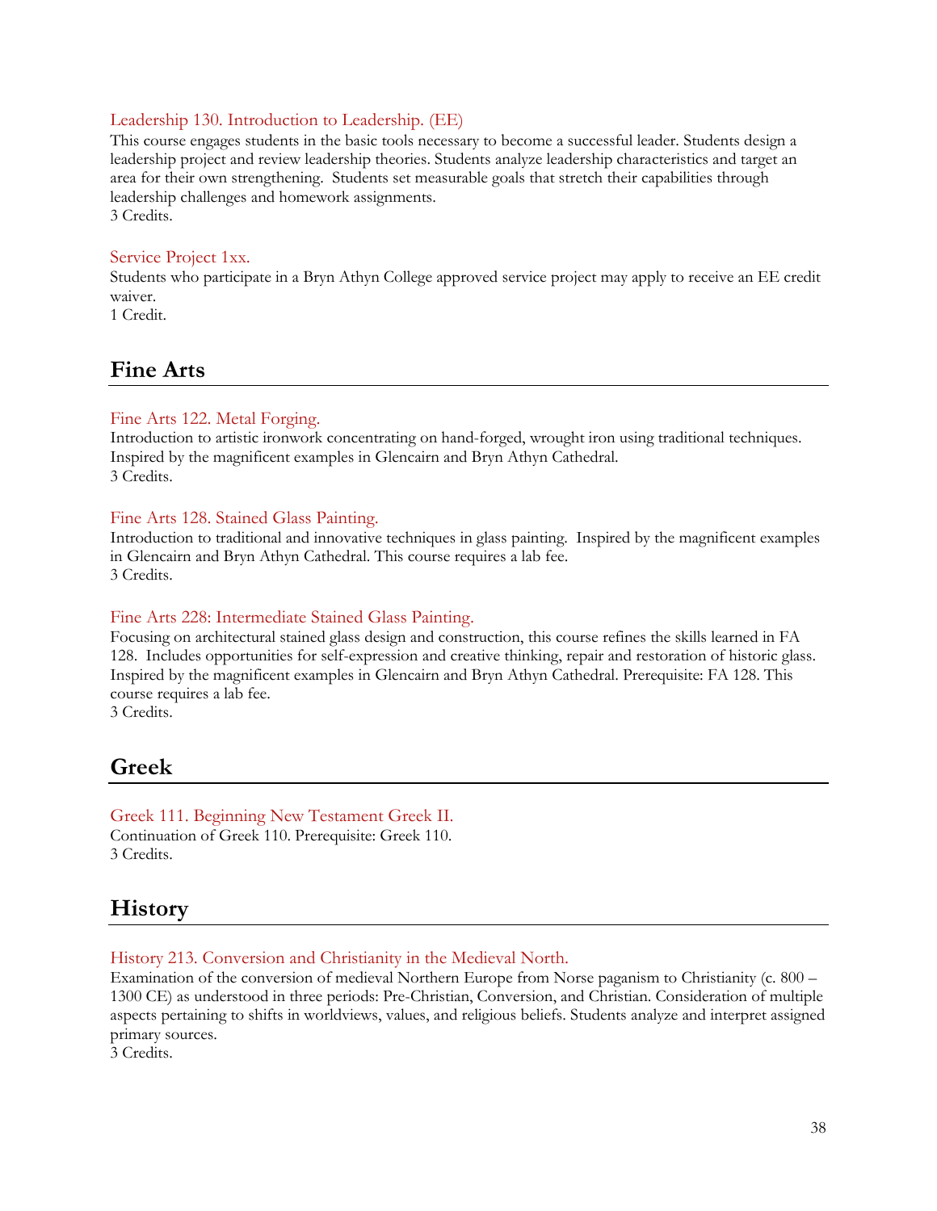### Leadership 130. Introduction to Leadership. (EE)

This course engages students in the basic tools necessary to become a successful leader. Students design a leadership project and review leadership theories. Students analyze leadership characteristics and target an area for their own strengthening. Students set measurable goals that stretch their capabilities through leadership challenges and homework assignments.
3 Credits.

### Service Project 1xx.

Students who participate in a Bryn Athyn College approved service project may apply to receive an EE credit waiver.
1 Credit.

## Fine Arts

### Fine Arts 122. Metal Forging.

Introduction to artistic ironwork concentrating on hand-forged, wrought iron using traditional techniques. Inspired by the magnificent examples in Glencairn and Bryn Athyn Cathedral.
3 Credits.

### Fine Arts 128. Stained Glass Painting.

Introduction to traditional and innovative techniques in glass painting. Inspired by the magnificent examples in Glencairn and Bryn Athyn Cathedral. This course requires a lab fee.
3 Credits.

### Fine Arts 228: Intermediate Stained Glass Painting.

Focusing on architectural stained glass design and construction, this course refines the skills learned in FA 128. Includes opportunities for self-expression and creative thinking, repair and restoration of historic glass. Inspired by the magnificent examples in Glencairn and Bryn Athyn Cathedral. Prerequisite: FA 128. This course requires a lab fee.
3 Credits.

## Greek

### Greek 111. Beginning New Testament Greek II.

Continuation of Greek 110. Prerequisite: Greek 110.
3 Credits.

## History

### History 213. Conversion and Christianity in the Medieval North.

Examination of the conversion of medieval Northern Europe from Norse paganism to Christianity (c. 800 – 1300 CE) as understood in three periods: Pre-Christian, Conversion, and Christian. Consideration of multiple aspects pertaining to shifts in worldviews, values, and religious beliefs. Students analyze and interpret assigned primary sources.
3 Credits.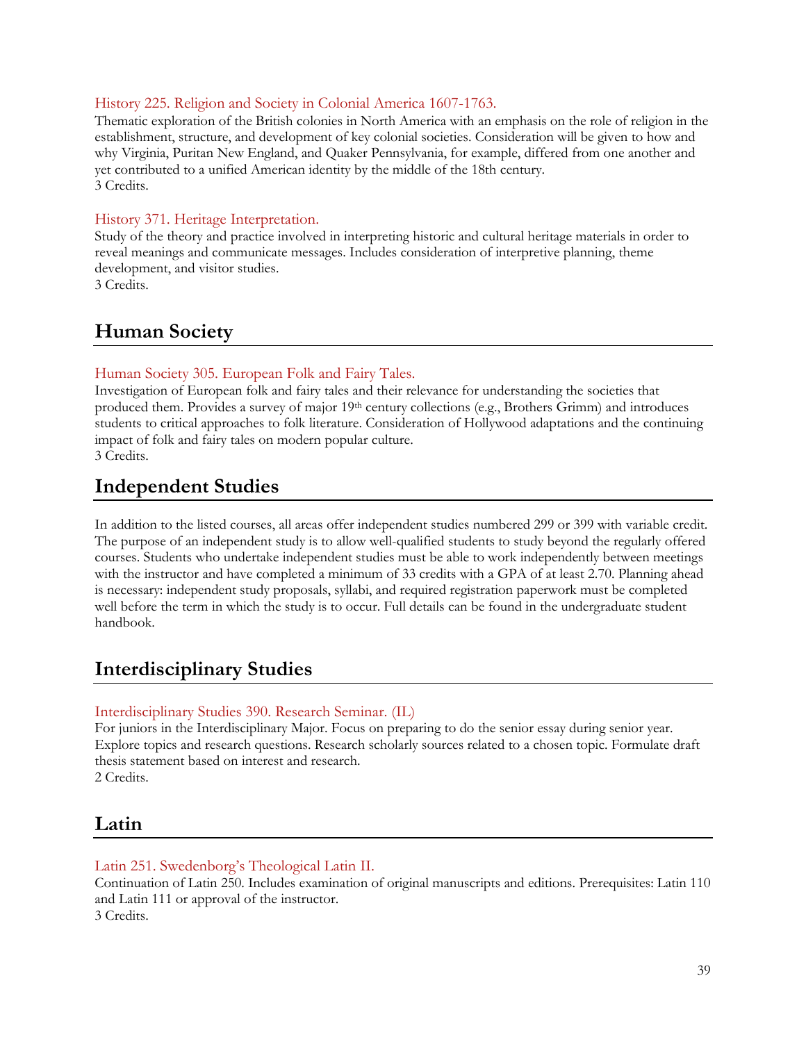### History 225. Religion and Society in Colonial America 1607-1763.

Thematic exploration of the British colonies in North America with an emphasis on the role of religion in the establishment, structure, and development of key colonial societies. Consideration will be given to how and why Virginia, Puritan New England, and Quaker Pennsylvania, for example, differed from one another and yet contributed to a unified American identity by the middle of the 18th century.
3 Credits.

### History 371. Heritage Interpretation.

Study of the theory and practice involved in interpreting historic and cultural heritage materials in order to reveal meanings and communicate messages. Includes consideration of interpretive planning, theme development, and visitor studies.
3 Credits.

## Human Society

### Human Society 305. European Folk and Fairy Tales.

Investigation of European folk and fairy tales and their relevance for understanding the societies that produced them. Provides a survey of major 19th century collections (e.g., Brothers Grimm) and introduces students to critical approaches to folk literature. Consideration of Hollywood adaptations and the continuing impact of folk and fairy tales on modern popular culture.
3 Credits.

## Independent Studies

In addition to the listed courses, all areas offer independent studies numbered 299 or 399 with variable credit. The purpose of an independent study is to allow well-qualified students to study beyond the regularly offered courses. Students who undertake independent studies must be able to work independently between meetings with the instructor and have completed a minimum of 33 credits with a GPA of at least 2.70. Planning ahead is necessary: independent study proposals, syllabi, and required registration paperwork must be completed well before the term in which the study is to occur. Full details can be found in the undergraduate student handbook.

## Interdisciplinary Studies

### Interdisciplinary Studies 390. Research Seminar. (IL)

For juniors in the Interdisciplinary Major. Focus on preparing to do the senior essay during senior year. Explore topics and research questions. Research scholarly sources related to a chosen topic. Formulate draft thesis statement based on interest and research.
2 Credits.

## Latin

### Latin 251. Swedenborg's Theological Latin II.

Continuation of Latin 250. Includes examination of original manuscripts and editions. Prerequisites: Latin 110 and Latin 111 or approval of the instructor.
3 Credits.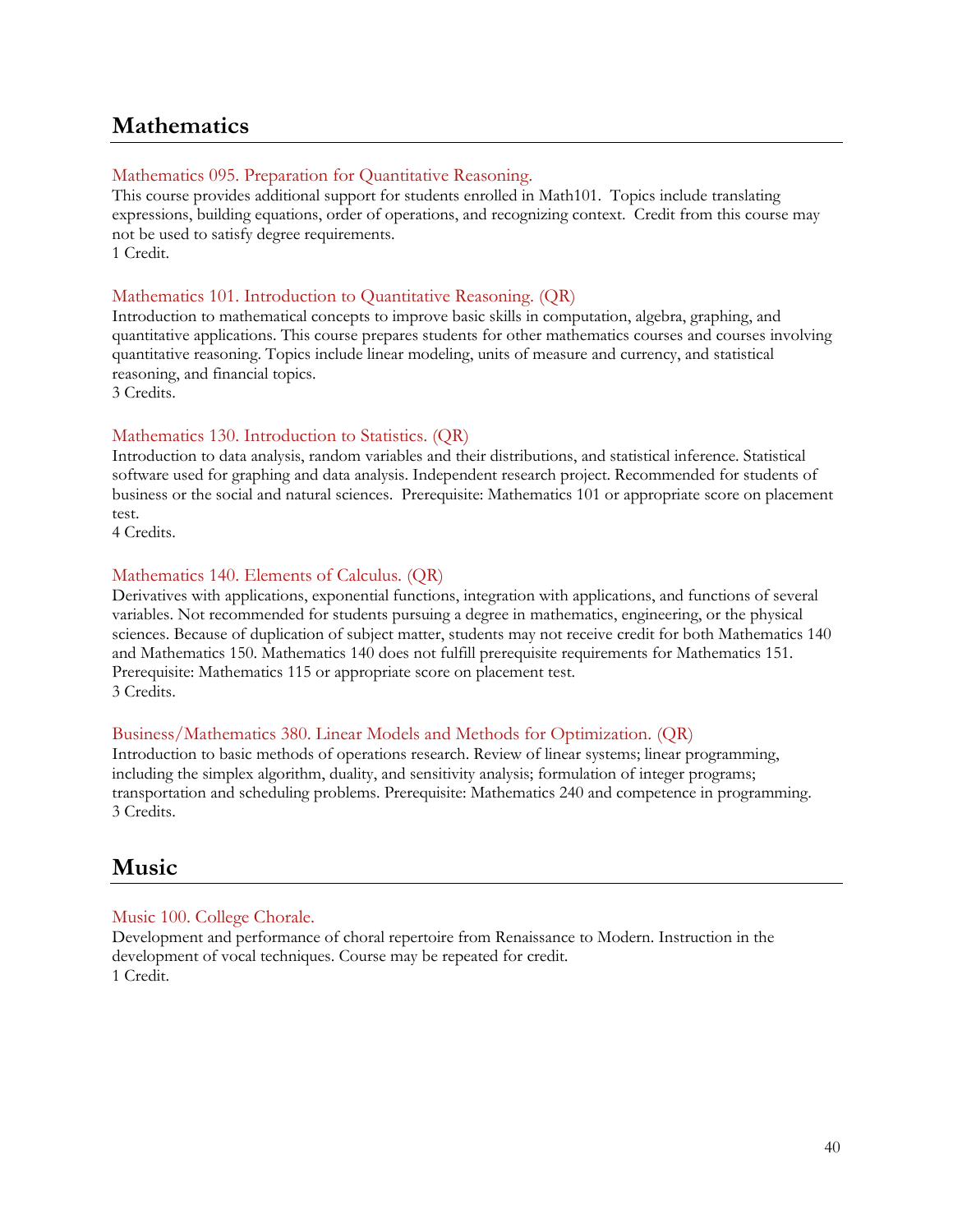## Mathematics

### Mathematics 095. Preparation for Quantitative Reasoning.

This course provides additional support for students enrolled in Math101. Topics include translating expressions, building equations, order of operations, and recognizing context. Credit from this course may not be used to satisfy degree requirements.
1 Credit.

### Mathematics 101. Introduction to Quantitative Reasoning. (QR)

Introduction to mathematical concepts to improve basic skills in computation, algebra, graphing, and quantitative applications. This course prepares students for other mathematics courses and courses involving quantitative reasoning. Topics include linear modeling, units of measure and currency, and statistical reasoning, and financial topics.
3 Credits.

### Mathematics 130. Introduction to Statistics. (QR)

Introduction to data analysis, random variables and their distributions, and statistical inference. Statistical software used for graphing and data analysis. Independent research project. Recommended for students of business or the social and natural sciences. Prerequisite: Mathematics 101 or appropriate score on placement test.
4 Credits.

### Mathematics 140. Elements of Calculus. (QR)

Derivatives with applications, exponential functions, integration with applications, and functions of several variables. Not recommended for students pursuing a degree in mathematics, engineering, or the physical sciences. Because of duplication of subject matter, students may not receive credit for both Mathematics 140 and Mathematics 150. Mathematics 140 does not fulfill prerequisite requirements for Mathematics 151. Prerequisite: Mathematics 115 or appropriate score on placement test.
3 Credits.

### Business/Mathematics 380. Linear Models and Methods for Optimization. (QR)

Introduction to basic methods of operations research. Review of linear systems; linear programming, including the simplex algorithm, duality, and sensitivity analysis; formulation of integer programs; transportation and scheduling problems. Prerequisite: Mathematics 240 and competence in programming.
3 Credits.

## Music

### Music 100. College Chorale.

Development and performance of choral repertoire from Renaissance to Modern. Instruction in the development of vocal techniques. Course may be repeated for credit.
1 Credit.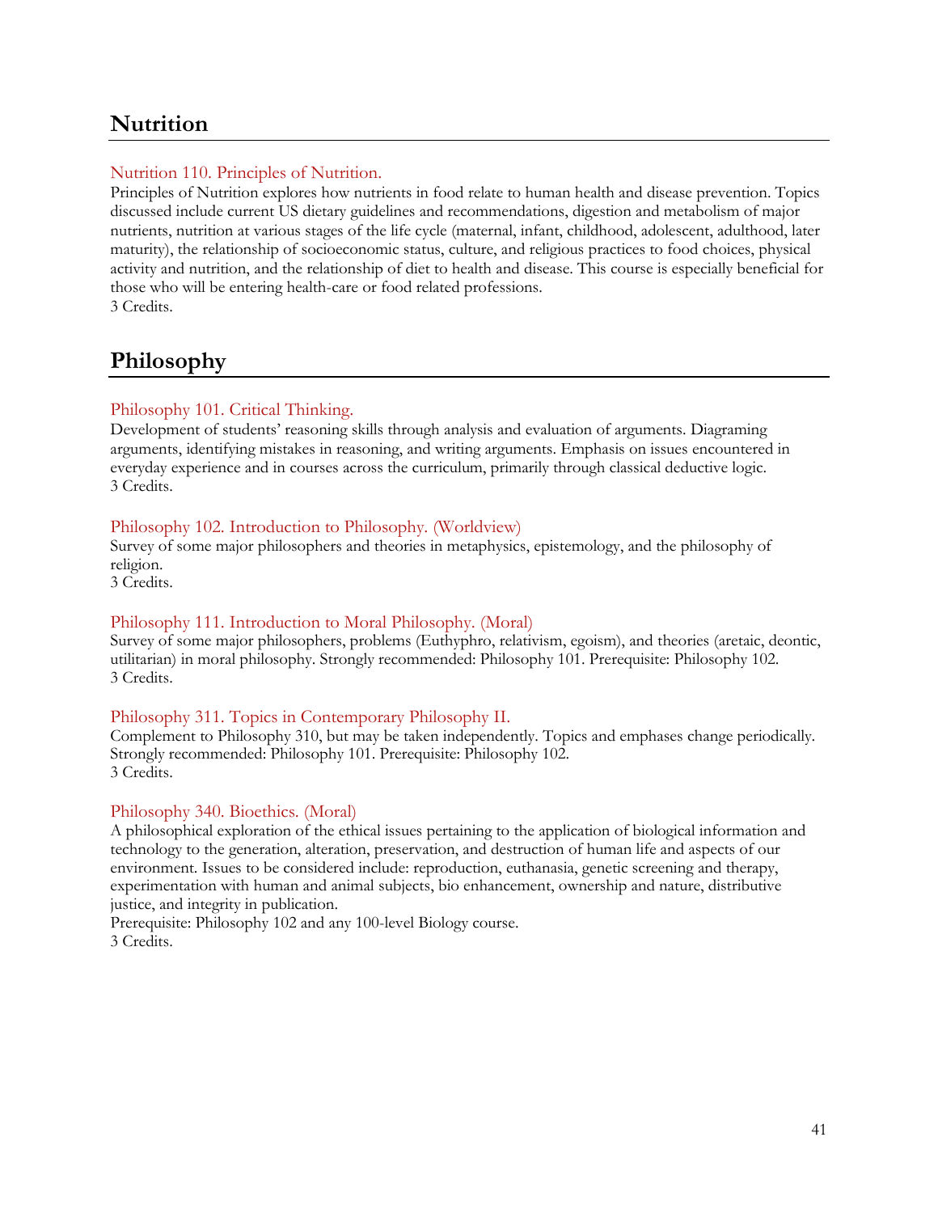## Nutrition

### Nutrition 110. Principles of Nutrition.

Principles of Nutrition explores how nutrients in food relate to human health and disease prevention. Topics discussed include current US dietary guidelines and recommendations, digestion and metabolism of major nutrients, nutrition at various stages of the life cycle (maternal, infant, childhood, adolescent, adulthood, later maturity), the relationship of socioeconomic status, culture, and religious practices to food choices, physical activity and nutrition, and the relationship of diet to health and disease. This course is especially beneficial for those who will be entering health-care or food related professions.
3 Credits.

## Philosophy

### Philosophy 101. Critical Thinking.

Development of students' reasoning skills through analysis and evaluation of arguments. Diagraming arguments, identifying mistakes in reasoning, and writing arguments. Emphasis on issues encountered in everyday experience and in courses across the curriculum, primarily through classical deductive logic.
3 Credits.

### Philosophy 102. Introduction to Philosophy. (Worldview)

Survey of some major philosophers and theories in metaphysics, epistemology, and the philosophy of religion.
3 Credits.

### Philosophy 111. Introduction to Moral Philosophy. (Moral)

Survey of some major philosophers, problems (Euthyphro, relativism, egoism), and theories (aretaic, deontic, utilitarian) in moral philosophy. Strongly recommended: Philosophy 101. Prerequisite: Philosophy 102.
3 Credits.

### Philosophy 311. Topics in Contemporary Philosophy II.

Complement to Philosophy 310, but may be taken independently. Topics and emphases change periodically. Strongly recommended: Philosophy 101. Prerequisite: Philosophy 102.
3 Credits.

### Philosophy 340. Bioethics. (Moral)

A philosophical exploration of the ethical issues pertaining to the application of biological information and technology to the generation, alteration, preservation, and destruction of human life and aspects of our environment. Issues to be considered include: reproduction, euthanasia, genetic screening and therapy, experimentation with human and animal subjects, bio enhancement, ownership and nature, distributive justice, and integrity in publication.
Prerequisite: Philosophy 102 and any 100-level Biology course.
3 Credits.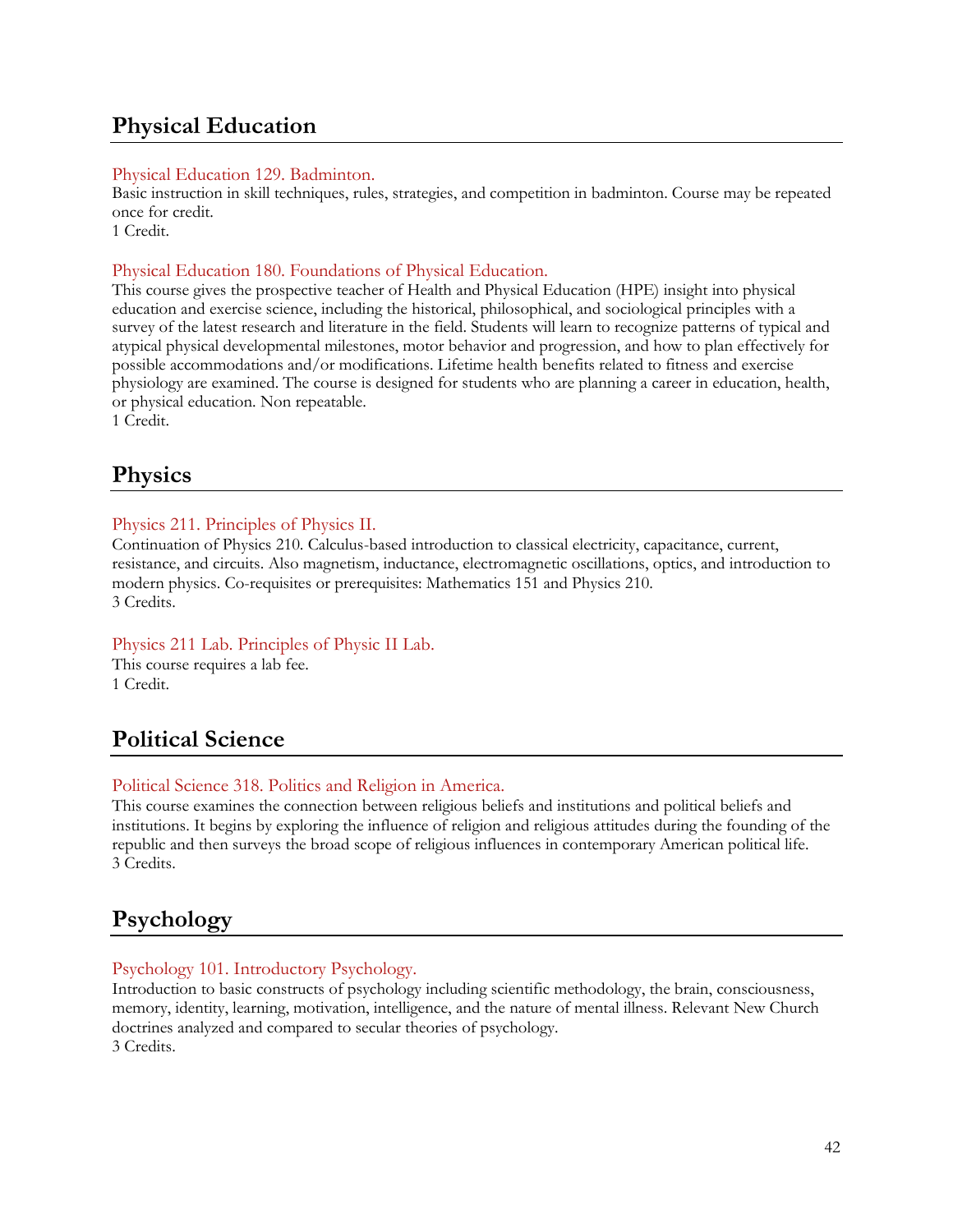## Physical Education

Physical Education 129. Badminton.
Basic instruction in skill techniques, rules, strategies, and competition in badminton. Course may be repeated once for credit.
1 Credit.

Physical Education 180. Foundations of Physical Education.
This course gives the prospective teacher of Health and Physical Education (HPE) insight into physical education and exercise science, including the historical, philosophical, and sociological principles with a survey of the latest research and literature in the field. Students will learn to recognize patterns of typical and atypical physical developmental milestones, motor behavior and progression, and how to plan effectively for possible accommodations and/or modifications. Lifetime health benefits related to fitness and exercise physiology are examined. The course is designed for students who are planning a career in education, health, or physical education. Non repeatable.
1 Credit.

## Physics

Physics 211. Principles of Physics II.
Continuation of Physics 210. Calculus-based introduction to classical electricity, capacitance, current, resistance, and circuits. Also magnetism, inductance, electromagnetic oscillations, optics, and introduction to modern physics. Co-requisites or prerequisites: Mathematics 151 and Physics 210.
3 Credits.

Physics 211 Lab. Principles of Physic II Lab.
This course requires a lab fee.
1 Credit.

## Political Science

Political Science 318. Politics and Religion in America.
This course examines the connection between religious beliefs and institutions and political beliefs and institutions. It begins by exploring the influence of religion and religious attitudes during the founding of the republic and then surveys the broad scope of religious influences in contemporary American political life.
3 Credits.

## Psychology

Psychology 101. Introductory Psychology.
Introduction to basic constructs of psychology including scientific methodology, the brain, consciousness, memory, identity, learning, motivation, intelligence, and the nature of mental illness. Relevant New Church doctrines analyzed and compared to secular theories of psychology.
3 Credits.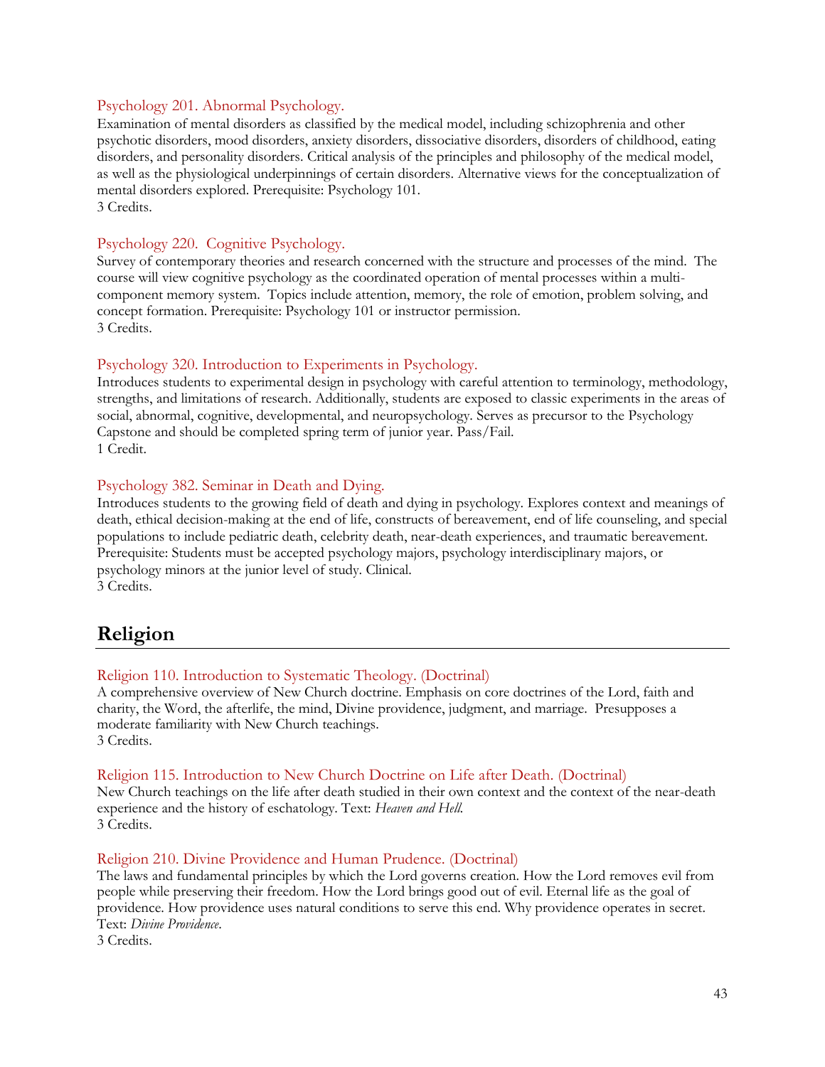### Psychology 201. Abnormal Psychology.

Examination of mental disorders as classified by the medical model, including schizophrenia and other psychotic disorders, mood disorders, anxiety disorders, dissociative disorders, disorders of childhood, eating disorders, and personality disorders. Critical analysis of the principles and philosophy of the medical model, as well as the physiological underpinnings of certain disorders. Alternative views for the conceptualization of mental disorders explored. Prerequisite: Psychology 101.
3 Credits.

### Psychology 220. Cognitive Psychology.

Survey of contemporary theories and research concerned with the structure and processes of the mind. The course will view cognitive psychology as the coordinated operation of mental processes within a multi-component memory system. Topics include attention, memory, the role of emotion, problem solving, and concept formation. Prerequisite: Psychology 101 or instructor permission.
3 Credits.

### Psychology 320. Introduction to Experiments in Psychology.

Introduces students to experimental design in psychology with careful attention to terminology, methodology, strengths, and limitations of research. Additionally, students are exposed to classic experiments in the areas of social, abnormal, cognitive, developmental, and neuropsychology. Serves as precursor to the Psychology Capstone and should be completed spring term of junior year. Pass/Fail.
1 Credit.

### Psychology 382. Seminar in Death and Dying.

Introduces students to the growing field of death and dying in psychology. Explores context and meanings of death, ethical decision-making at the end of life, constructs of bereavement, end of life counseling, and special populations to include pediatric death, celebrity death, near-death experiences, and traumatic bereavement. Prerequisite: Students must be accepted psychology majors, psychology interdisciplinary majors, or psychology minors at the junior level of study. Clinical.
3 Credits.

## Religion

### Religion 110. Introduction to Systematic Theology. (Doctrinal)

A comprehensive overview of New Church doctrine. Emphasis on core doctrines of the Lord, faith and charity, the Word, the afterlife, the mind, Divine providence, judgment, and marriage. Presupposes a moderate familiarity with New Church teachings.
3 Credits.

### Religion 115. Introduction to New Church Doctrine on Life after Death. (Doctrinal)

New Church teachings on the life after death studied in their own context and the context of the near-death experience and the history of eschatology. Text: *Heaven and Hell.*
3 Credits.

### Religion 210. Divine Providence and Human Prudence. (Doctrinal)

The laws and fundamental principles by which the Lord governs creation. How the Lord removes evil from people while preserving their freedom. How the Lord brings good out of evil. Eternal life as the goal of providence. How providence uses natural conditions to serve this end. Why providence operates in secret. Text: *Divine Providence*.
3 Credits.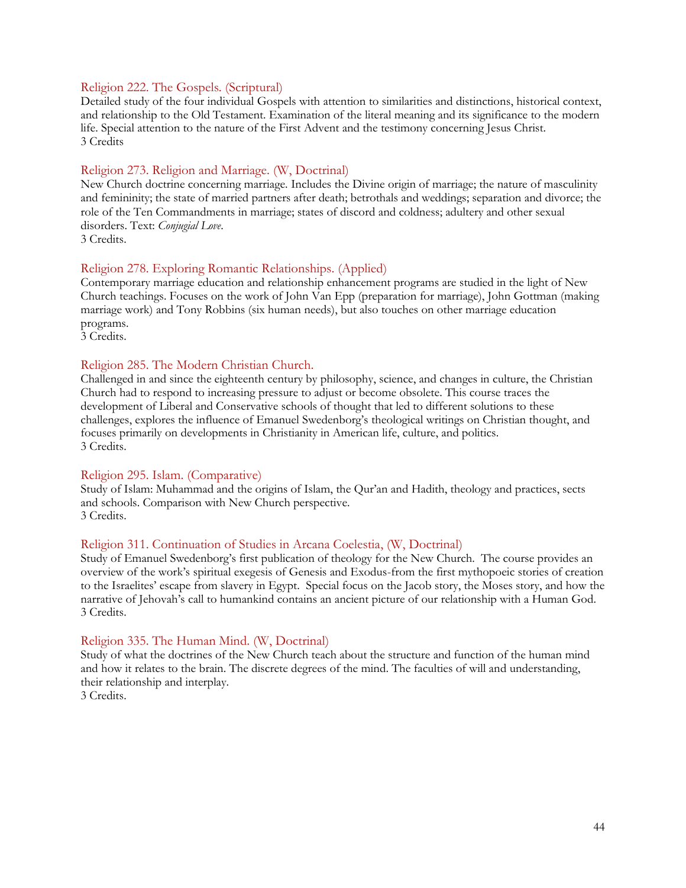### Religion 222. The Gospels. (Scriptural)

Detailed study of the four individual Gospels with attention to similarities and distinctions, historical context, and relationship to the Old Testament. Examination of the literal meaning and its significance to the modern life. Special attention to the nature of the First Advent and the testimony concerning Jesus Christ.
3 Credits

### Religion 273. Religion and Marriage. (W, Doctrinal)

New Church doctrine concerning marriage. Includes the Divine origin of marriage; the nature of masculinity and femininity; the state of married partners after death; betrothals and weddings; separation and divorce; the role of the Ten Commandments in marriage; states of discord and coldness; adultery and other sexual disorders. Text: *Conjugial Love*.
3 Credits.

### Religion 278. Exploring Romantic Relationships. (Applied)

Contemporary marriage education and relationship enhancement programs are studied in the light of New Church teachings. Focuses on the work of John Van Epp (preparation for marriage), John Gottman (making marriage work) and Tony Robbins (six human needs), but also touches on other marriage education programs.
3 Credits.

### Religion 285. The Modern Christian Church.

Challenged in and since the eighteenth century by philosophy, science, and changes in culture, the Christian Church had to respond to increasing pressure to adjust or become obsolete. This course traces the development of Liberal and Conservative schools of thought that led to different solutions to these challenges, explores the influence of Emanuel Swedenborg's theological writings on Christian thought, and focuses primarily on developments in Christianity in American life, culture, and politics.
3 Credits.

### Religion 295. Islam. (Comparative)

Study of Islam: Muhammad and the origins of Islam, the Qur'an and Hadith, theology and practices, sects and schools. Comparison with New Church perspective.
3 Credits.

### Religion 311. Continuation of Studies in Arcana Coelestia, (W, Doctrinal)

Study of Emanuel Swedenborg's first publication of theology for the New Church. The course provides an overview of the work's spiritual exegesis of Genesis and Exodus-from the first mythopoeic stories of creation to the Israelites' escape from slavery in Egypt. Special focus on the Jacob story, the Moses story, and how the narrative of Jehovah's call to humankind contains an ancient picture of our relationship with a Human God.
3 Credits.

### Religion 335. The Human Mind. (W, Doctrinal)

Study of what the doctrines of the New Church teach about the structure and function of the human mind and how it relates to the brain. The discrete degrees of the mind. The faculties of will and understanding, their relationship and interplay.
3 Credits.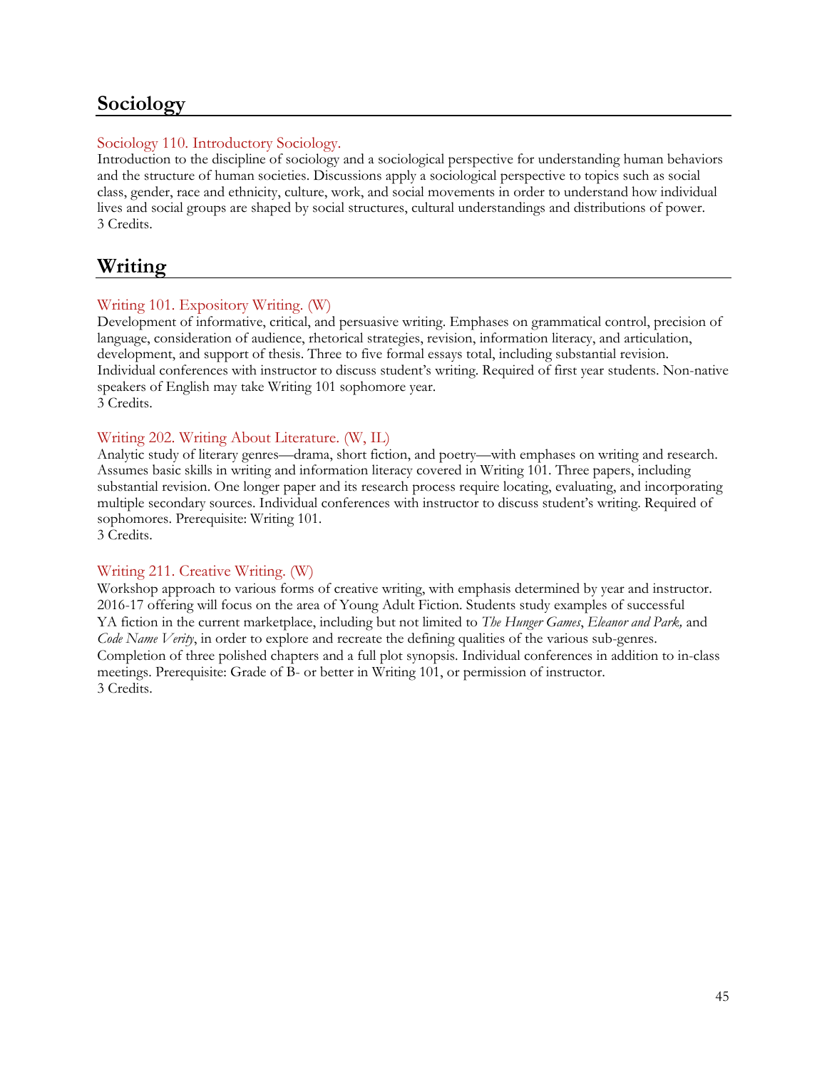## Sociology

### Sociology 110. Introductory Sociology.

Introduction to the discipline of sociology and a sociological perspective for understanding human behaviors and the structure of human societies. Discussions apply a sociological perspective to topics such as social class, gender, race and ethnicity, culture, work, and social movements in order to understand how individual lives and social groups are shaped by social structures, cultural understandings and distributions of power.
3 Credits.

## Writing

### Writing 101. Expository Writing. (W)

Development of informative, critical, and persuasive writing. Emphases on grammatical control, precision of language, consideration of audience, rhetorical strategies, revision, information literacy, and articulation, development, and support of thesis. Three to five formal essays total, including substantial revision. Individual conferences with instructor to discuss student's writing. Required of first year students. Non-native speakers of English may take Writing 101 sophomore year.
3 Credits.

### Writing 202. Writing About Literature. (W, IL)

Analytic study of literary genres—drama, short fiction, and poetry—with emphases on writing and research. Assumes basic skills in writing and information literacy covered in Writing 101. Three papers, including substantial revision. One longer paper and its research process require locating, evaluating, and incorporating multiple secondary sources. Individual conferences with instructor to discuss student's writing. Required of sophomores. Prerequisite: Writing 101.
3 Credits.

### Writing 211. Creative Writing. (W)

Workshop approach to various forms of creative writing, with emphasis determined by year and instructor. 2016-17 offering will focus on the area of Young Adult Fiction. Students study examples of successful YA fiction in the current marketplace, including but not limited to *The Hunger Games*, *Eleanor and Park,* and *Code Name Verity*, in order to explore and recreate the defining qualities of the various sub-genres. Completion of three polished chapters and a full plot synopsis. Individual conferences in addition to in-class meetings. Prerequisite: Grade of B- or better in Writing 101, or permission of instructor.
3 Credits.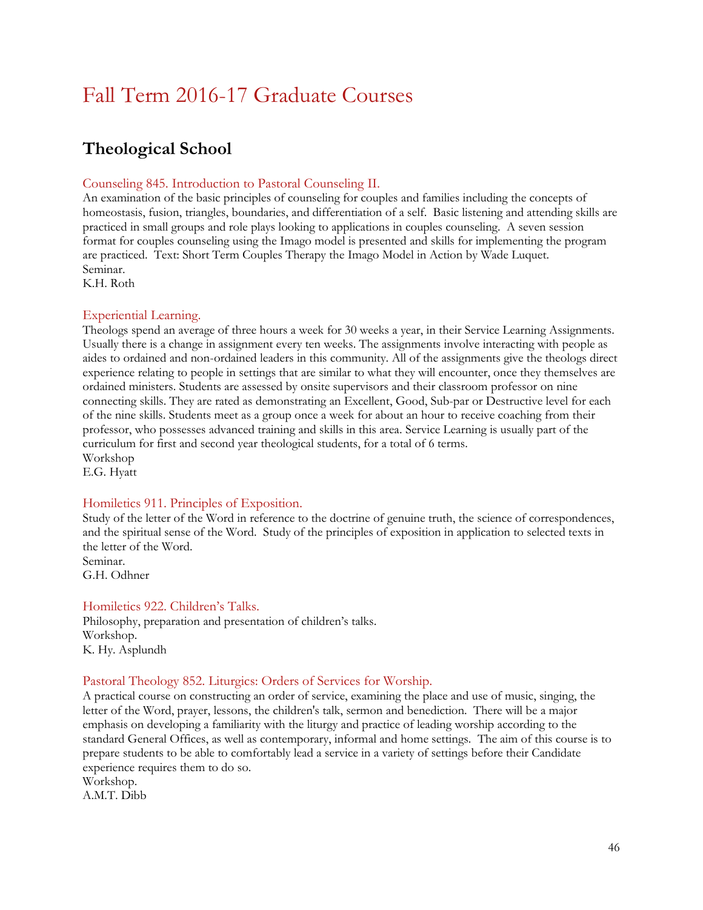# Fall Term 2016-17 Graduate Courses

## Theological School

### Counseling 845. Introduction to Pastoral Counseling II.

An examination of the basic principles of counseling for couples and families including the concepts of homeostasis, fusion, triangles, boundaries, and differentiation of a self. Basic listening and attending skills are practiced in small groups and role plays looking to applications in couples counseling. A seven session format for couples counseling using the Imago model is presented and skills for implementing the program are practiced. Text: Short Term Couples Therapy the Imago Model in Action by Wade Luquet.
Seminar.
K.H. Roth

### Experiential Learning.

Theologs spend an average of three hours a week for 30 weeks a year, in their Service Learning Assignments. Usually there is a change in assignment every ten weeks. The assignments involve interacting with people as aides to ordained and non-ordained leaders in this community. All of the assignments give the theologs direct experience relating to people in settings that are similar to what they will encounter, once they themselves are ordained ministers. Students are assessed by onsite supervisors and their classroom professor on nine connecting skills. They are rated as demonstrating an Excellent, Good, Sub-par or Destructive level for each of the nine skills. Students meet as a group once a week for about an hour to receive coaching from their professor, who possesses advanced training and skills in this area. Service Learning is usually part of the curriculum for first and second year theological students, for a total of 6 terms.
Workshop
E.G. Hyatt

### Homiletics 911. Principles of Exposition.

Study of the letter of the Word in reference to the doctrine of genuine truth, the science of correspondences, and the spiritual sense of the Word. Study of the principles of exposition in application to selected texts in the letter of the Word.
Seminar.
G.H. Odhner

### Homiletics 922. Children's Talks.

Philosophy, preparation and presentation of children's talks.
Workshop.
K. Hy. Asplundh

### Pastoral Theology 852. Liturgics: Orders of Services for Worship.

A practical course on constructing an order of service, examining the place and use of music, singing, the letter of the Word, prayer, lessons, the children's talk, sermon and benediction. There will be a major emphasis on developing a familiarity with the liturgy and practice of leading worship according to the standard General Offices, as well as contemporary, informal and home settings. The aim of this course is to prepare students to be able to comfortably lead a service in a variety of settings before their Candidate experience requires them to do so.
Workshop.
A.M.T. Dibb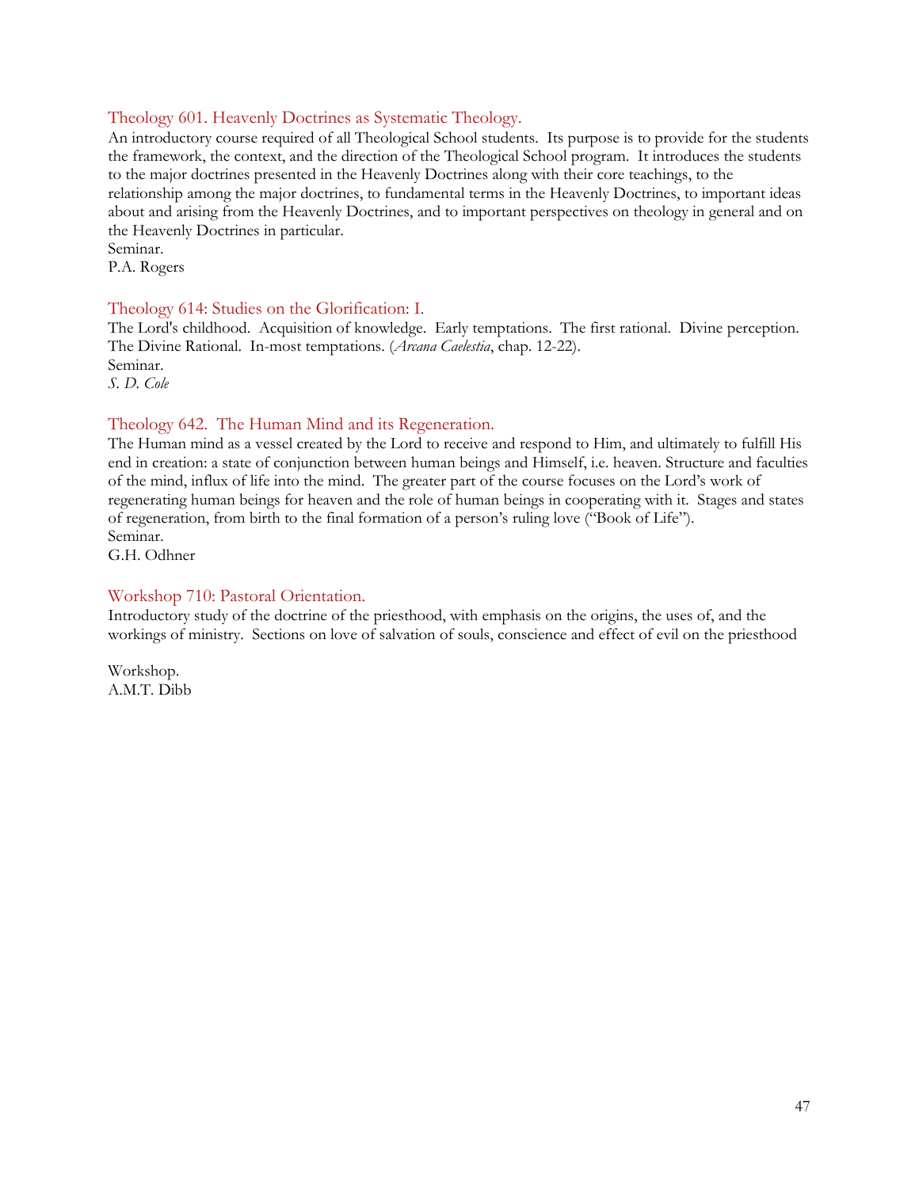### Theology 601. Heavenly Doctrines as Systematic Theology.

An introductory course required of all Theological School students. Its purpose is to provide for the students the framework, the context, and the direction of the Theological School program. It introduces the students to the major doctrines presented in the Heavenly Doctrines along with their core teachings, to the relationship among the major doctrines, to fundamental terms in the Heavenly Doctrines, to important ideas about and arising from the Heavenly Doctrines, and to important perspectives on theology in general and on the Heavenly Doctrines in particular.
Seminar.
P.A. Rogers

### Theology 614: Studies on the Glorification: I.

The Lord's childhood. Acquisition of knowledge. Early temptations. The first rational. Divine perception. The Divine Rational. In-most temptations. (*Arcana Caelestia*, chap. 12-22).
Seminar.
*S. D. Cole*

### Theology 642. The Human Mind and its Regeneration.

The Human mind as a vessel created by the Lord to receive and respond to Him, and ultimately to fulfill His end in creation: a state of conjunction between human beings and Himself, i.e. heaven. Structure and faculties of the mind, influx of life into the mind. The greater part of the course focuses on the Lord's work of regenerating human beings for heaven and the role of human beings in cooperating with it. Stages and states of regeneration, from birth to the final formation of a person's ruling love ("Book of Life").
Seminar.
G.H. Odhner

### Workshop 710: Pastoral Orientation.

Introductory study of the doctrine of the priesthood, with emphasis on the origins, the uses of, and the workings of ministry. Sections on love of salvation of souls, conscience and effect of evil on the priesthood

Workshop.
A.M.T. Dibb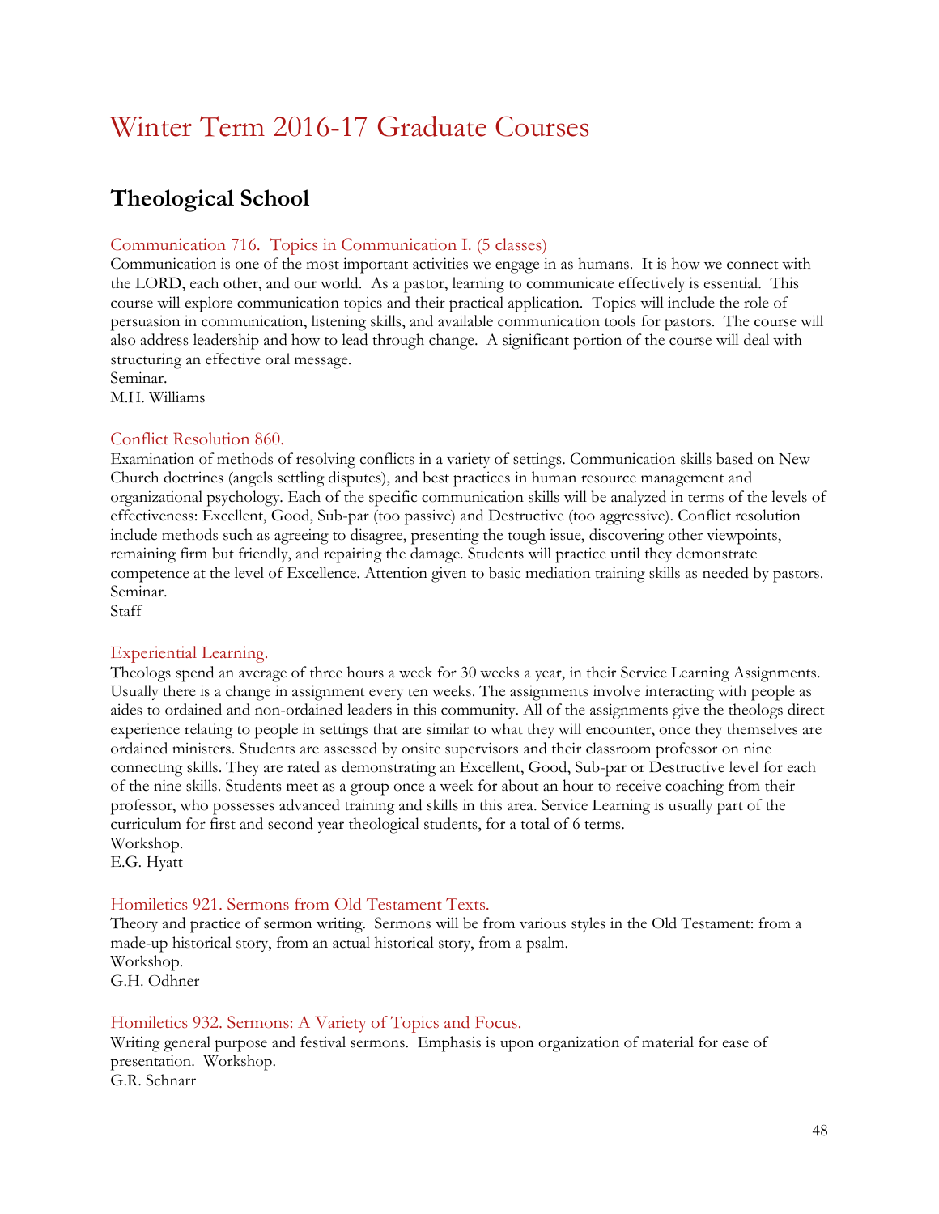# Winter Term 2016-17 Graduate Courses

## Theological School

### Communication 716. Topics in Communication I. (5 classes)

Communication is one of the most important activities we engage in as humans. It is how we connect with the LORD, each other, and our world. As a pastor, learning to communicate effectively is essential. This course will explore communication topics and their practical application. Topics will include the role of persuasion in communication, listening skills, and available communication tools for pastors. The course will also address leadership and how to lead through change. A significant portion of the course will deal with structuring an effective oral message.
Seminar.
M.H. Williams

### Conflict Resolution 860.

Examination of methods of resolving conflicts in a variety of settings. Communication skills based on New Church doctrines (angels settling disputes), and best practices in human resource management and organizational psychology. Each of the specific communication skills will be analyzed in terms of the levels of effectiveness: Excellent, Good, Sub-par (too passive) and Destructive (too aggressive). Conflict resolution include methods such as agreeing to disagree, presenting the tough issue, discovering other viewpoints, remaining firm but friendly, and repairing the damage. Students will practice until they demonstrate competence at the level of Excellence. Attention given to basic mediation training skills as needed by pastors.
Seminar.
Staff

### Experiential Learning.

Theologs spend an average of three hours a week for 30 weeks a year, in their Service Learning Assignments. Usually there is a change in assignment every ten weeks. The assignments involve interacting with people as aides to ordained and non-ordained leaders in this community. All of the assignments give the theologs direct experience relating to people in settings that are similar to what they will encounter, once they themselves are ordained ministers. Students are assessed by onsite supervisors and their classroom professor on nine connecting skills. They are rated as demonstrating an Excellent, Good, Sub-par or Destructive level for each of the nine skills. Students meet as a group once a week for about an hour to receive coaching from their professor, who possesses advanced training and skills in this area. Service Learning is usually part of the curriculum for first and second year theological students, for a total of 6 terms.
Workshop.
E.G. Hyatt

### Homiletics 921. Sermons from Old Testament Texts.

Theory and practice of sermon writing. Sermons will be from various styles in the Old Testament: from a made-up historical story, from an actual historical story, from a psalm.
Workshop.
G.H. Odhner

### Homiletics 932. Sermons: A Variety of Topics and Focus.

Writing general purpose and festival sermons. Emphasis is upon organization of material for ease of presentation. Workshop.
G.R. Schnarr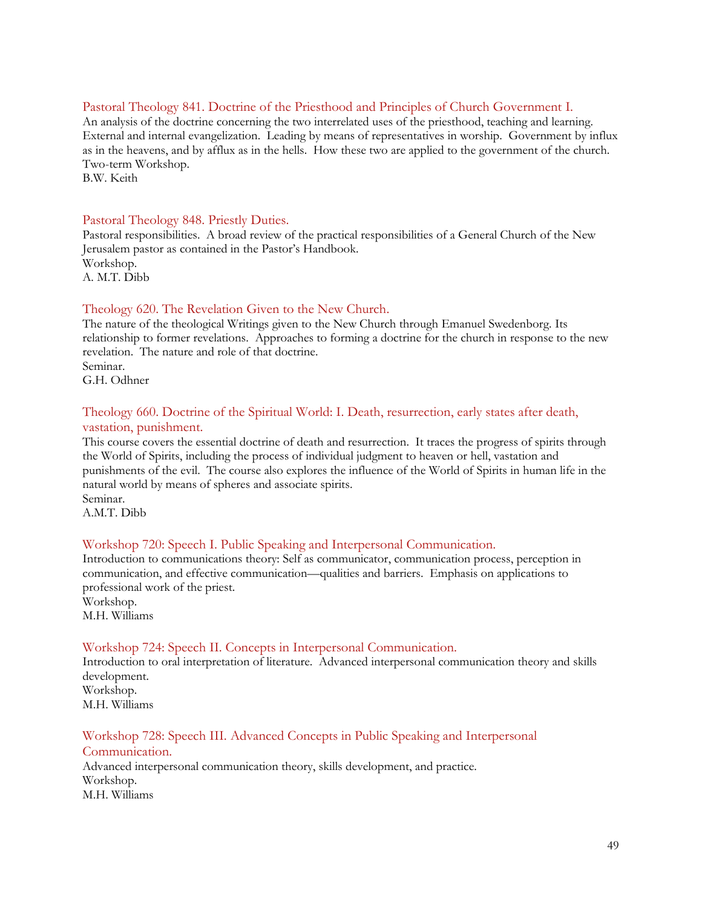### Pastoral Theology 841. Doctrine of the Priesthood and Principles of Church Government I.

An analysis of the doctrine concerning the two interrelated uses of the priesthood, teaching and learning. External and internal evangelization. Leading by means of representatives in worship. Government by influx as in the heavens, and by afflux as in the hells. How these two are applied to the government of the church.
Two-term Workshop.
B.W. Keith

### Pastoral Theology 848. Priestly Duties.

Pastoral responsibilities. A broad review of the practical responsibilities of a General Church of the New Jerusalem pastor as contained in the Pastor's Handbook.
Workshop.
A. M.T. Dibb

### Theology 620. The Revelation Given to the New Church.

The nature of the theological Writings given to the New Church through Emanuel Swedenborg. Its relationship to former revelations. Approaches to forming a doctrine for the church in response to the new revelation. The nature and role of that doctrine.
Seminar.
G.H. Odhner

### Theology 660. Doctrine of the Spiritual World: I. Death, resurrection, early states after death, vastation, punishment.

This course covers the essential doctrine of death and resurrection. It traces the progress of spirits through the World of Spirits, including the process of individual judgment to heaven or hell, vastation and punishments of the evil. The course also explores the influence of the World of Spirits in human life in the natural world by means of spheres and associate spirits.
Seminar.
A.M.T. Dibb

### Workshop 720: Speech I. Public Speaking and Interpersonal Communication.

Introduction to communications theory: Self as communicator, communication process, perception in communication, and effective communication—qualities and barriers. Emphasis on applications to professional work of the priest.
Workshop.
M.H. Williams

### Workshop 724: Speech II. Concepts in Interpersonal Communication.

Introduction to oral interpretation of literature. Advanced interpersonal communication theory and skills development.
Workshop.
M.H. Williams

### Workshop 728: Speech III. Advanced Concepts in Public Speaking and Interpersonal Communication.

Advanced interpersonal communication theory, skills development, and practice.
Workshop.
M.H. Williams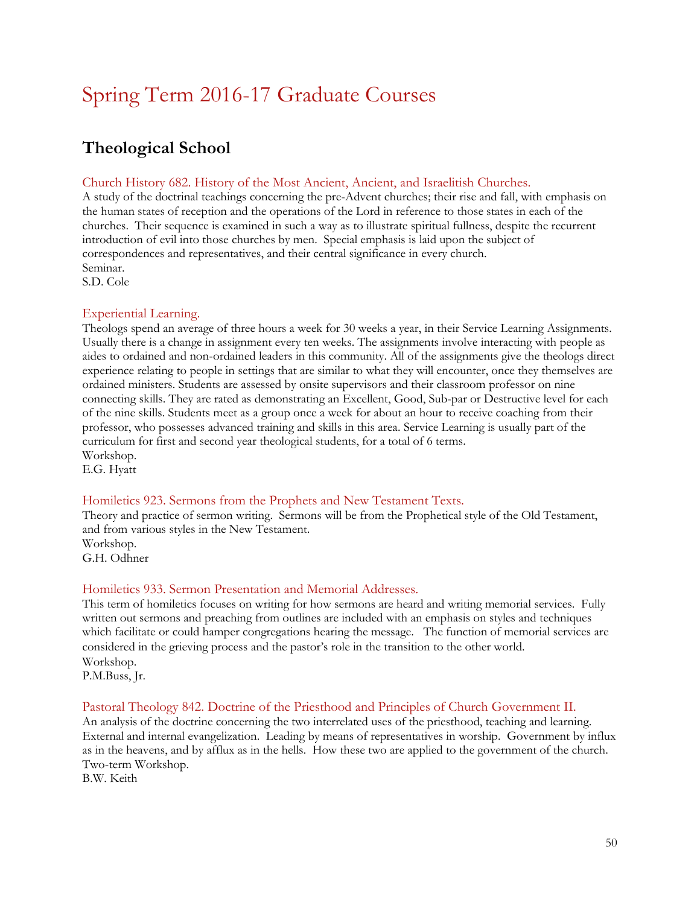# Spring Term 2016-17 Graduate Courses

## Theological School

### Church History 682. History of the Most Ancient, Ancient, and Israelitish Churches.

A study of the doctrinal teachings concerning the pre-Advent churches; their rise and fall, with emphasis on the human states of reception and the operations of the Lord in reference to those states in each of the churches. Their sequence is examined in such a way as to illustrate spiritual fullness, despite the recurrent introduction of evil into those churches by men. Special emphasis is laid upon the subject of correspondences and representatives, and their central significance in every church.
Seminar.
S.D. Cole

### Experiential Learning.

Theologs spend an average of three hours a week for 30 weeks a year, in their Service Learning Assignments. Usually there is a change in assignment every ten weeks. The assignments involve interacting with people as aides to ordained and non-ordained leaders in this community. All of the assignments give the theologs direct experience relating to people in settings that are similar to what they will encounter, once they themselves are ordained ministers. Students are assessed by onsite supervisors and their classroom professor on nine connecting skills. They are rated as demonstrating an Excellent, Good, Sub-par or Destructive level for each of the nine skills. Students meet as a group once a week for about an hour to receive coaching from their professor, who possesses advanced training and skills in this area. Service Learning is usually part of the curriculum for first and second year theological students, for a total of 6 terms.
Workshop.
E.G. Hyatt

### Homiletics 923. Sermons from the Prophets and New Testament Texts.

Theory and practice of sermon writing. Sermons will be from the Prophetical style of the Old Testament, and from various styles in the New Testament.
Workshop.
G.H. Odhner

### Homiletics 933. Sermon Presentation and Memorial Addresses.

This term of homiletics focuses on writing for how sermons are heard and writing memorial services. Fully written out sermons and preaching from outlines are included with an emphasis on styles and techniques which facilitate or could hamper congregations hearing the message. The function of memorial services are considered in the grieving process and the pastor's role in the transition to the other world.
Workshop.
P.M.Buss, Jr.

### Pastoral Theology 842. Doctrine of the Priesthood and Principles of Church Government II.

An analysis of the doctrine concerning the two interrelated uses of the priesthood, teaching and learning. External and internal evangelization. Leading by means of representatives in worship. Government by influx as in the heavens, and by afflux as in the hells. How these two are applied to the government of the church.
Two-term Workshop.
B.W. Keith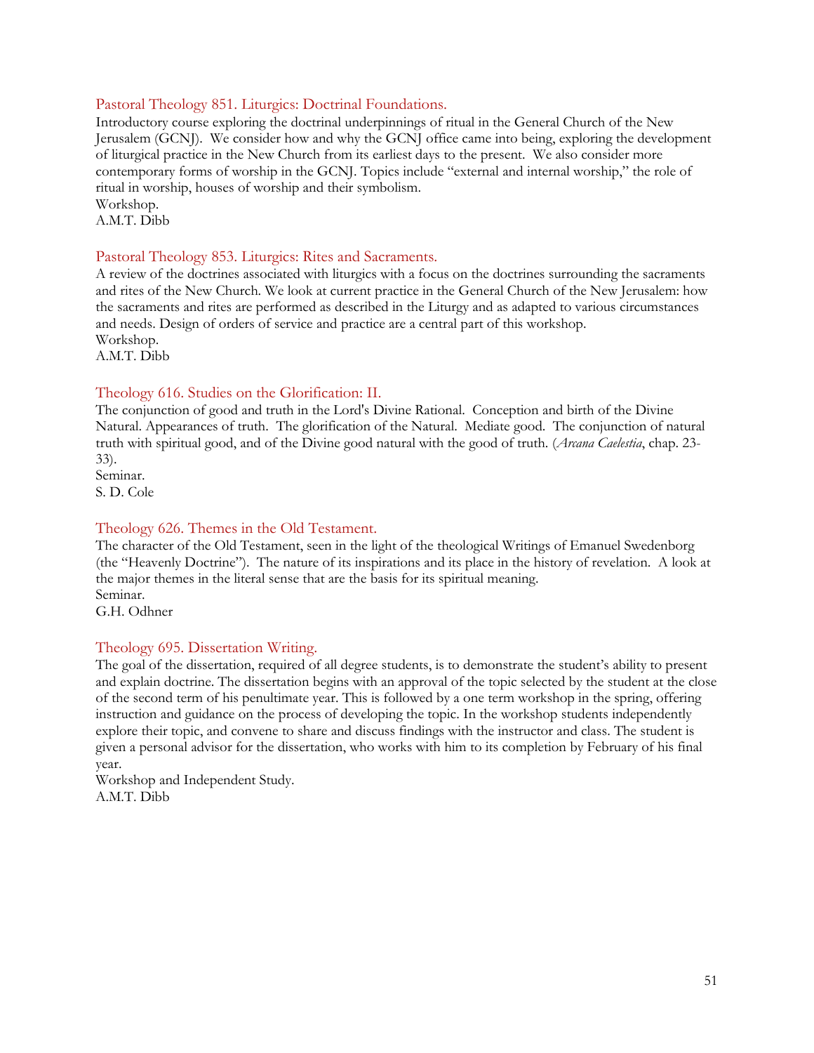### Pastoral Theology 851. Liturgics: Doctrinal Foundations.

Introductory course exploring the doctrinal underpinnings of ritual in the General Church of the New Jerusalem (GCNJ). We consider how and why the GCNJ office came into being, exploring the development of liturgical practice in the New Church from its earliest days to the present. We also consider more contemporary forms of worship in the GCNJ. Topics include "external and internal worship," the role of ritual in worship, houses of worship and their symbolism.
Workshop.
A.M.T. Dibb

### Pastoral Theology 853. Liturgics: Rites and Sacraments.

A review of the doctrines associated with liturgics with a focus on the doctrines surrounding the sacraments and rites of the New Church. We look at current practice in the General Church of the New Jerusalem: how the sacraments and rites are performed as described in the Liturgy and as adapted to various circumstances and needs. Design of orders of service and practice are a central part of this workshop.
Workshop.
A.M.T. Dibb

### Theology 616. Studies on the Glorification: II.

The conjunction of good and truth in the Lord's Divine Rational. Conception and birth of the Divine Natural. Appearances of truth. The glorification of the Natural. Mediate good. The conjunction of natural truth with spiritual good, and of the Divine good natural with the good of truth. (*Arcana Caelestia*, chap. 23-33).
Seminar.
S. D. Cole

### Theology 626. Themes in the Old Testament.

The character of the Old Testament, seen in the light of the theological Writings of Emanuel Swedenborg (the "Heavenly Doctrine"). The nature of its inspirations and its place in the history of revelation. A look at the major themes in the literal sense that are the basis for its spiritual meaning.
Seminar.
G.H. Odhner

### Theology 695. Dissertation Writing.

The goal of the dissertation, required of all degree students, is to demonstrate the student's ability to present and explain doctrine. The dissertation begins with an approval of the topic selected by the student at the close of the second term of his penultimate year. This is followed by a one term workshop in the spring, offering instruction and guidance on the process of developing the topic. In the workshop students independently explore their topic, and convene to share and discuss findings with the instructor and class. The student is given a personal advisor for the dissertation, who works with him to its completion by February of his final year.
Workshop and Independent Study.
A.M.T. Dibb